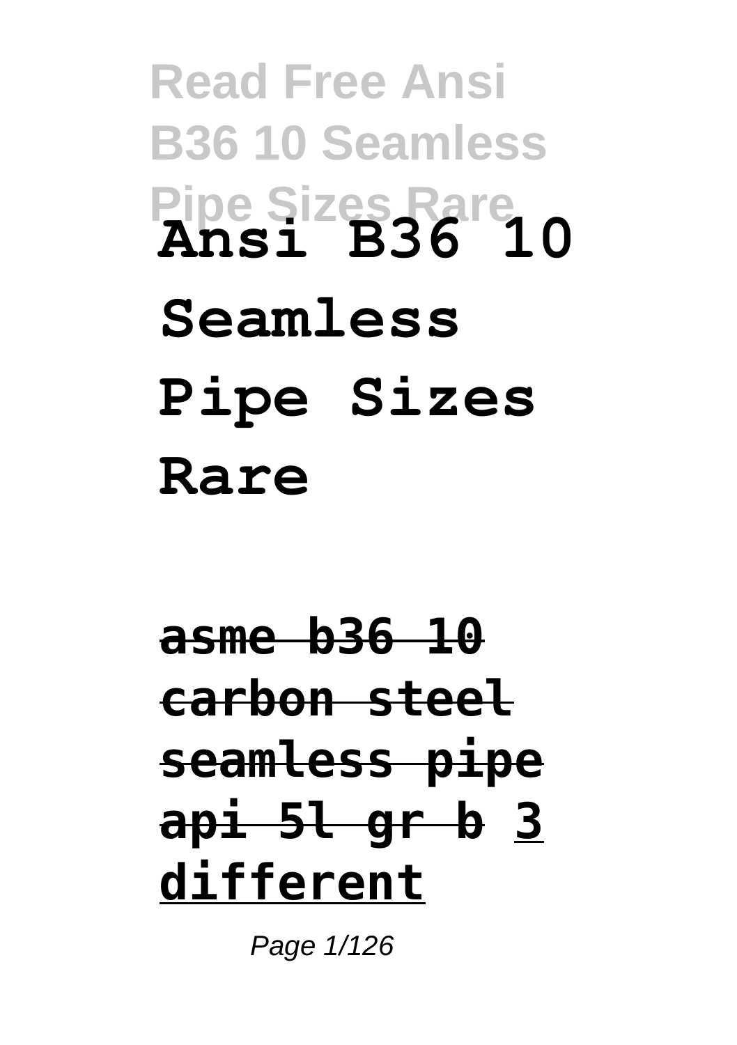# Ansi B36 10 Seamless Pipe Sizes Rare

**asme b36 10 carbon steel seamless pipe api 5l gr b** **3 different**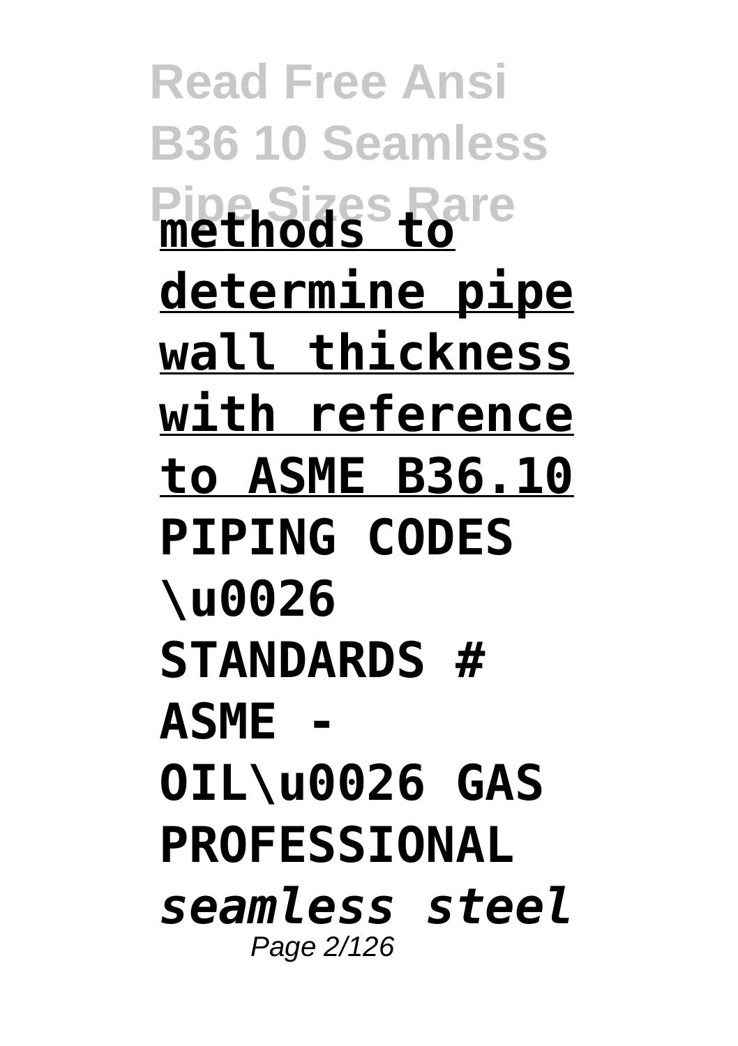**methods to determine pipe wall thickness with reference to ASME B36.10**

**PIPING CODES \u0026 STANDARDS # ASME - OIL\u0026 GAS PROFESSIONAL**

***seamless steel***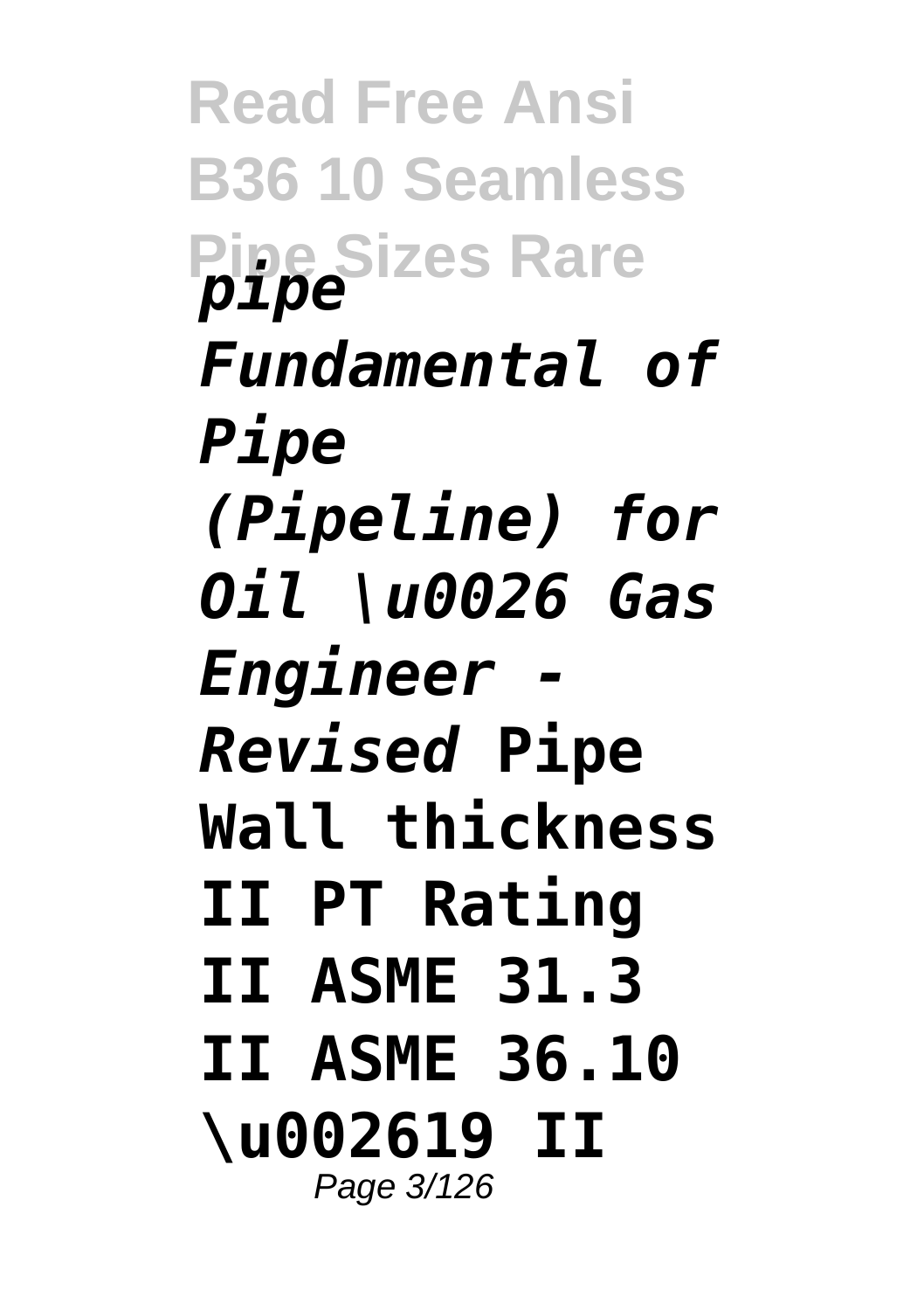*pipe* *Fundamental of Pipe (Pipeline) for Oil \u0026 Gas Engineer - Revised* **Pipe Wall thickness II PT Rating II ASME 31.3 II ASME 36.10 \u002619 II**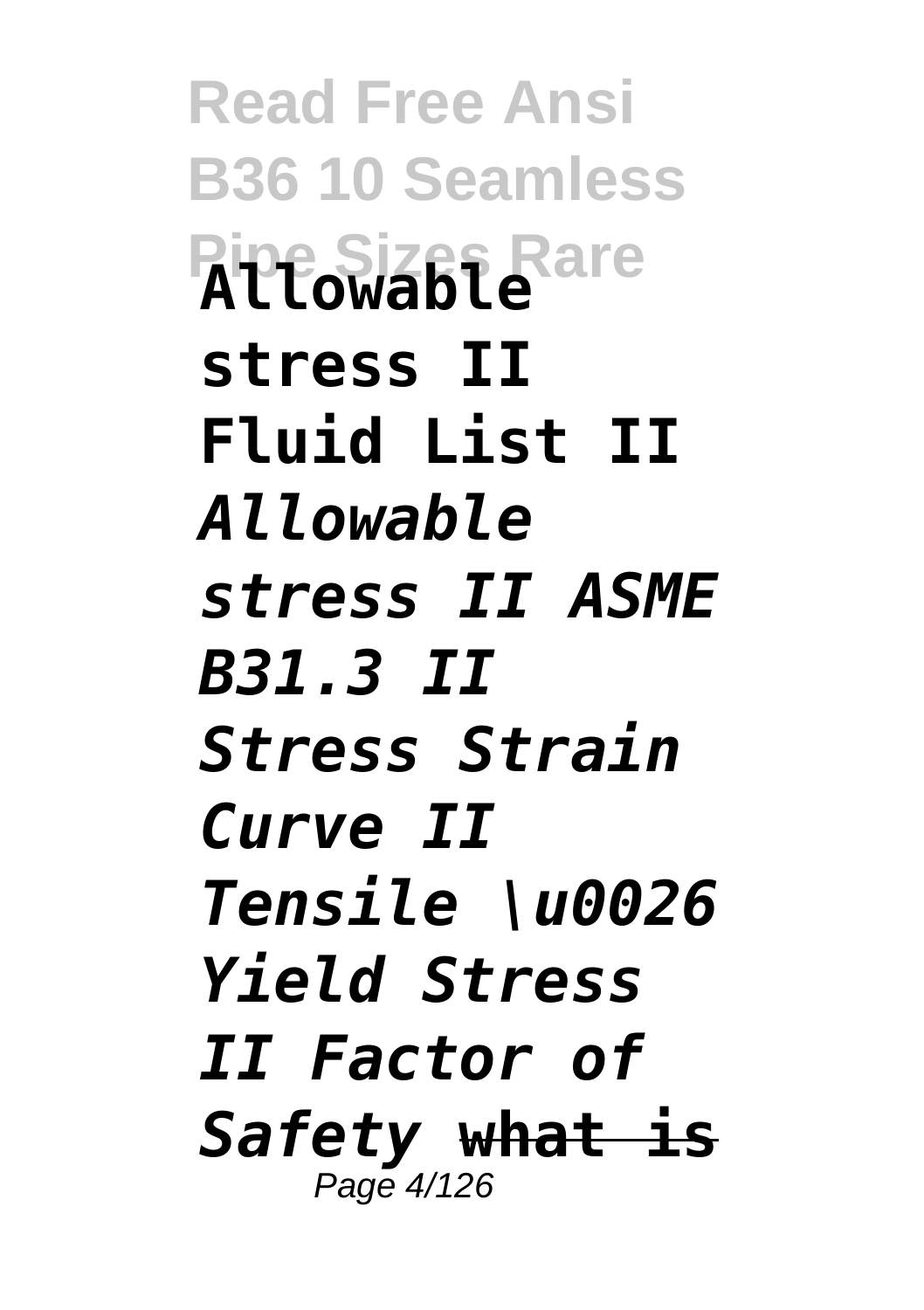**Allowable stress II Fluid List II** *Allowable stress II ASME B31.3 II Stress Strain Curve II Tensile \u0026 Yield Stress II Factor of Safety* ~~**what is**~~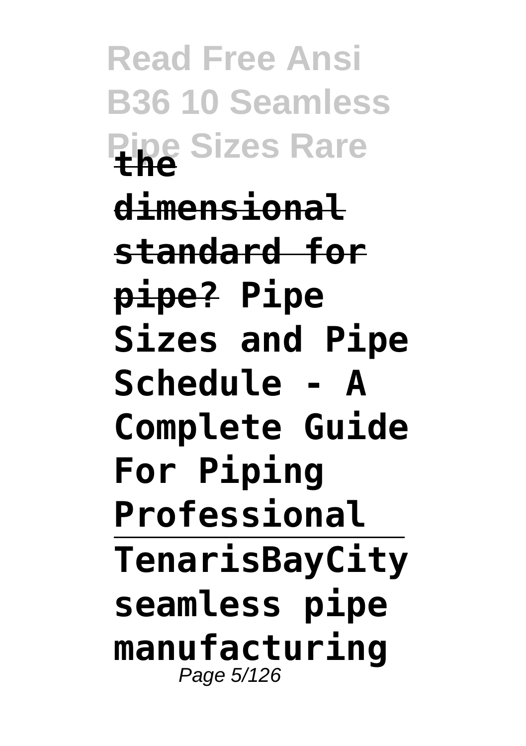**the dimensional standard for pipe? Pipe Sizes and Pipe Schedule - A Complete Guide For Piping Professional**

---

**TenarisBayCity seamless pipe manufacturing**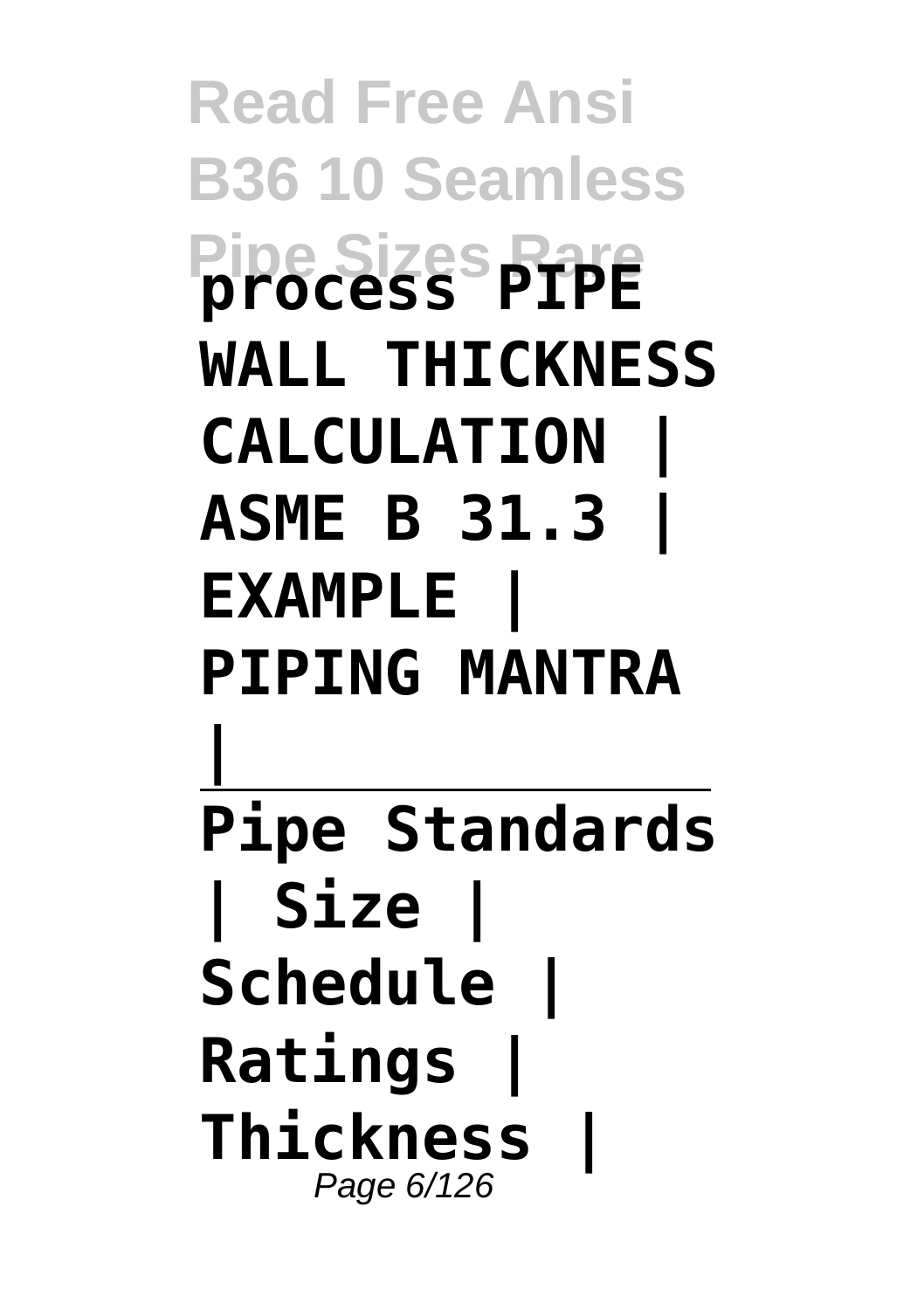**process PIPE WALL THICKNESS CALCULATION | ASME B 31.3 | EXAMPLE | PIPING MANTRA |**

---

**Pipe Standards | Size | Schedule | Ratings | Thickness |**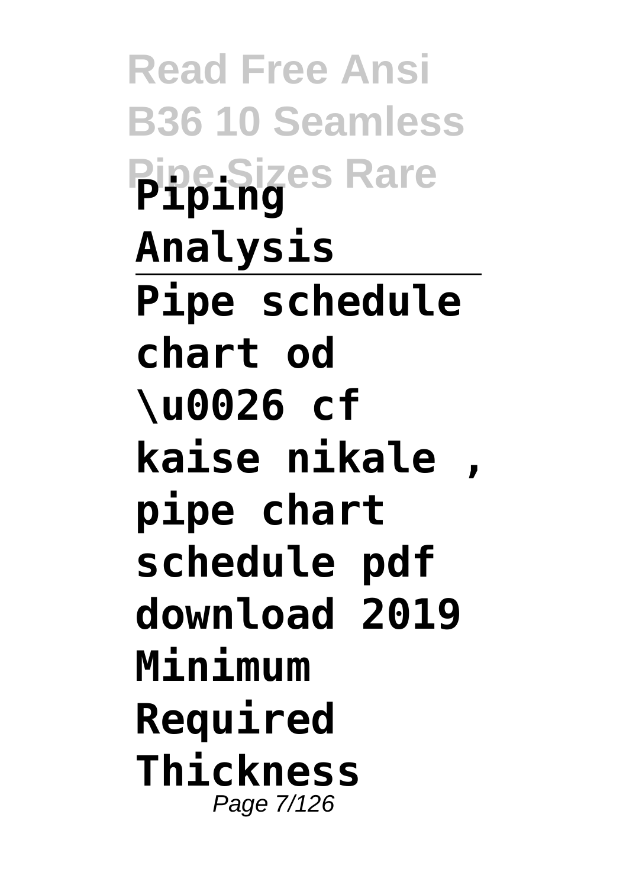**Piping Analysis**

---

**Pipe schedule chart od \u0026 cf kaise nikale , pipe chart schedule pdf download 2019 Minimum Required Thickness**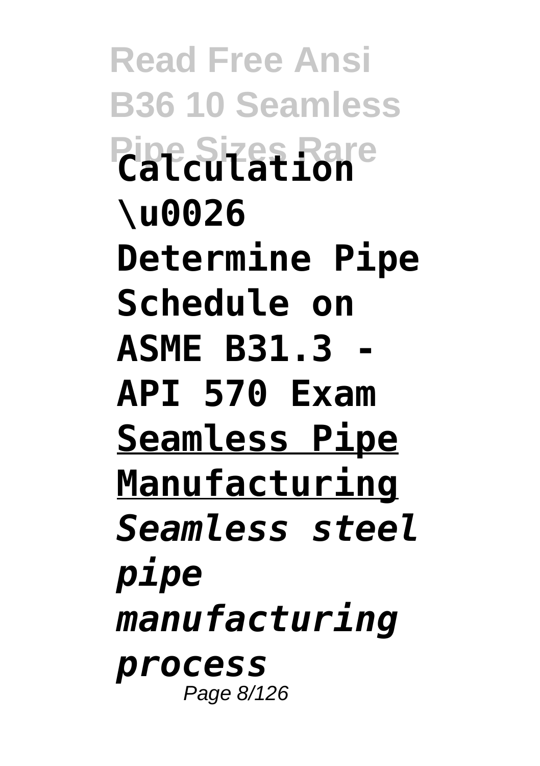**Calculation \u0026 Determine Pipe Schedule on ASME B31.3 - API 570 Exam** Seamless Pipe Manufacturing *Seamless steel pipe manufacturing process*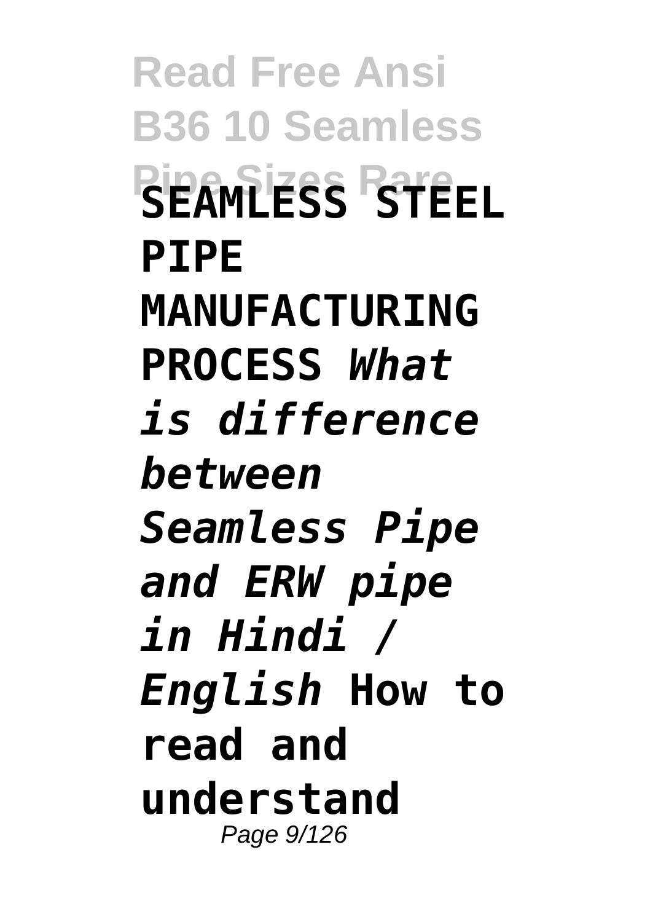**SEAMLESS STEEL PIPE MANUFACTURING PROCESS** *What is difference between Seamless Pipe and ERW pipe in Hindi / English* **How to read and understand**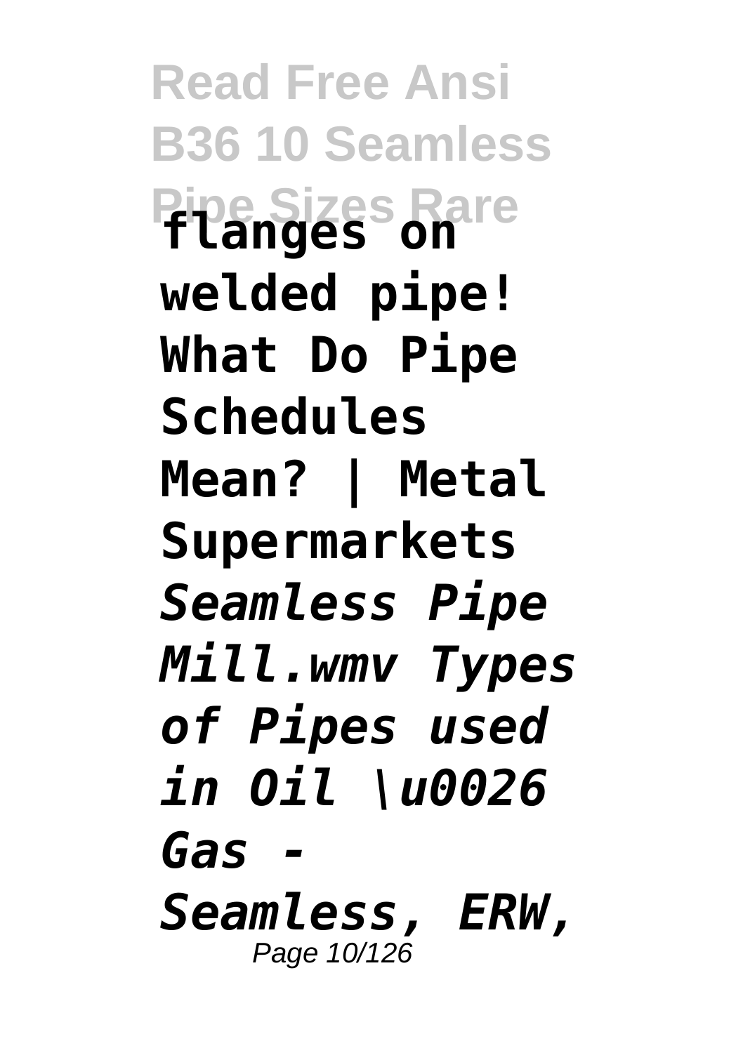**flanges on welded pipe! What Do Pipe Schedules Mean? | Metal Supermarkets** *Seamless Pipe Mill.wmv Types of Pipes used in Oil \u0026 Gas - Seamless, ERW,*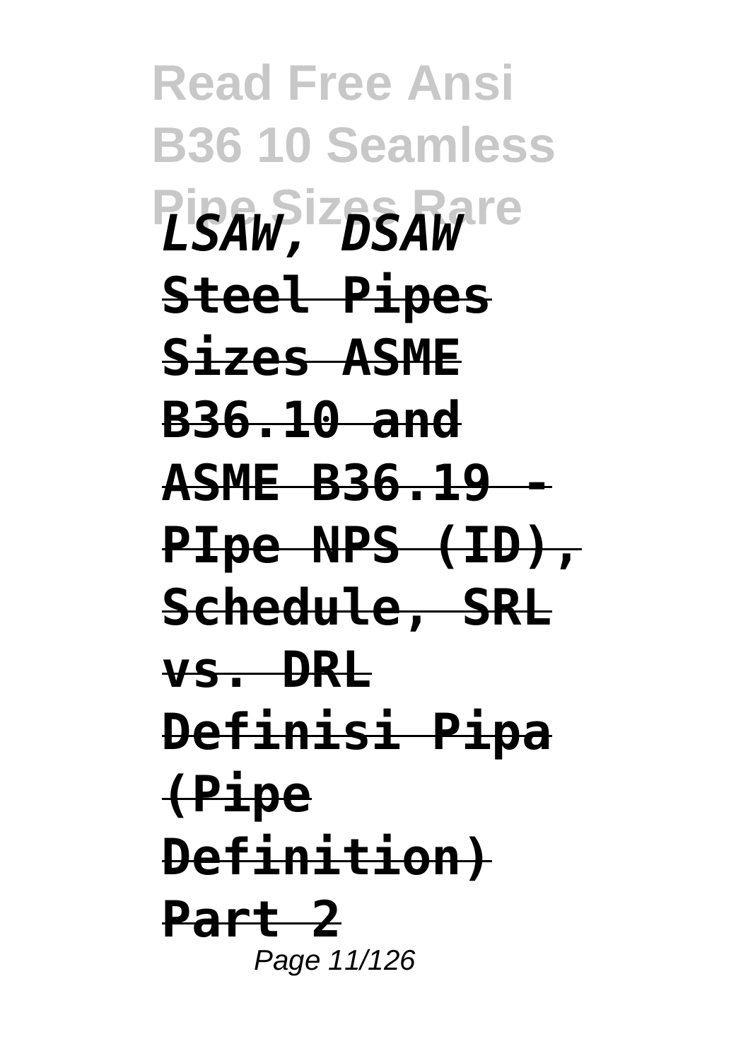*LSAW, DSAW*

**Steel Pipes Sizes ASME B36.10 and ASME B36.19 - PIpe NPS (ID), Schedule, SRL vs. DRL Definisi Pipa (Pipe Definition) Part 2**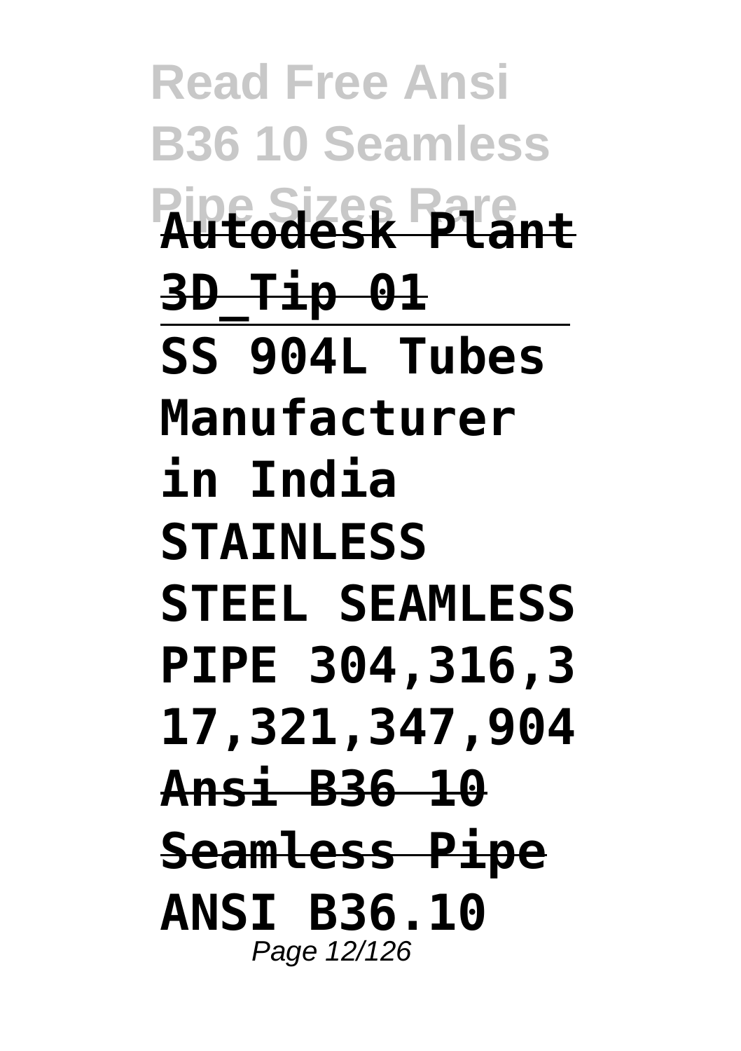**Autodesk Plant 3D_Tip 01**

---

**SS 904L Tubes Manufacturer in India STAINLESS STEEL SEAMLESS PIPE 304,316,317,321,347,904**

**~~Ansi B36 10 Seamless Pipe~~**

**ANSI B36.10**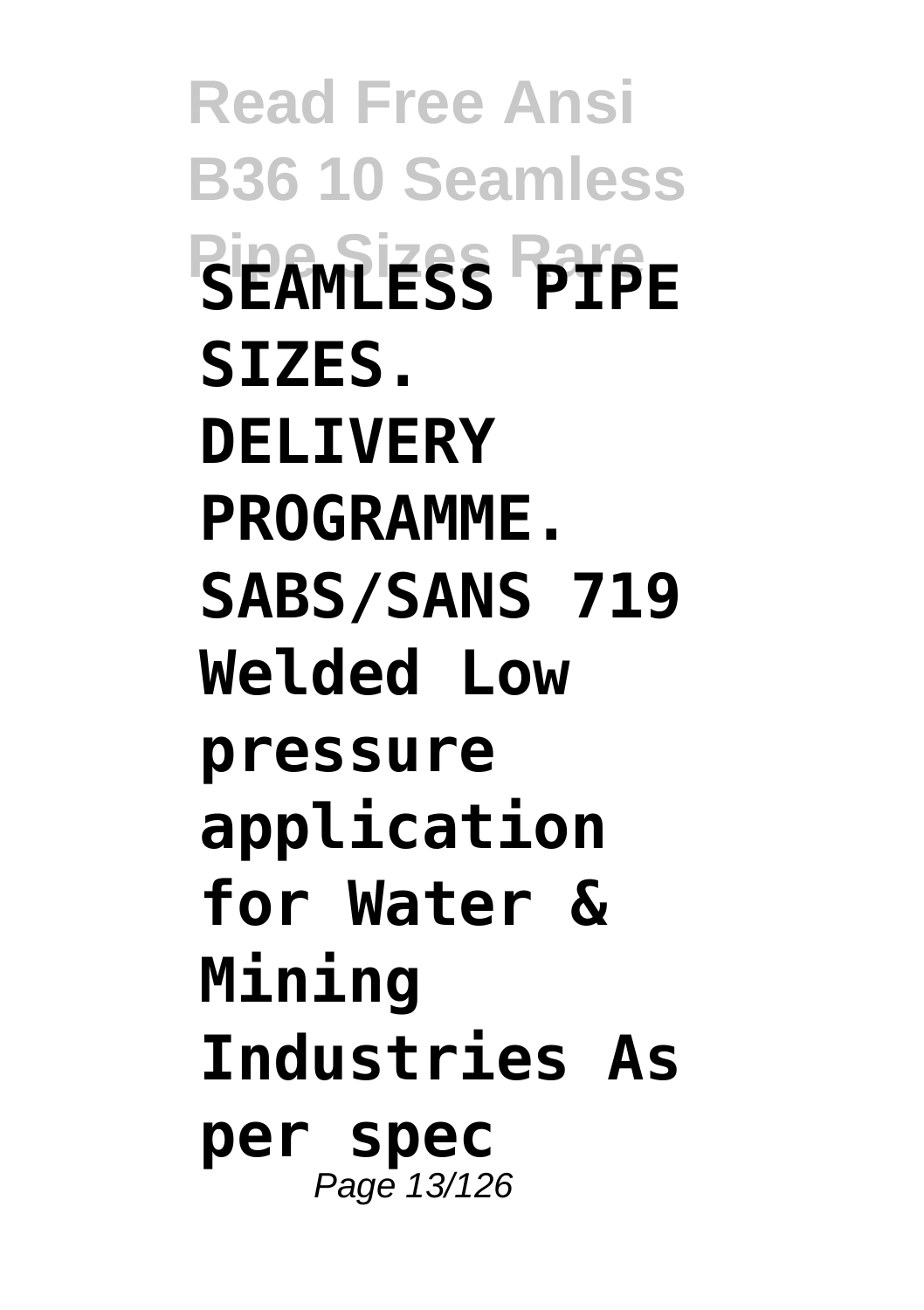**SEAMLESS PIPE SIZES. DELIVERY PROGRAMME. SABS/SANS 719 Welded Low pressure application for Water & Mining Industries As per spec**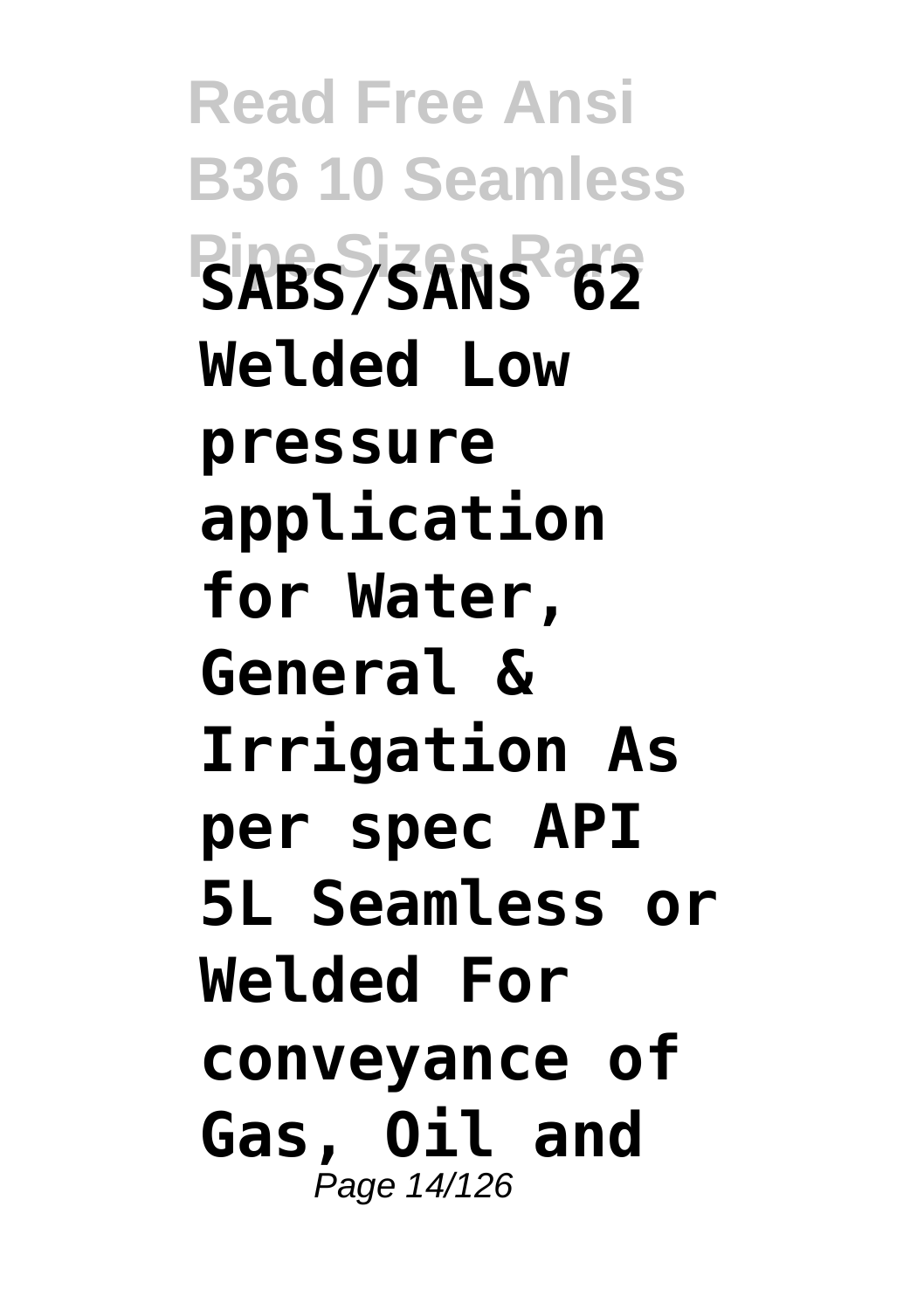**SABS/SANS 62 Welded Low pressure application for Water, General & Irrigation As per spec API 5L Seamless or Welded For conveyance of Gas, Oil and**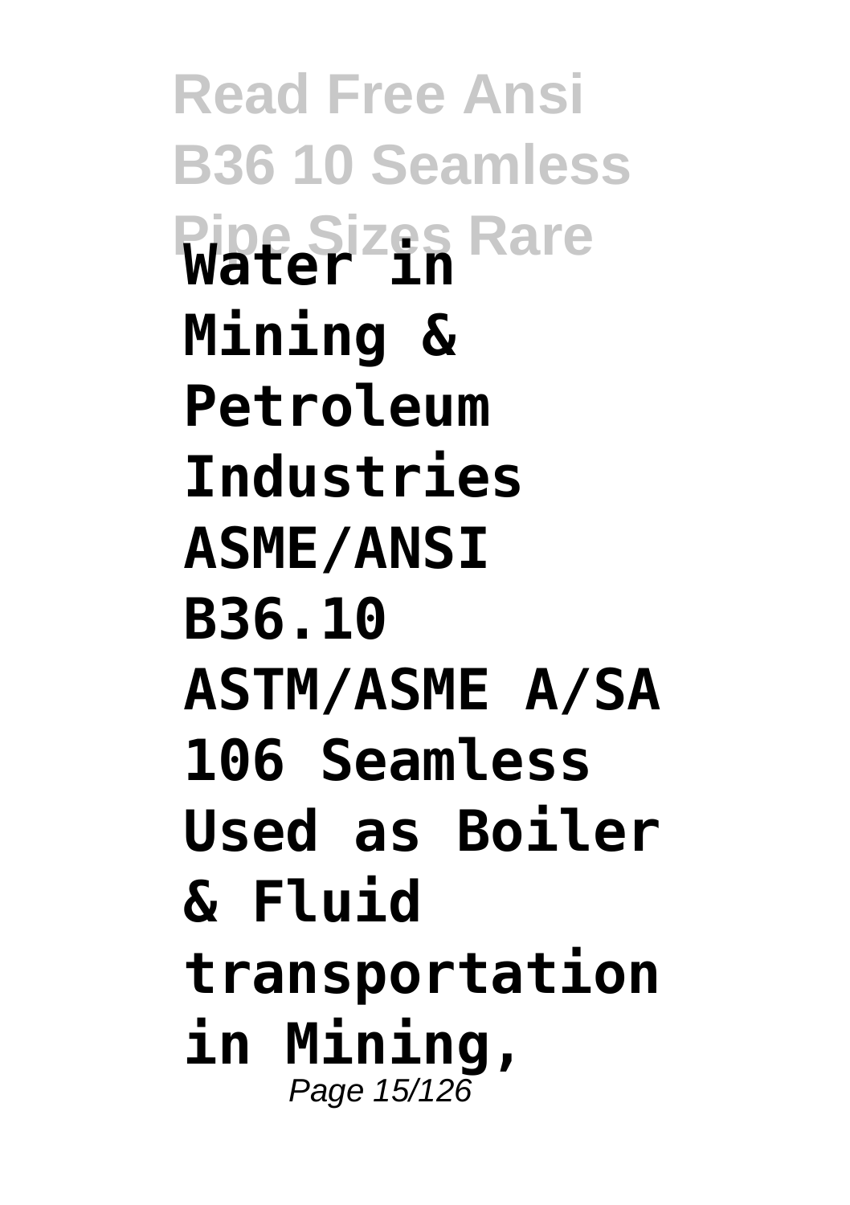**Water in Mining & Petroleum Industries ASME/ANSI B36.10 ASTM/ASME A/SA 106 Seamless Used as Boiler & Fluid transportation in Mining,**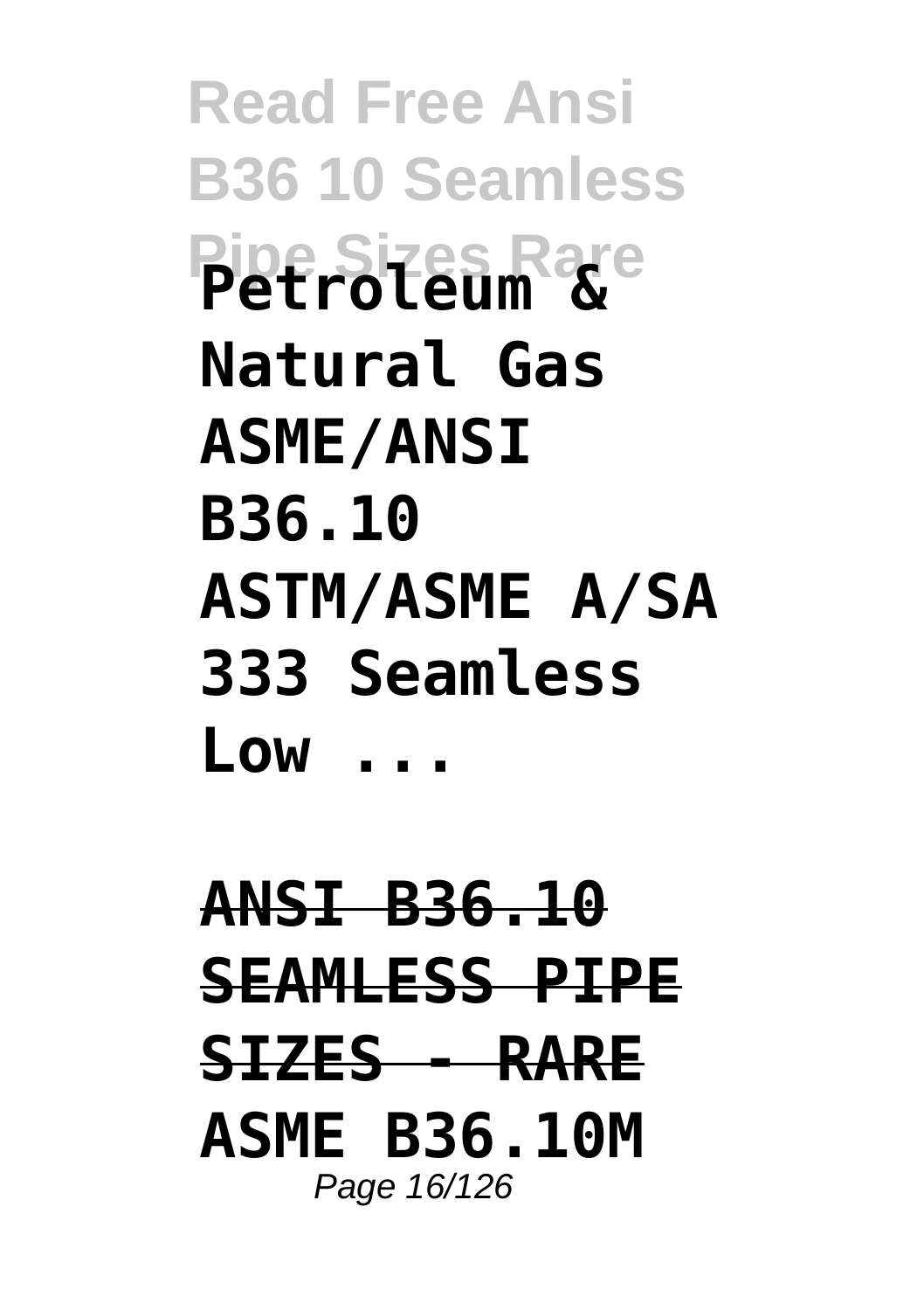**Petroleum & Natural Gas ASME/ANSI B36.10 ASTM/ASME A/SA 333 Seamless Low ...**

**ANSI B36.10 SEAMLESS PIPE SIZES - RARE**

**ASME B36.10M**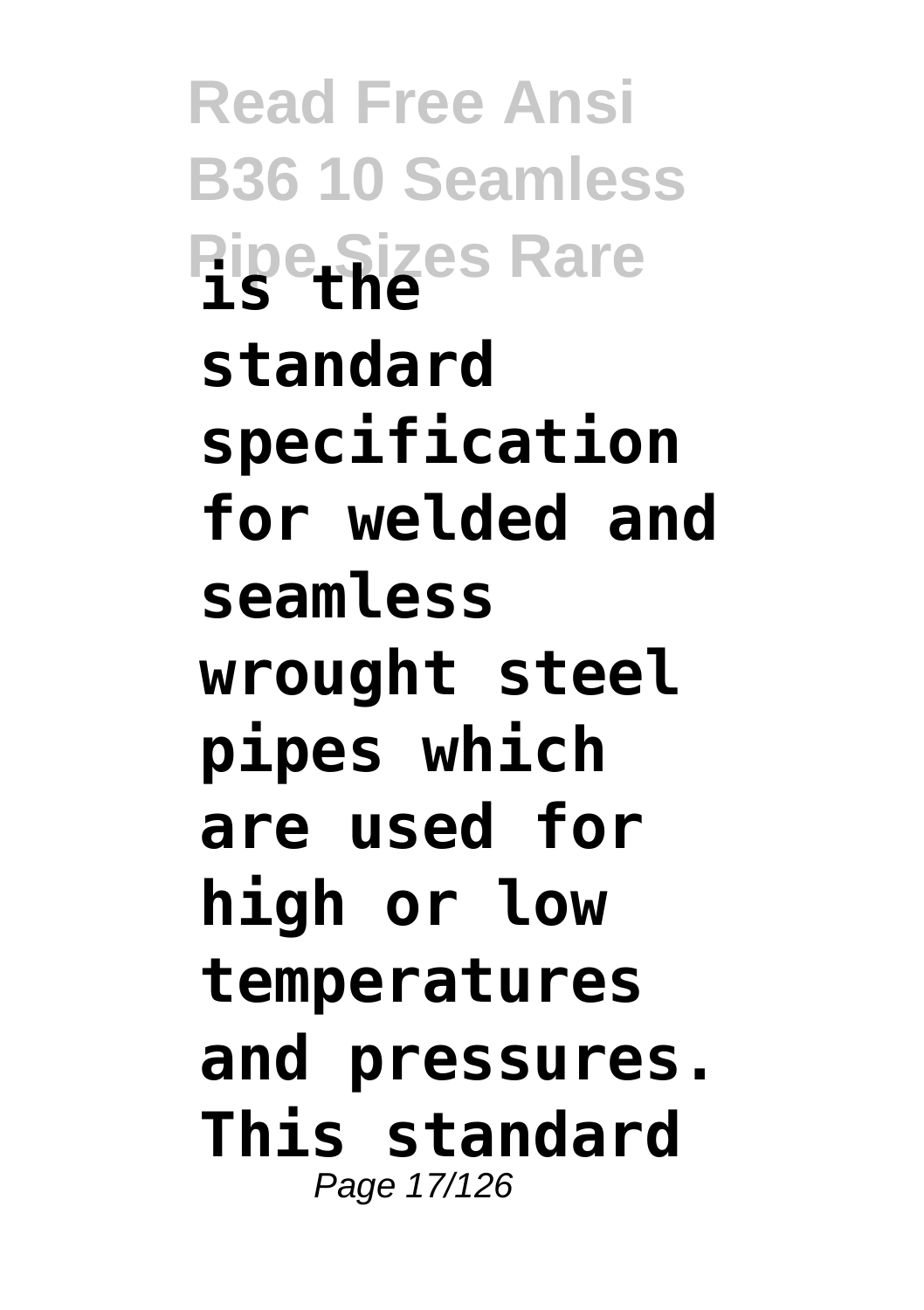**is the standard specification for welded and seamless wrought steel pipes which are used for high or low temperatures and pressures. This standard**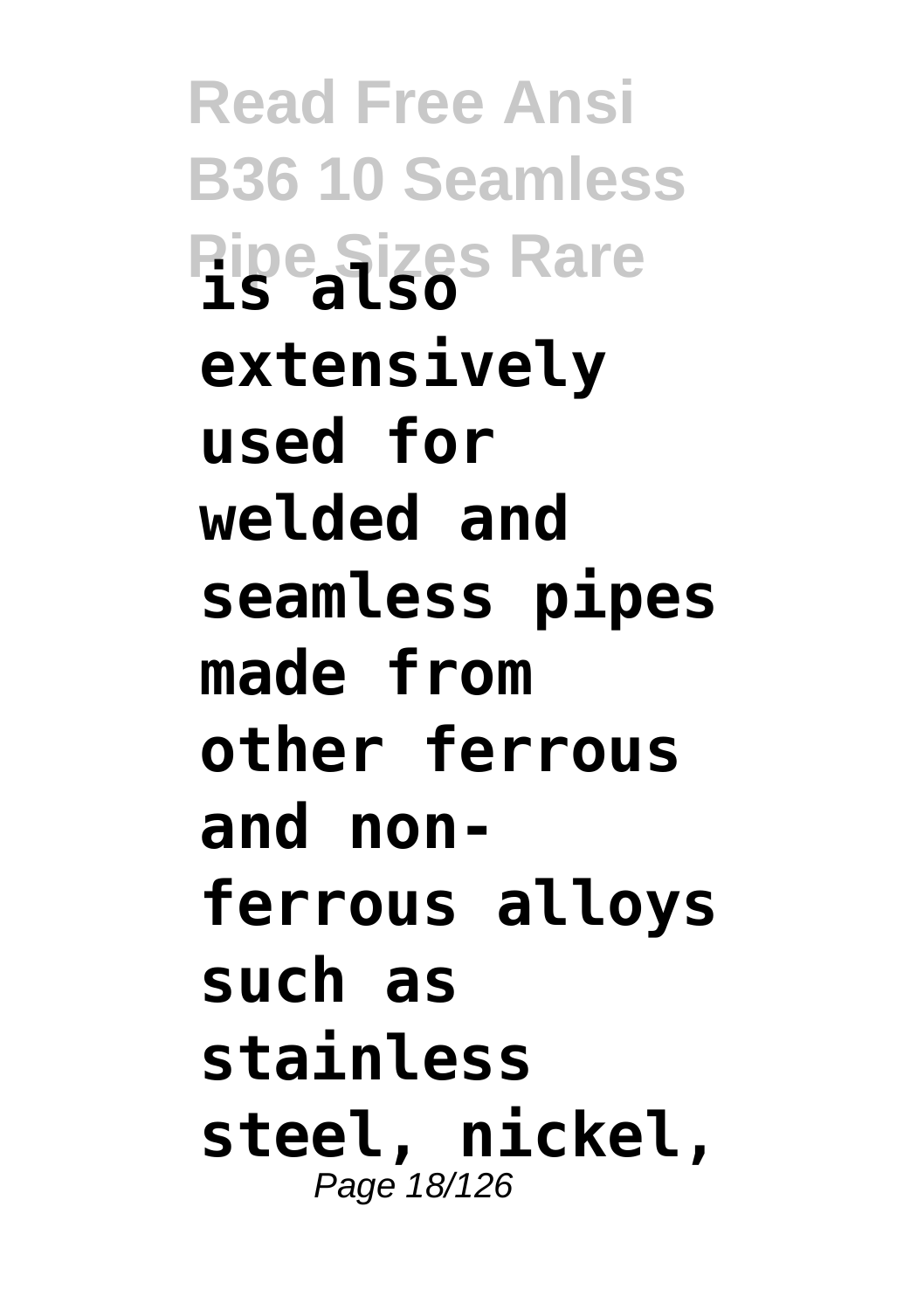**is also extensively used for welded and seamless pipes made from other ferrous and non-ferrous alloys such as stainless steel, nickel,**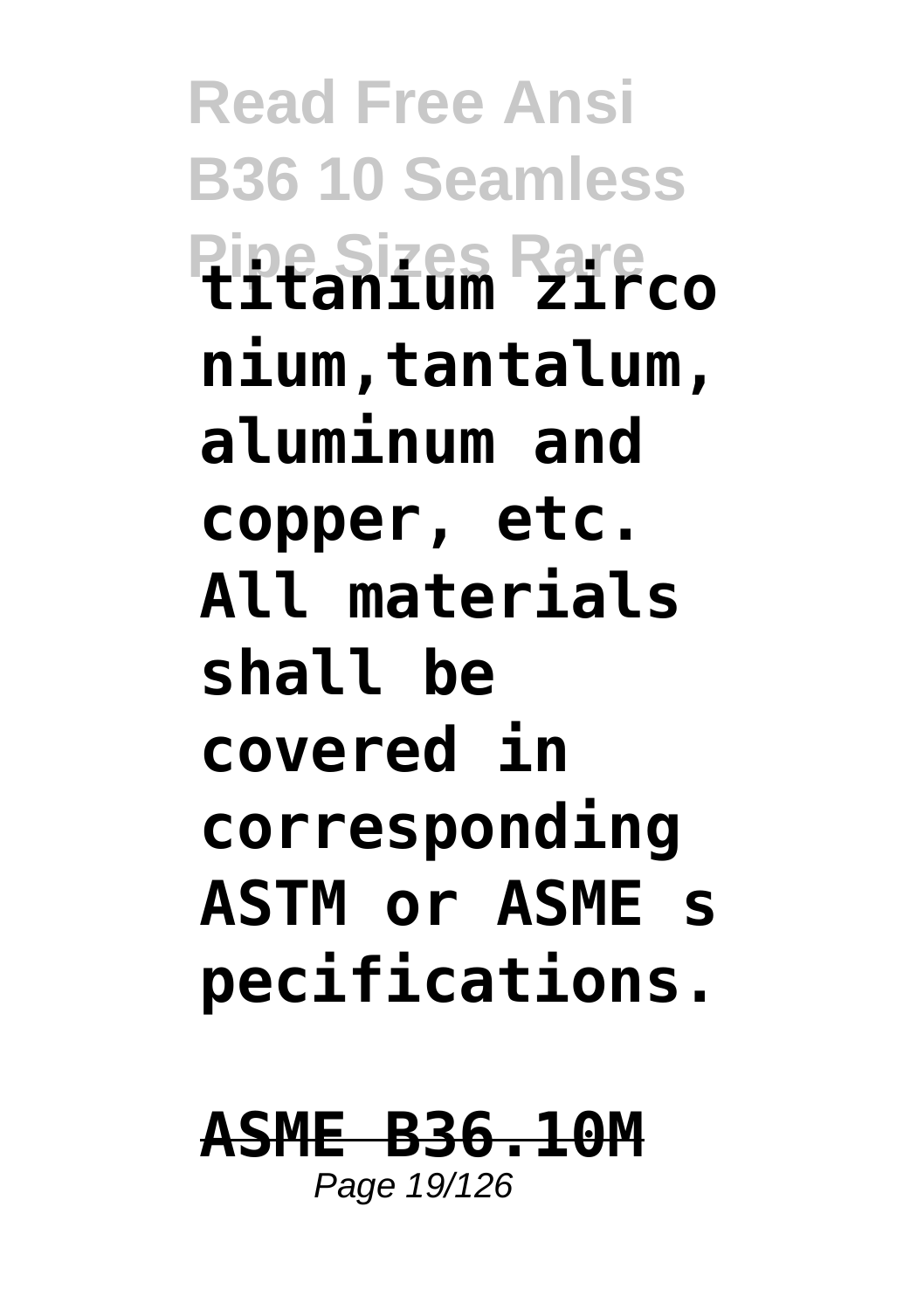**titanium zirconium,tantalum, aluminum and copper, etc. All materials shall be covered in corresponding ASTM or ASME specifications.**

**ASME B36.10M**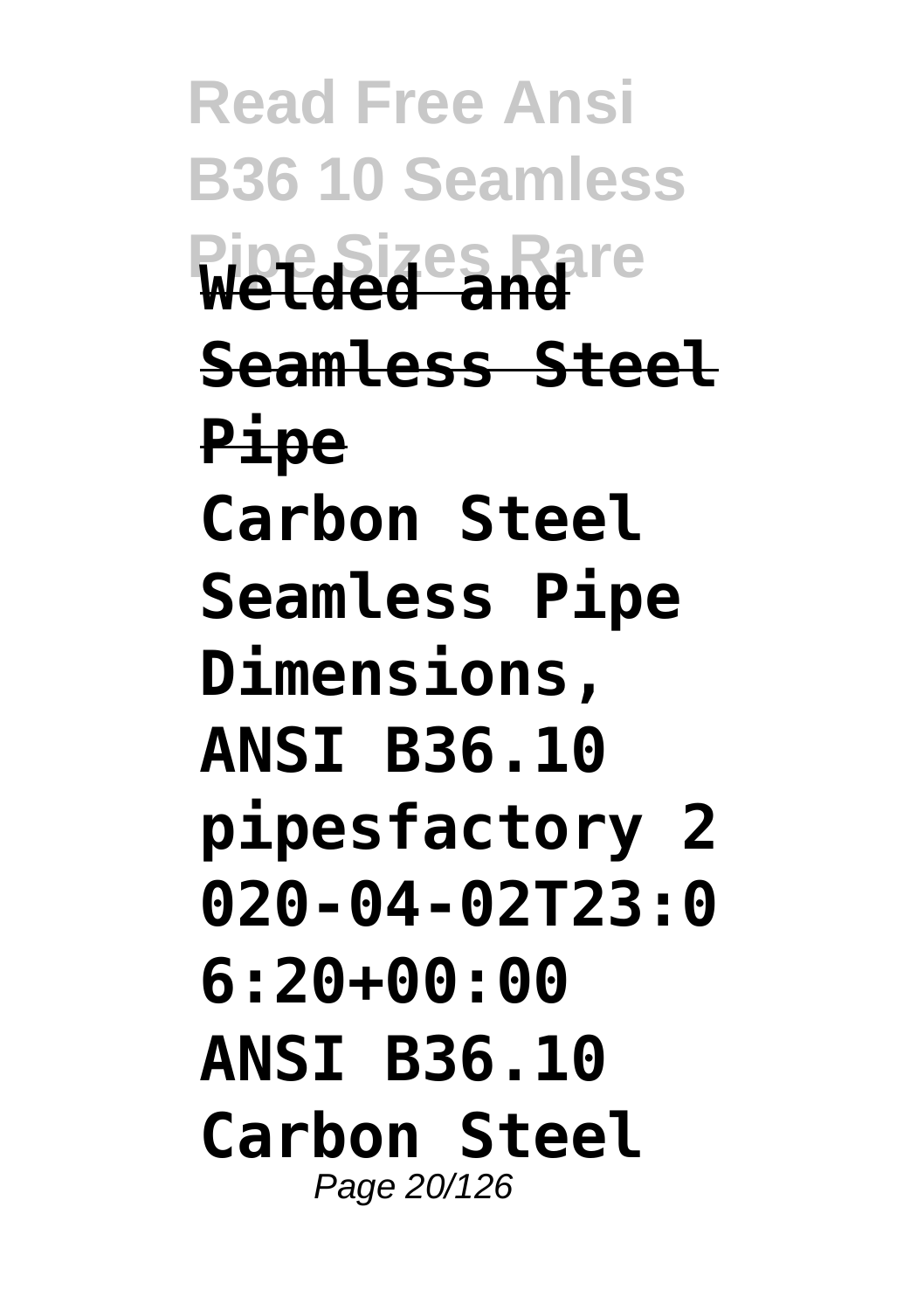**Welded and Seamless Steel Pipe**

**Carbon Steel Seamless Pipe Dimensions, ANSI B36.10 pipesfactory 2020-04-02T23:06:20+00:00 ANSI B36.10 Carbon Steel**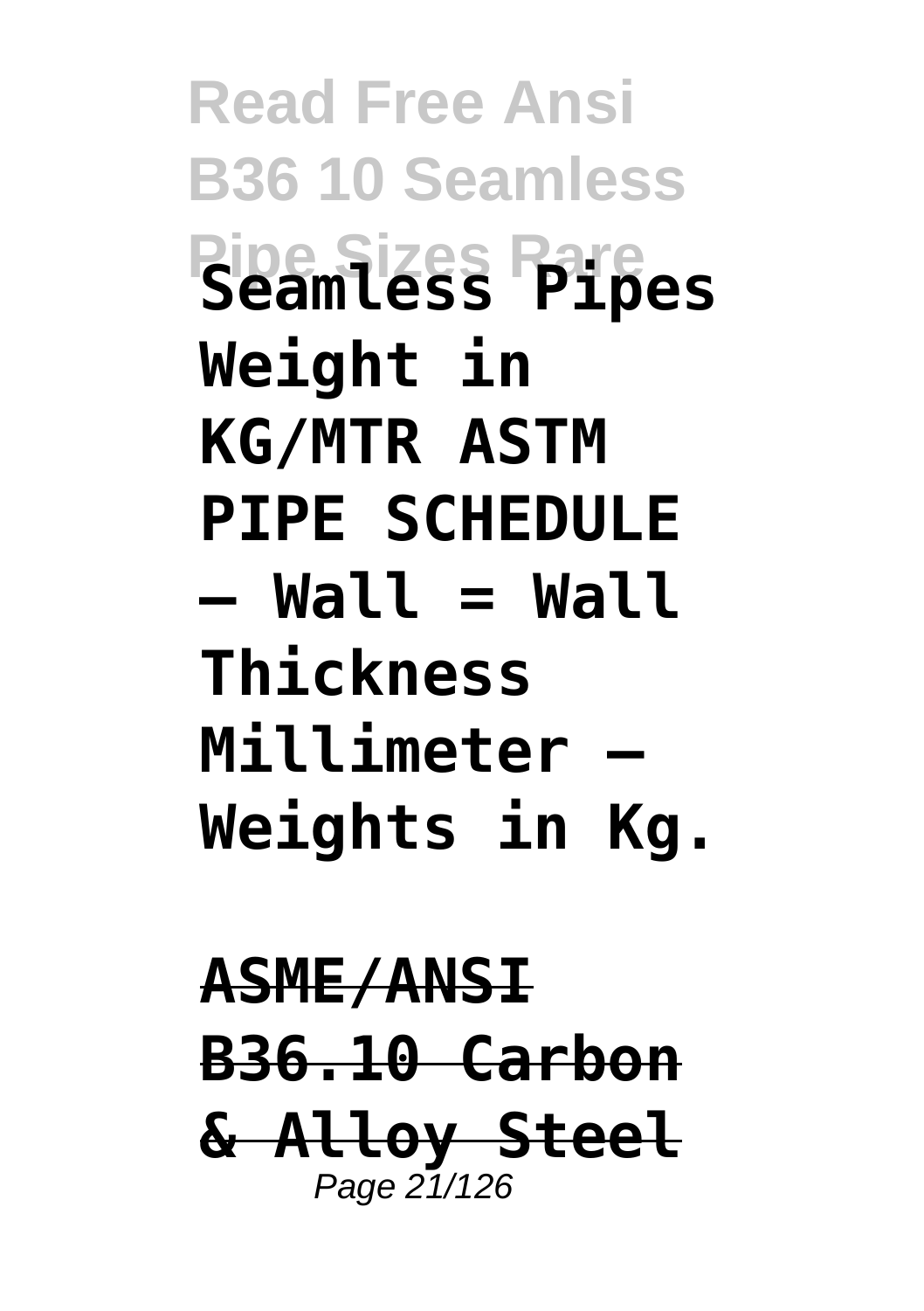**Seamless Pipes Weight in KG/MTR ASTM PIPE SCHEDULE – Wall = Wall Thickness Millimeter – Weights in Kg.**

**ASME/ANSI B36.10 Carbon & Alloy Steel**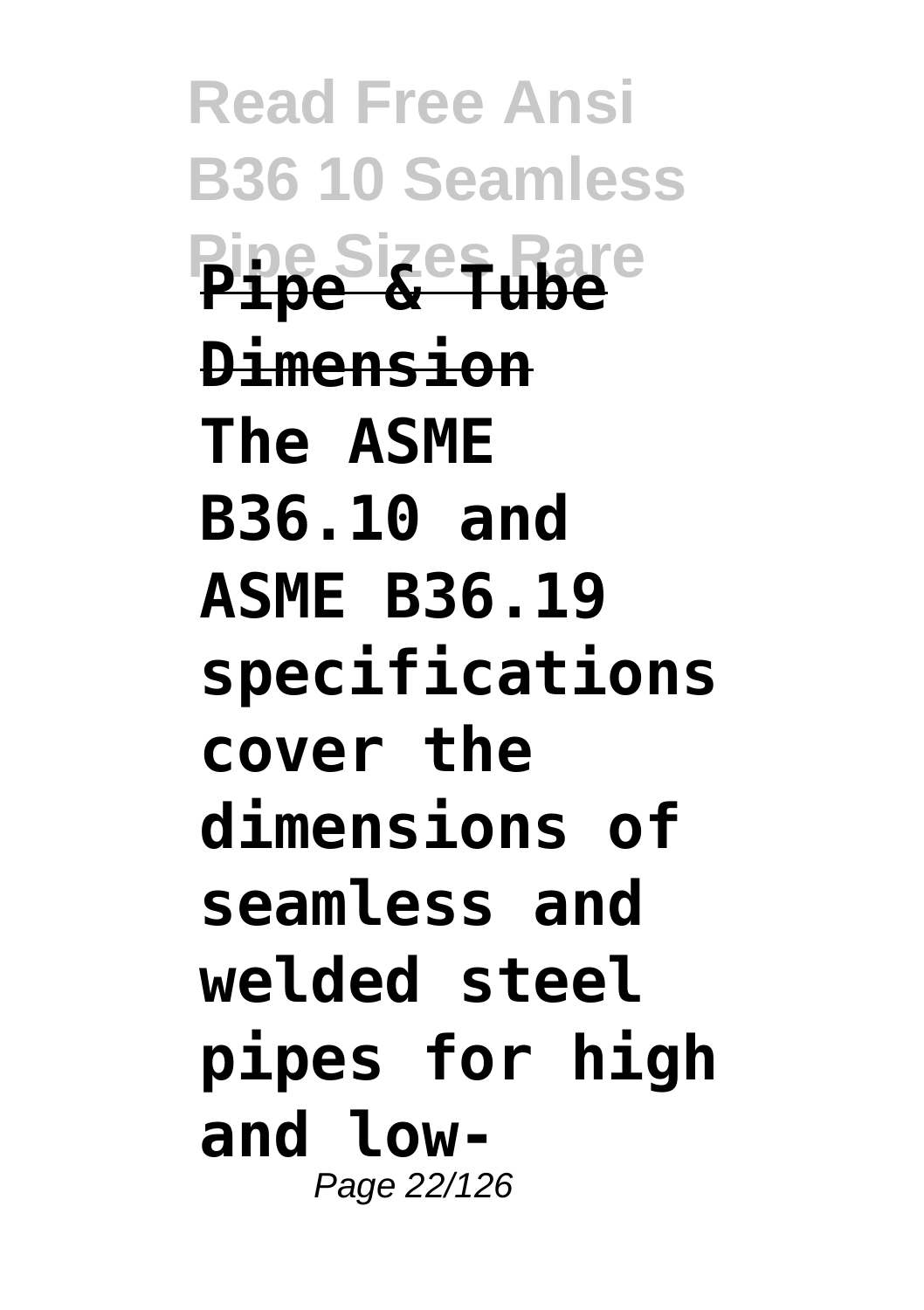**Pipe & Tube Dimension**

**The ASME B36.10 and ASME B36.19 specifications cover the dimensions of seamless and welded steel pipes for high and low-**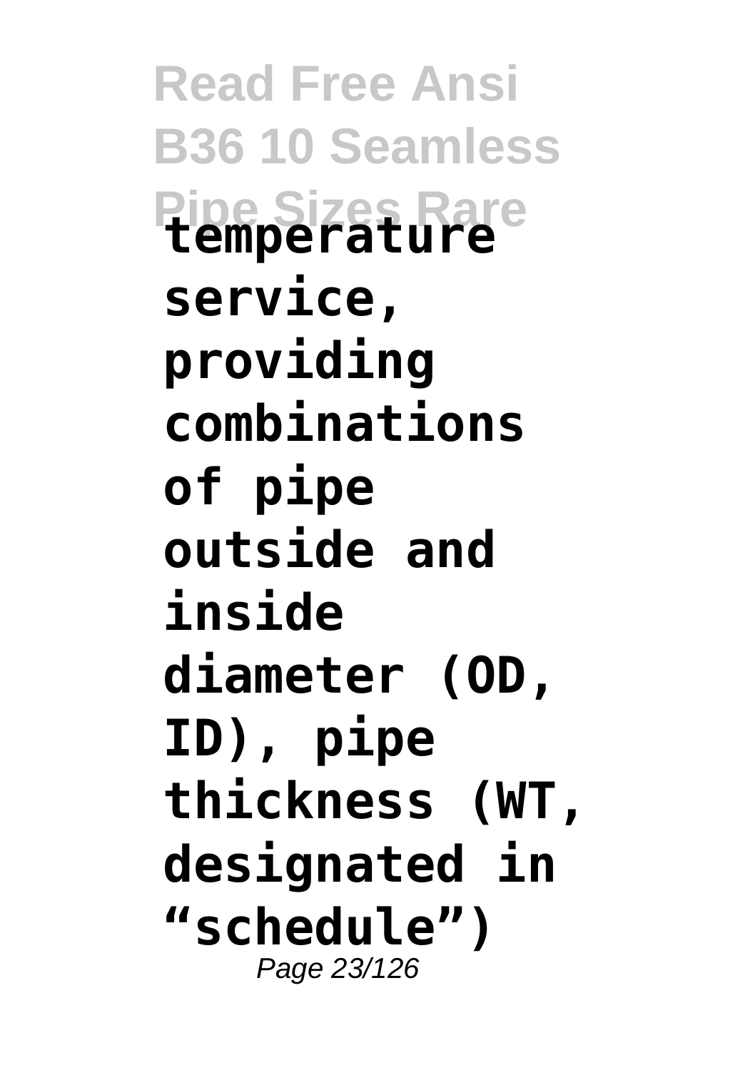**temperature service, providing combinations of pipe outside and inside diameter (OD, ID), pipe thickness (WT, designated in “schedule”)**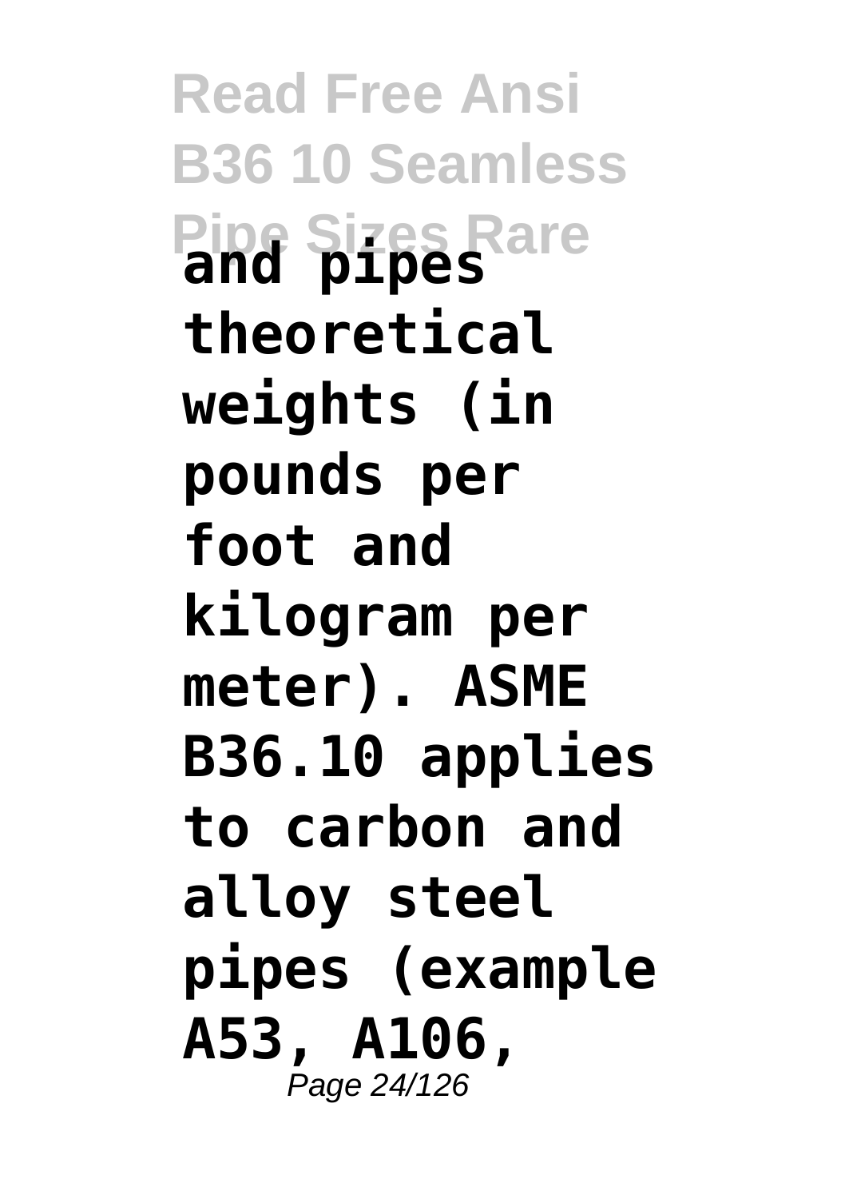**and pipes theoretical weights (in pounds per foot and kilogram per meter). ASME B36.10 applies to carbon and alloy steel pipes (example A53, A106,**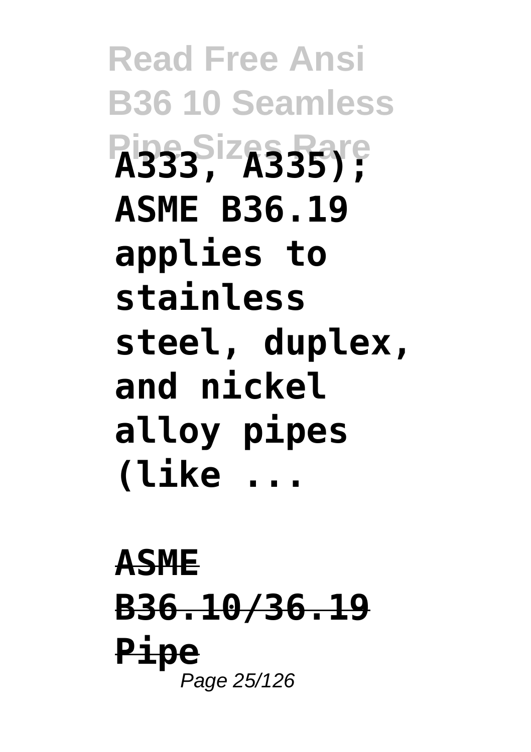**A333, A335); ASME B36.19 applies to stainless steel, duplex, and nickel alloy pipes (like ...**

**ASME B36.10/36.19 Pipe**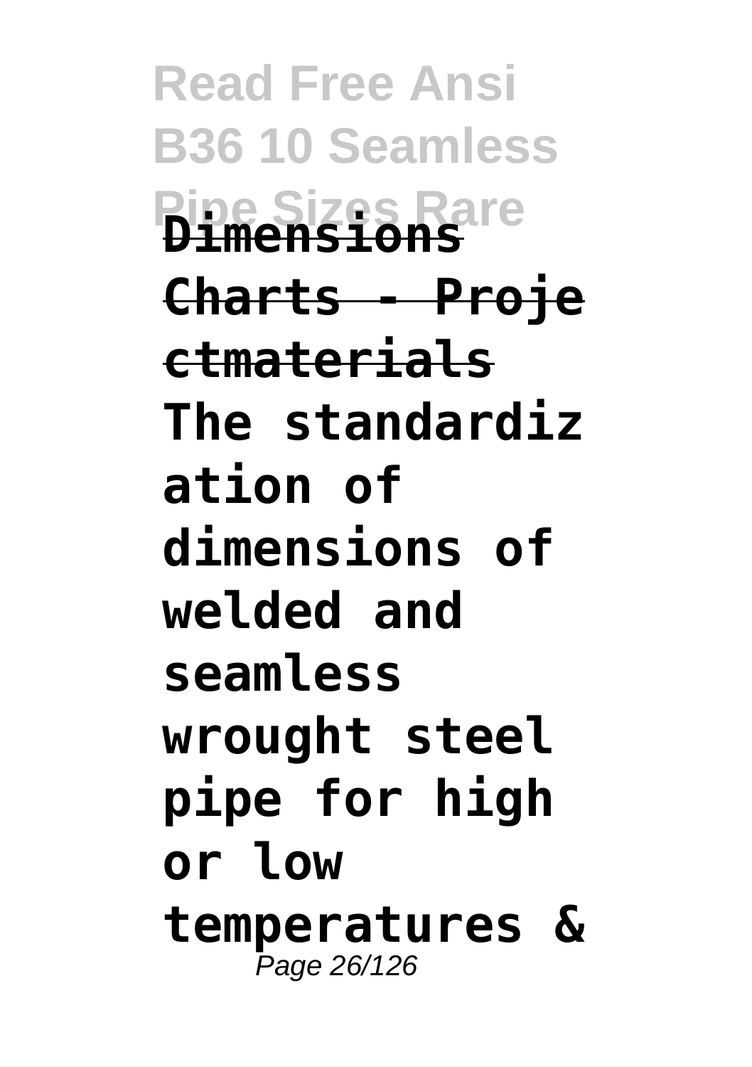**Dimensions Charts - Projectmaterials**

**The standardization of dimensions of welded and seamless wrought steel pipe for high or low temperatures &**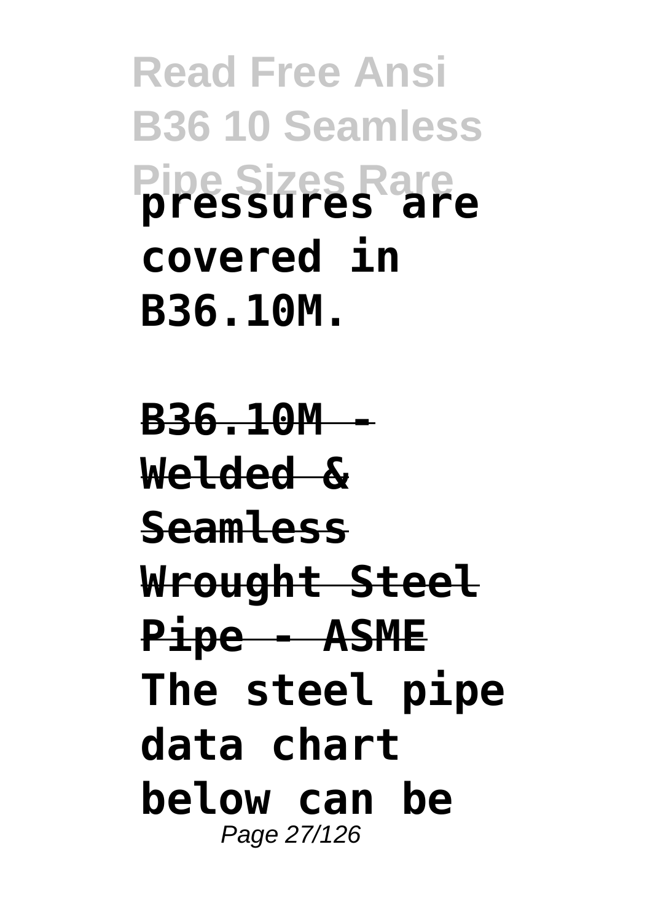**pressures are covered in B36.10M.**

**B36.10M - Welded & Seamless Wrought Steel Pipe - ASME**

**The steel pipe data chart below can be**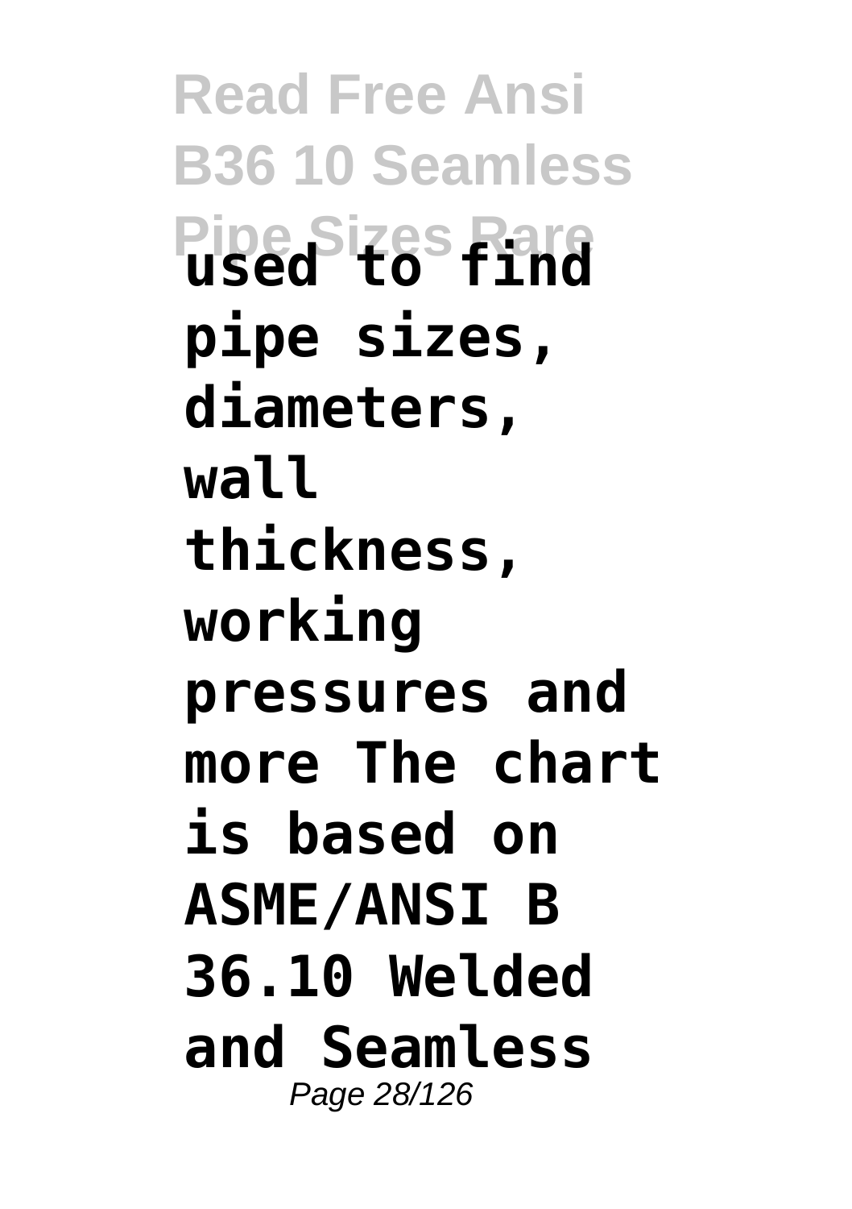**used to find pipe sizes, diameters, wall thickness, working pressures and more The chart is based on ASME/ANSI B 36.10 Welded and Seamless**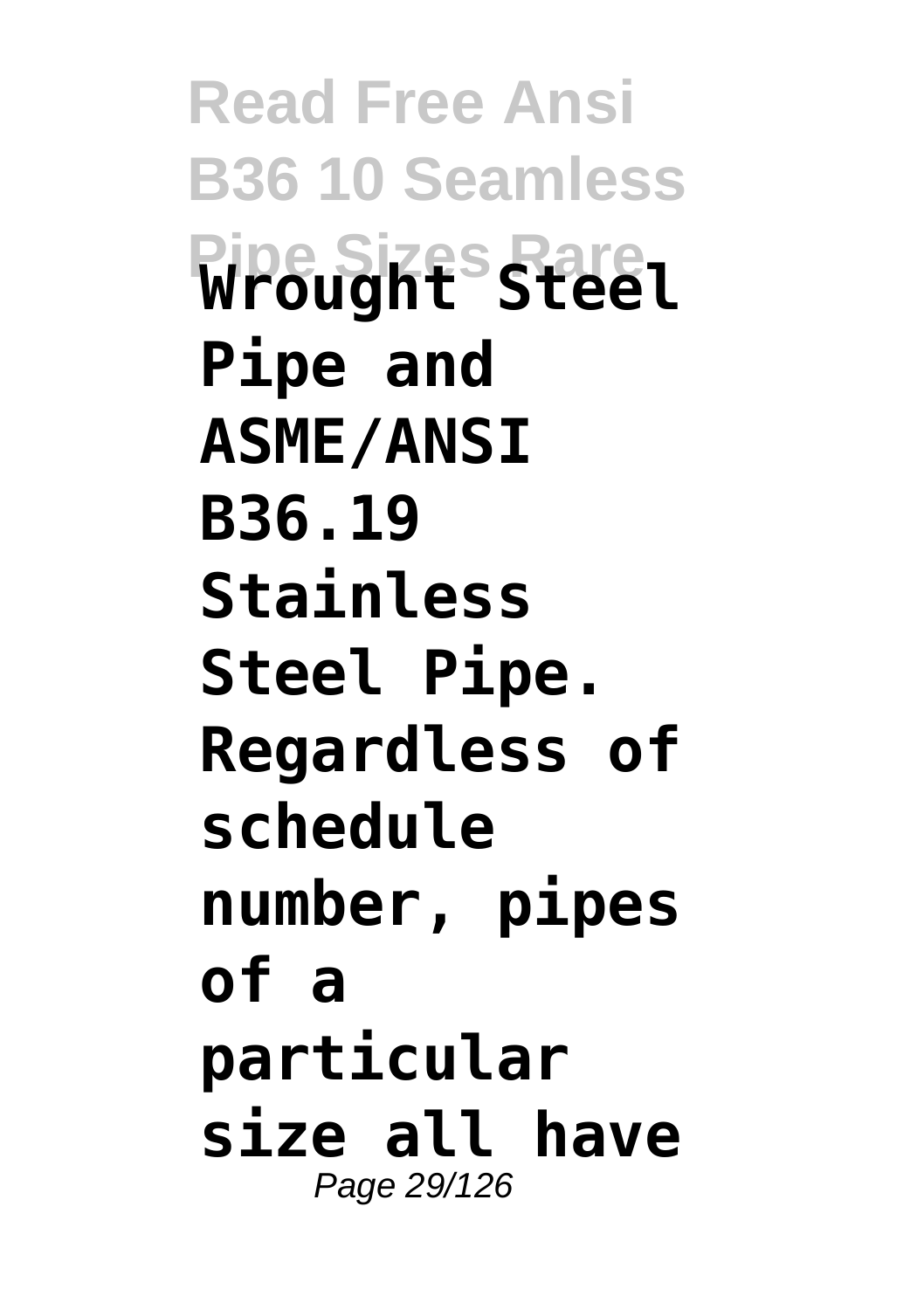**Wrought Steel Pipe and ASME/ANSI B36.19 Stainless Steel Pipe. Regardless of schedule number, pipes of a particular size all have**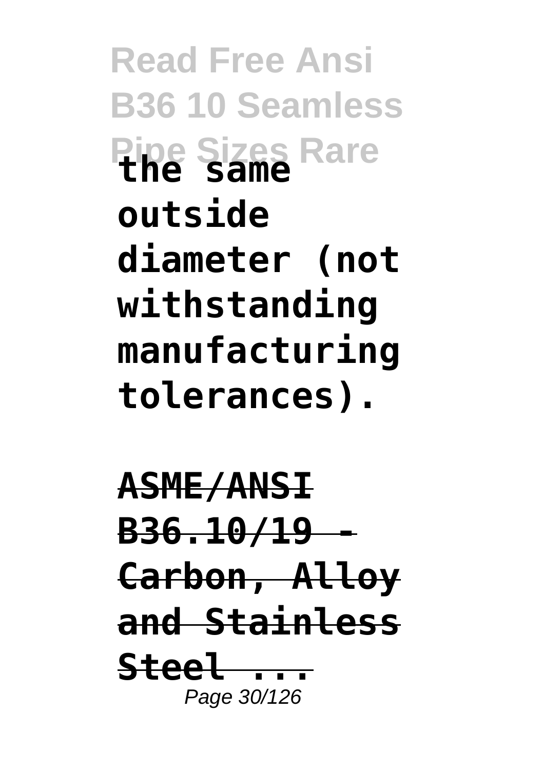**the same outside diameter (not withstanding manufacturing tolerances).**

**ASME/ANSI B36.10/19 - Carbon, Alloy and Stainless Steel ...**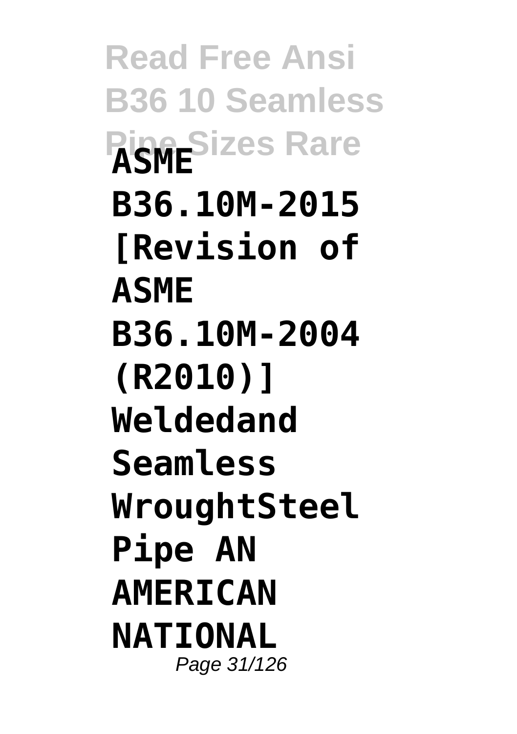**ASME B36.10M-2015 [Revision of ASME B36.10M-2004 (R2010)] Weldedand Seamless WroughtSteel Pipe AN AMERICAN NATIONAL**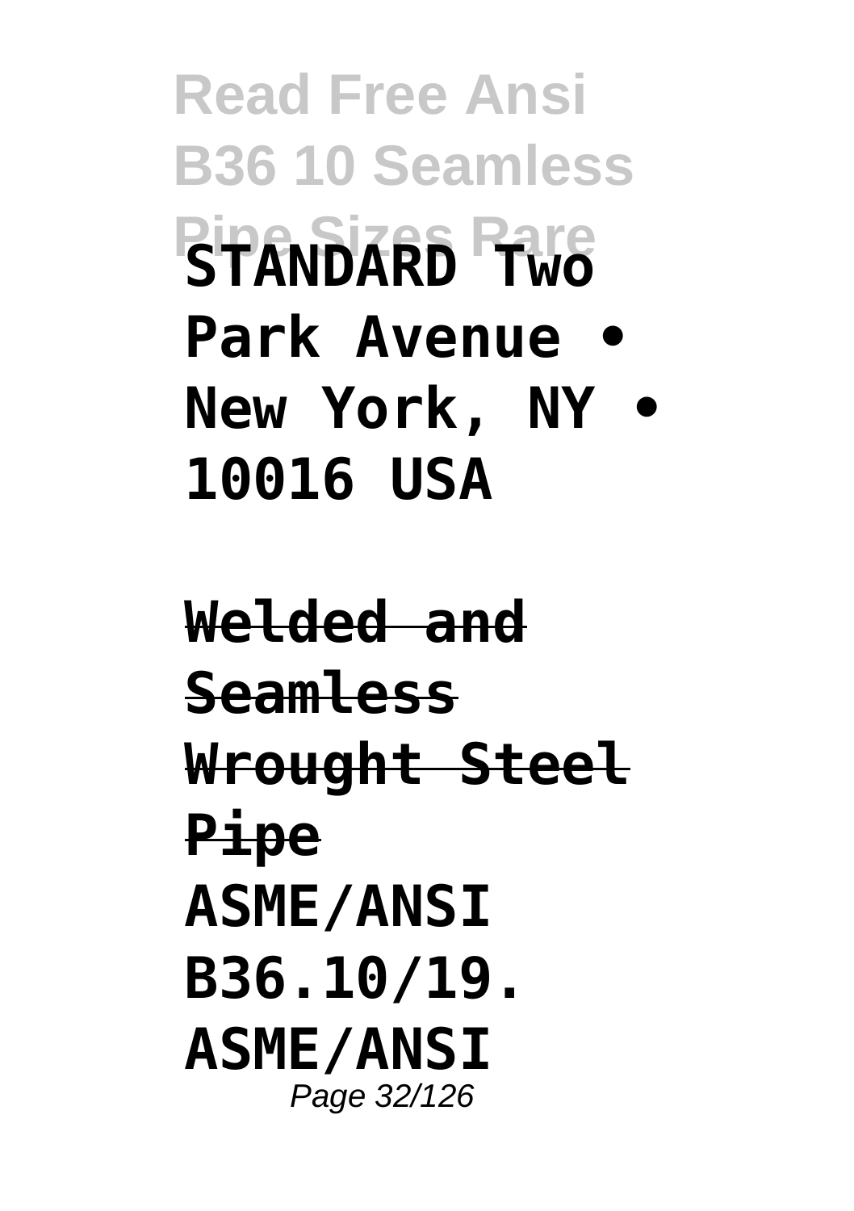**STANDARD Two Park Avenue • New York, NY • 10016 USA**

**Welded and Seamless Wrought Steel Pipe**

**ASME/ANSI B36.10/19. ASME/ANSI**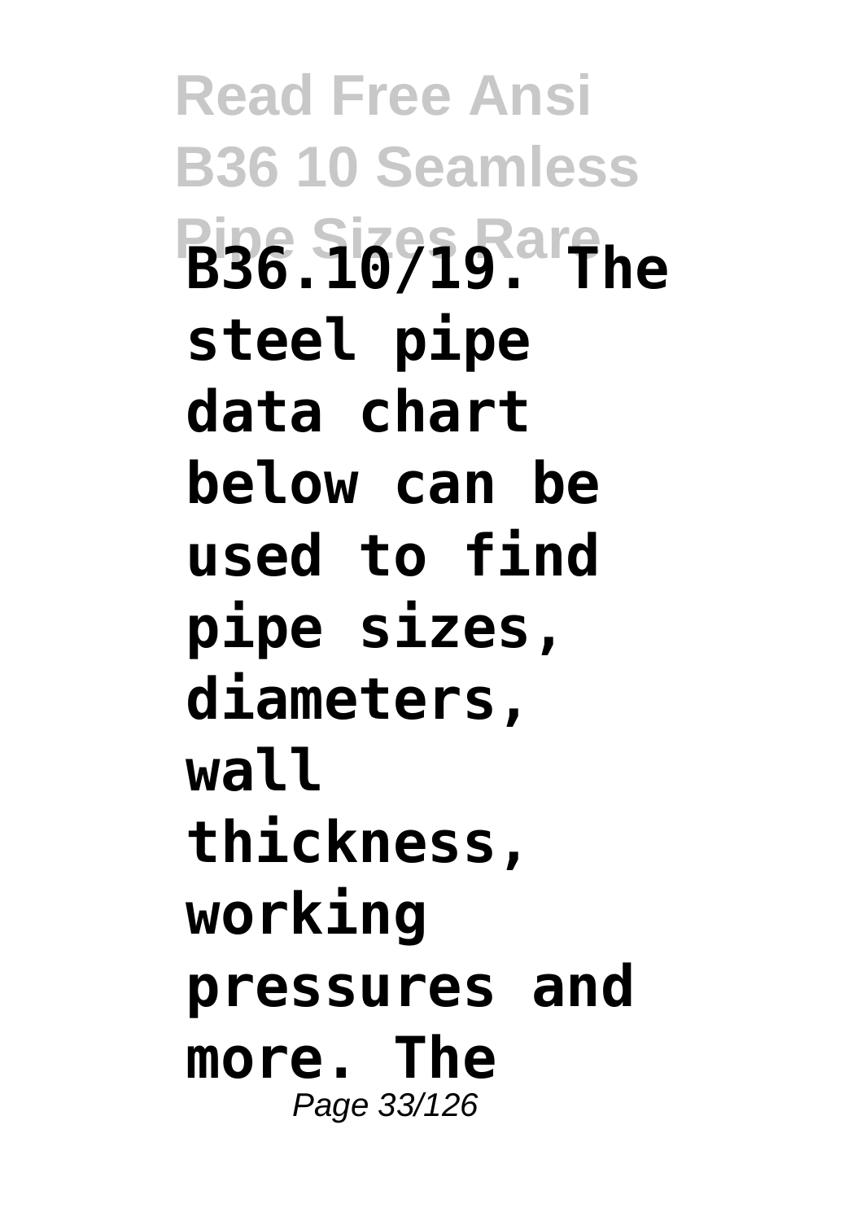**B36.10/19. The steel pipe data chart below can be used to find pipe sizes, diameters, wall thickness, working pressures and more. The**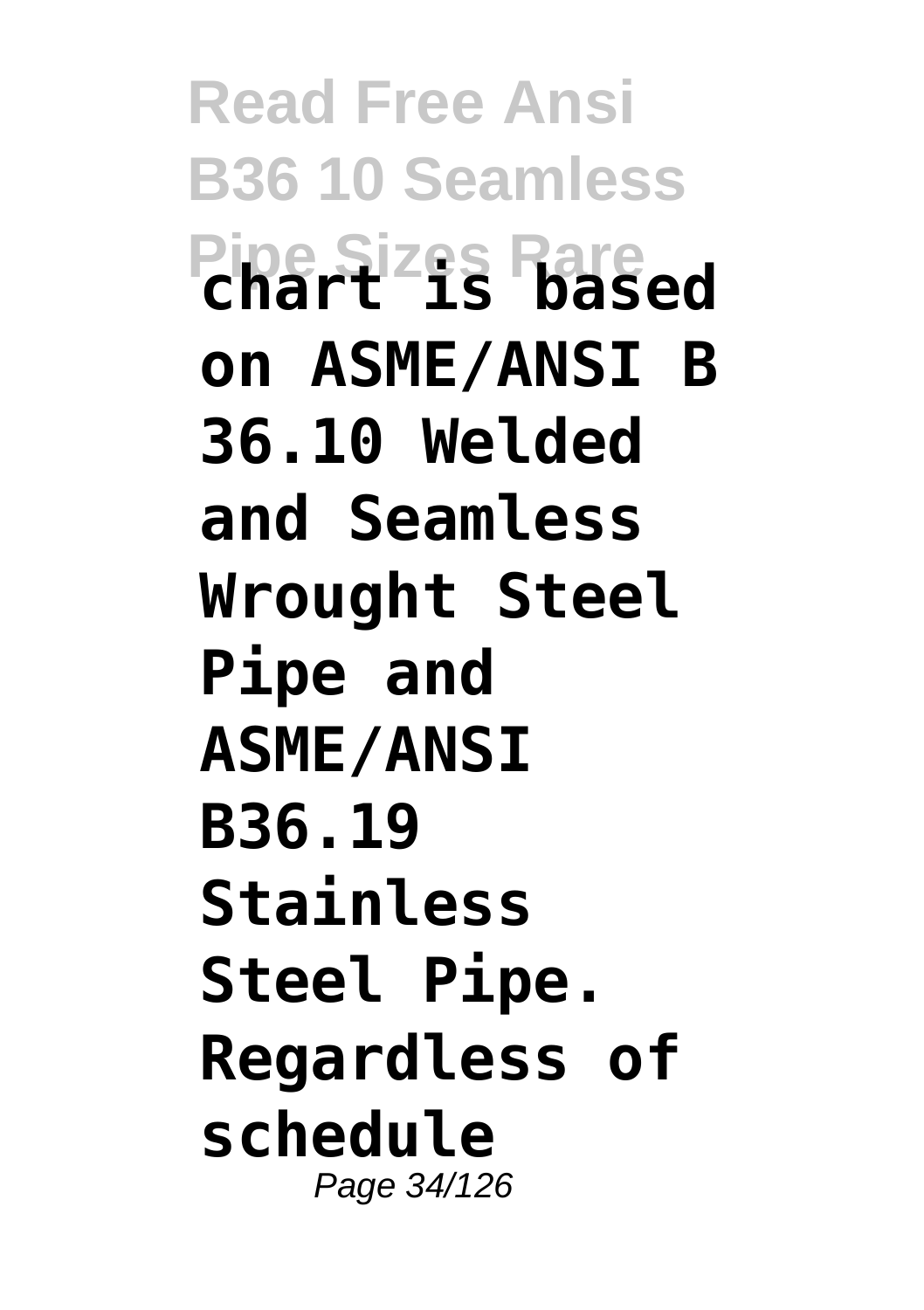**chart is based on ASME/ANSI B 36.10 Welded and Seamless Wrought Steel Pipe and ASME/ANSI B36.19 Stainless Steel Pipe. Regardless of schedule**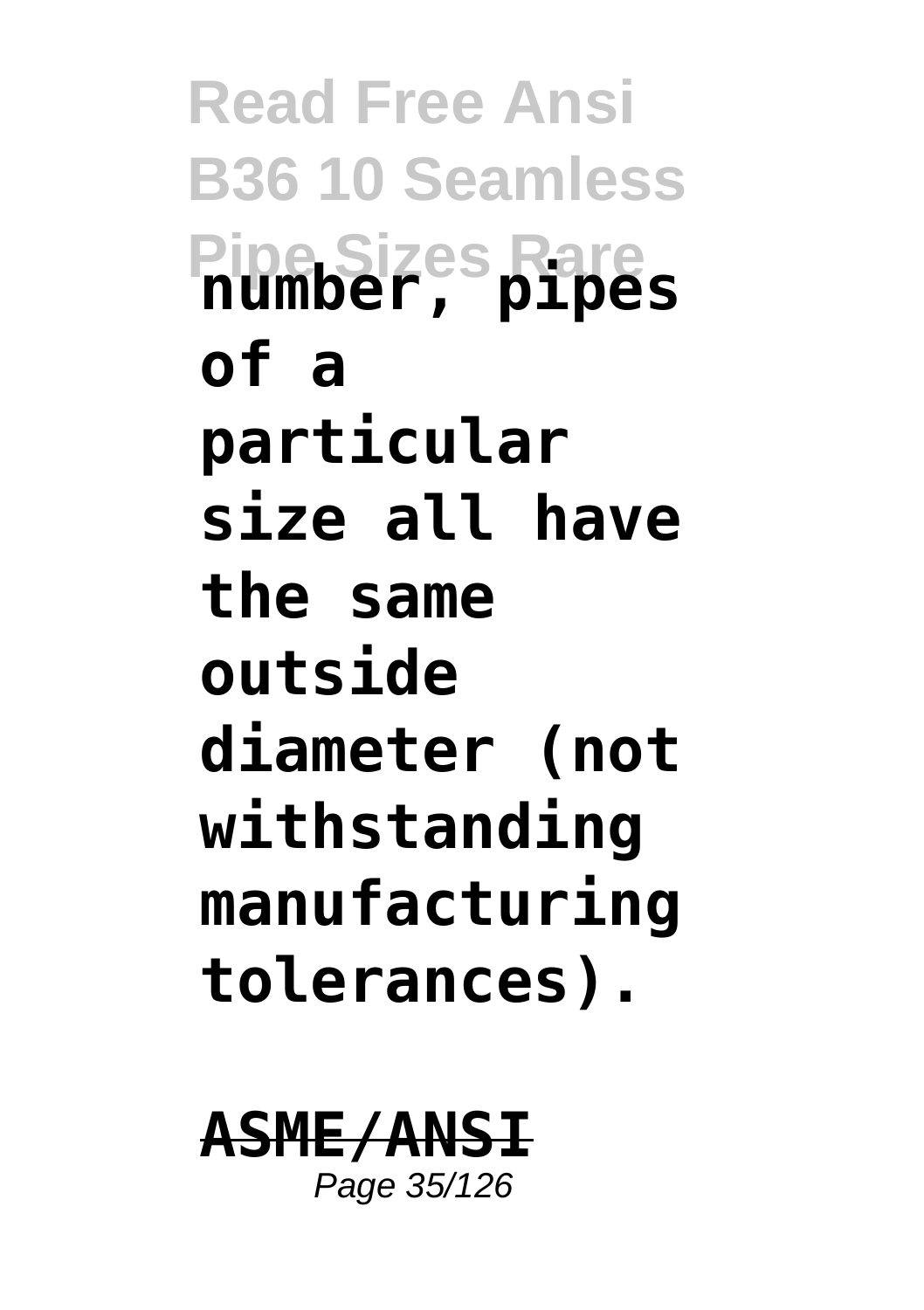**number, pipes of a particular size all have the same outside diameter (not withstanding manufacturing tolerances).**

**ASME/ANSI**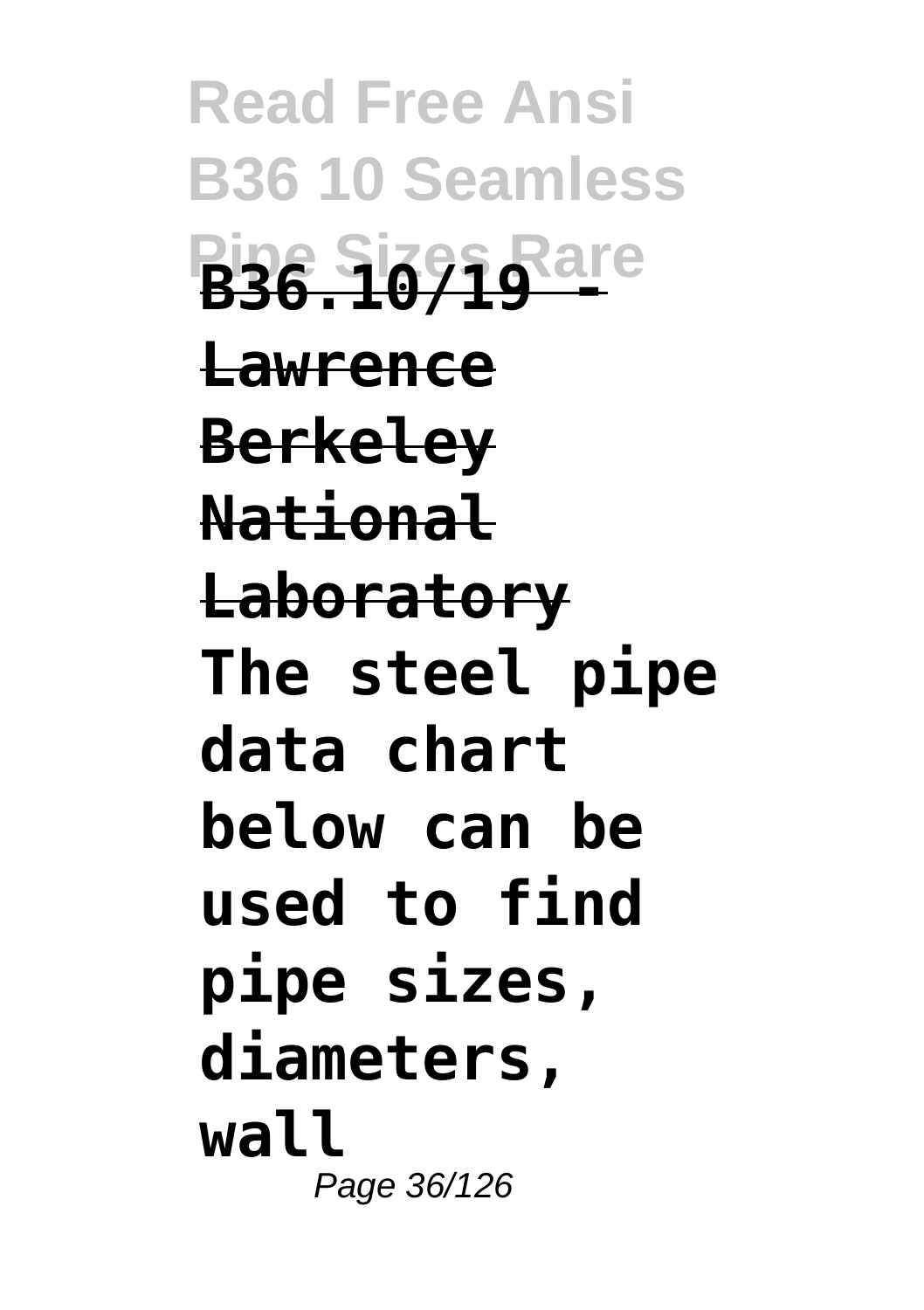**B36.10/19 - Lawrence Berkeley National Laboratory**

**The steel pipe data chart below can be used to find pipe sizes, diameters, wall**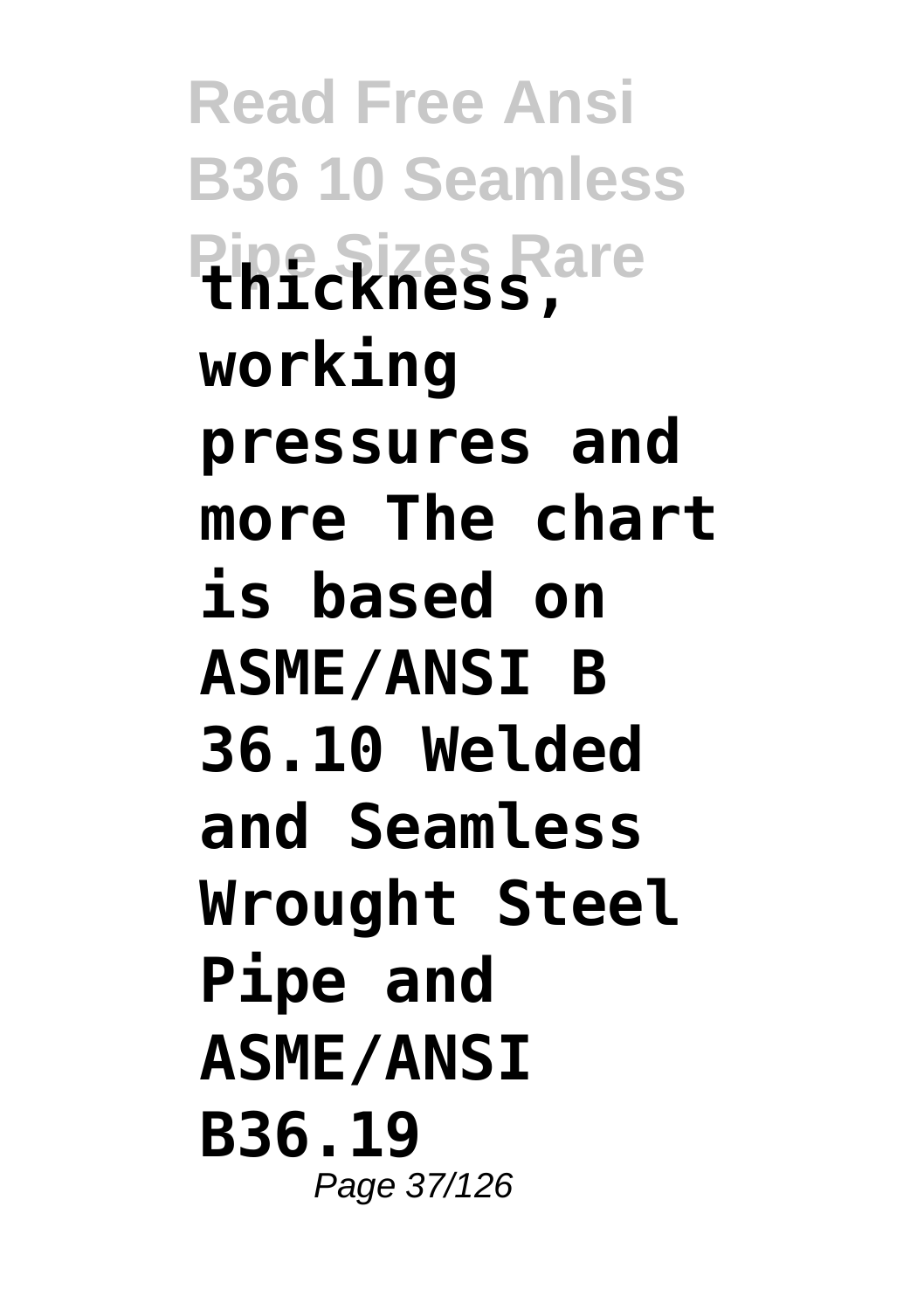**thickness, working pressures and more The chart is based on ASME/ANSI B 36.10 Welded and Seamless Wrought Steel Pipe and ASME/ANSI B36.19**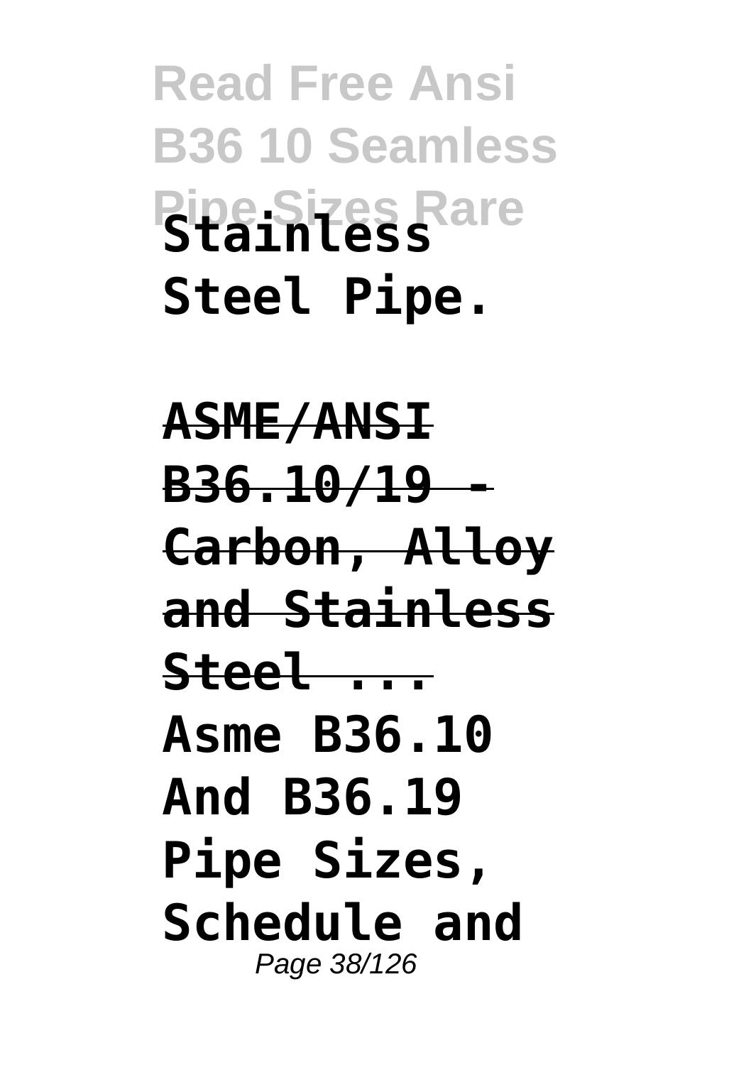**Stainless Steel Pipe.**

**ASME/ANSI B36.10/19 - Carbon, Alloy and Stainless Steel ...**

**Asme B36.10 And B36.19 Pipe Sizes, Schedule and**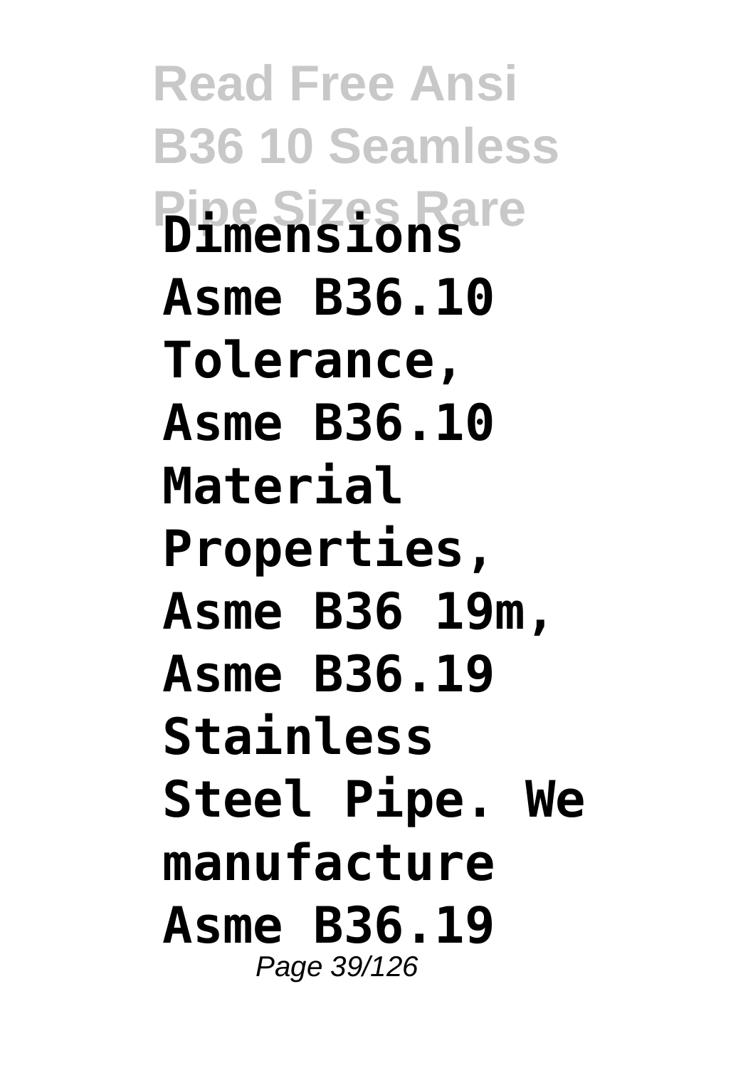**Dimensions Asme B36.10 Tolerance, Asme B36.10 Material Properties, Asme B36 19m, Asme B36.19 Stainless Steel Pipe. We manufacture Asme B36.19**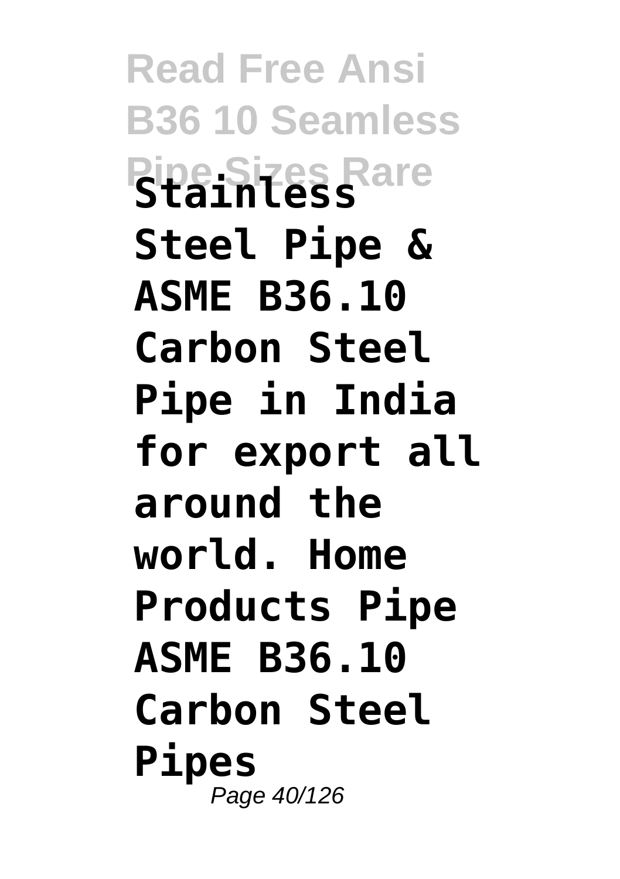**Stainless Steel Pipe & ASME B36.10 Carbon Steel Pipe in India for export all around the world. Home Products Pipe ASME B36.10 Carbon Steel Pipes**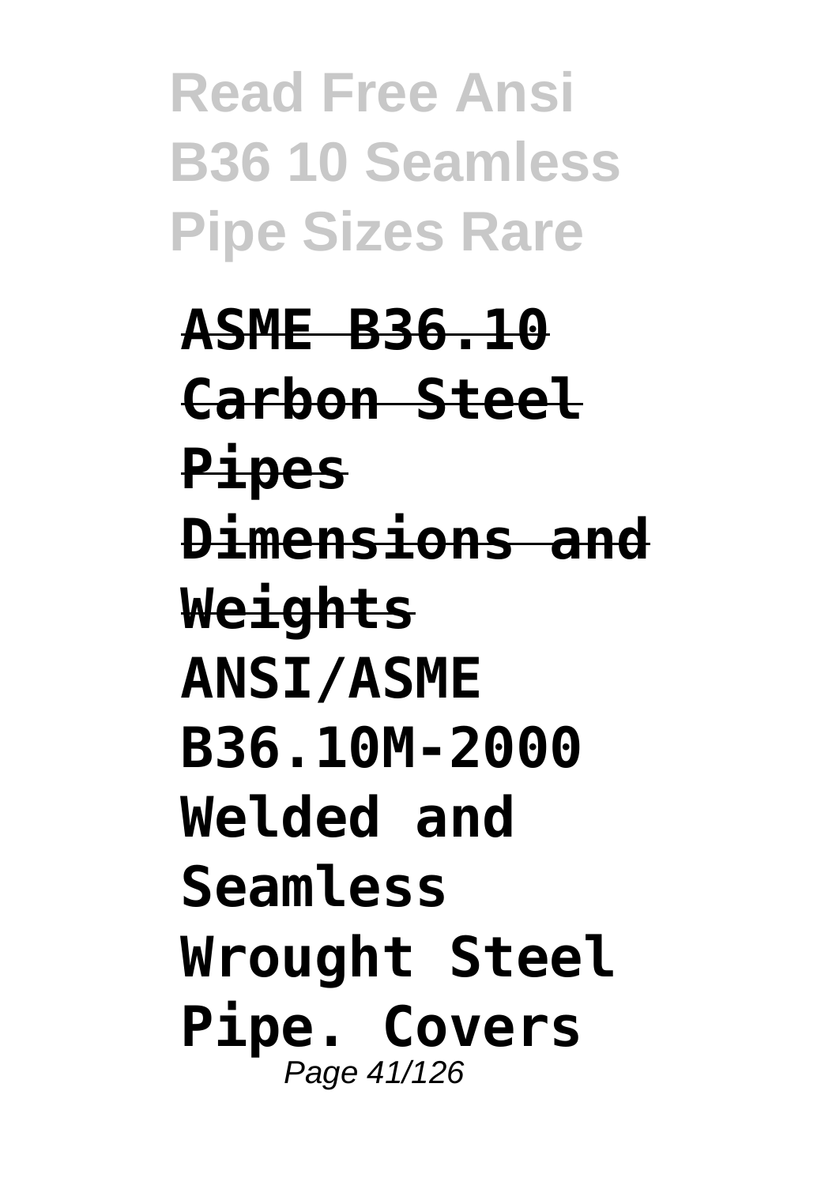**ASME B36.10 Carbon Steel Pipes Dimensions and Weights**

**ANSI/ASME B36.10M-2000 Welded and Seamless Wrought Steel Pipe. Covers**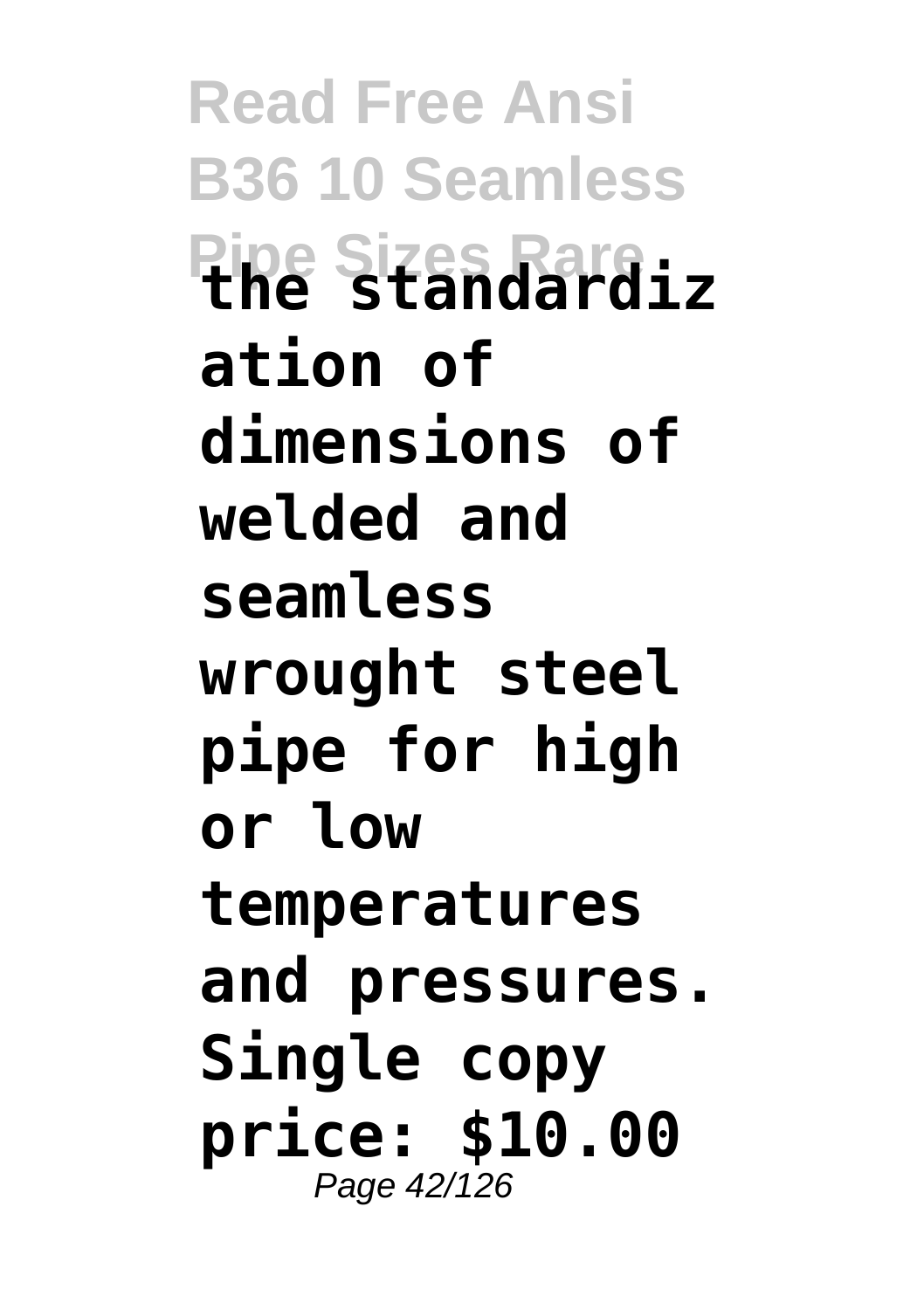**the standardization of dimensions of welded and seamless wrought steel pipe for high or low temperatures and pressures. Single copy price: $10.00**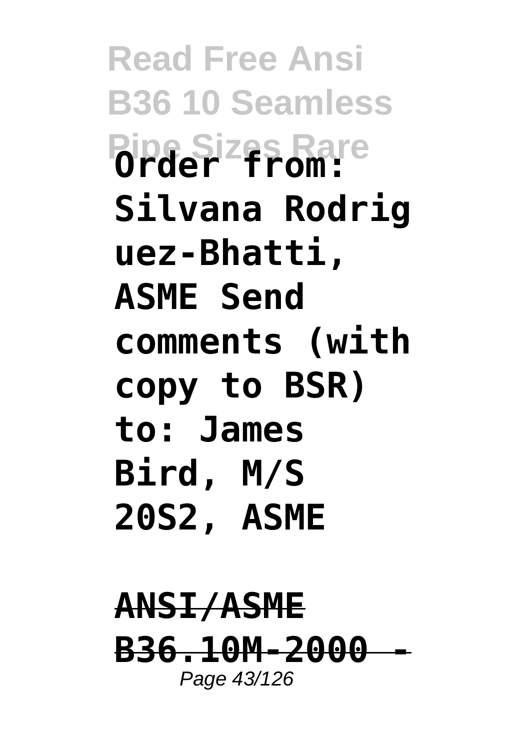**Order from: Silvana Rodriguez-Bhatti, ASME Send comments (with copy to BSR) to: James Bird, M/S 20S2, ASME**

**ANSI/ASME B36.10M-2000 -**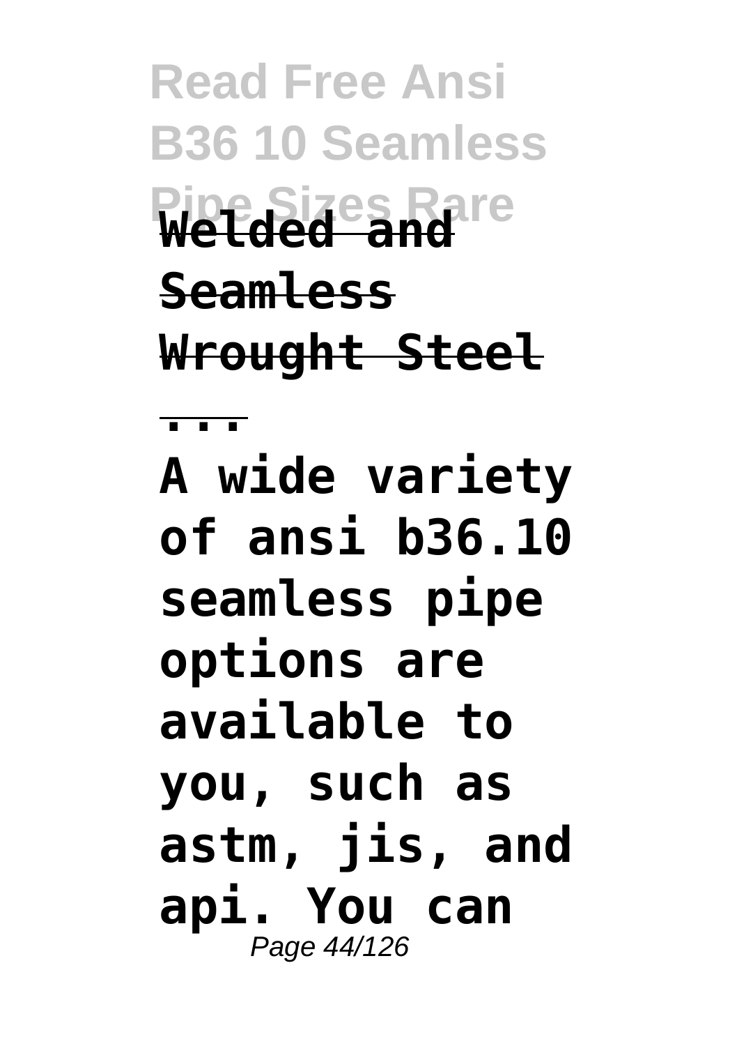**Welded and Seamless Wrought Steel ...**

**A wide variety of ansi b36.10 seamless pipe options are available to you, such as astm, jis, and api. You can**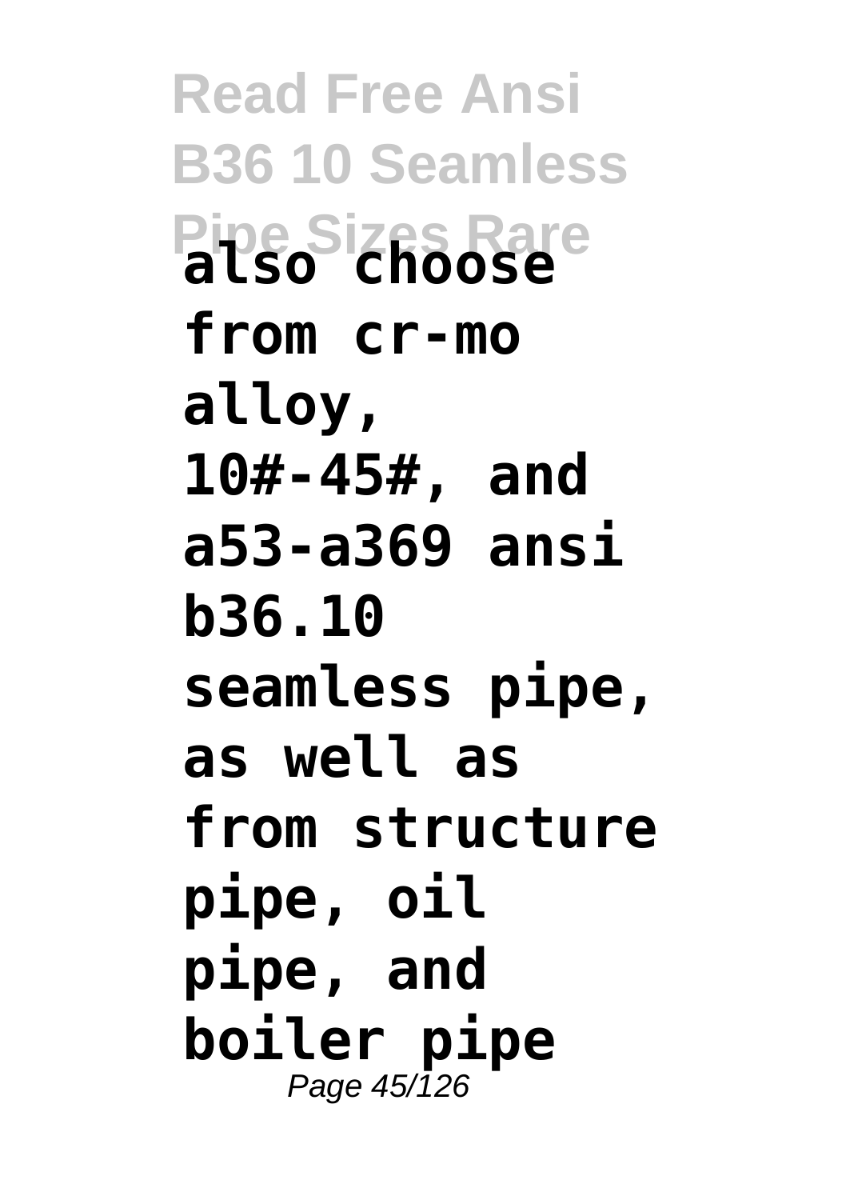**also choose from cr-mo alloy, 10#-45#, and a53-a369 ansi b36.10 seamless pipe, as well as from structure pipe, oil pipe, and boiler pipe**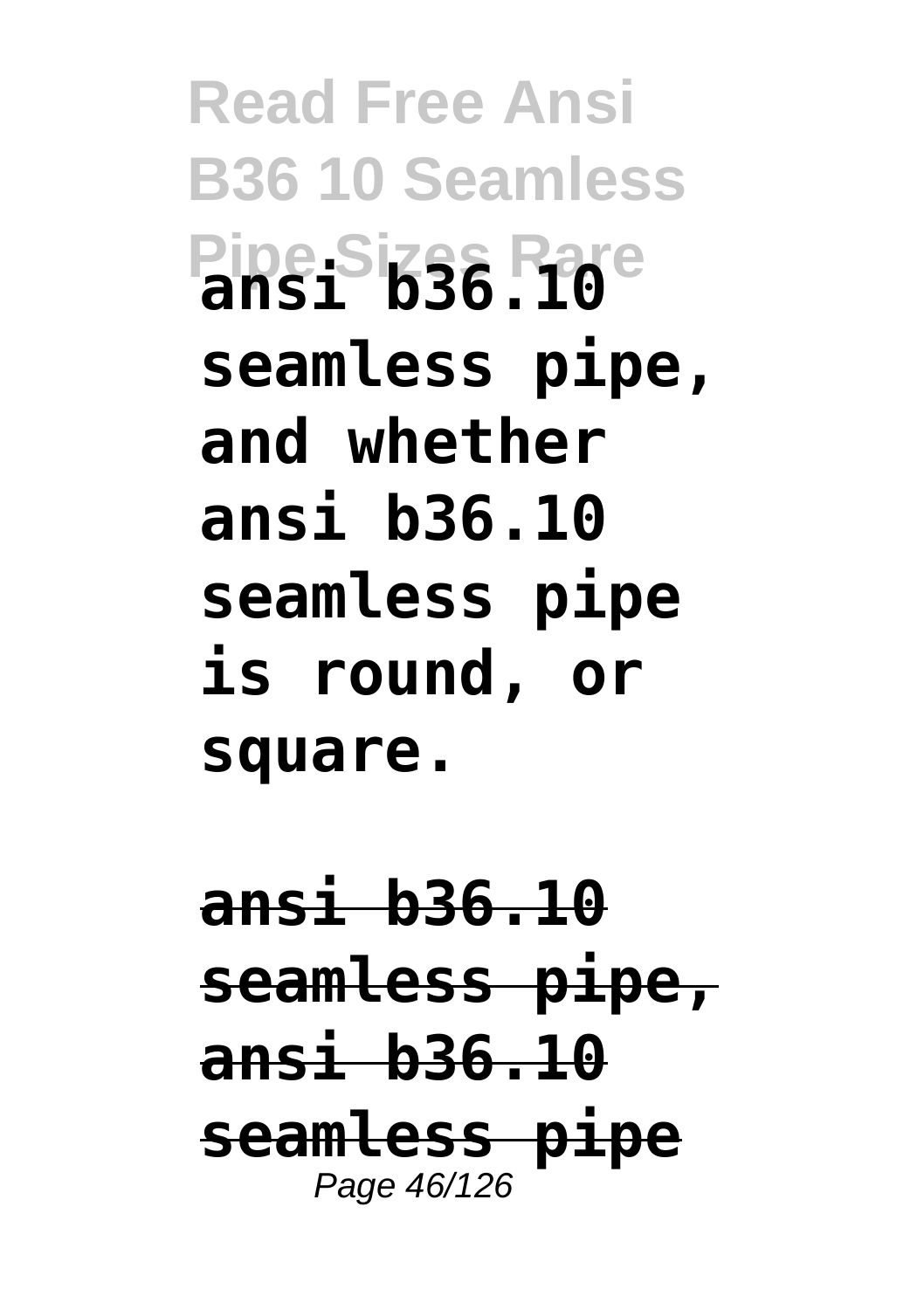**ansi b36.10 seamless pipe, and whether ansi b36.10 seamless pipe is round, or square.**

**ansi b36.10 seamless pipe, ansi b36.10 seamless pipe**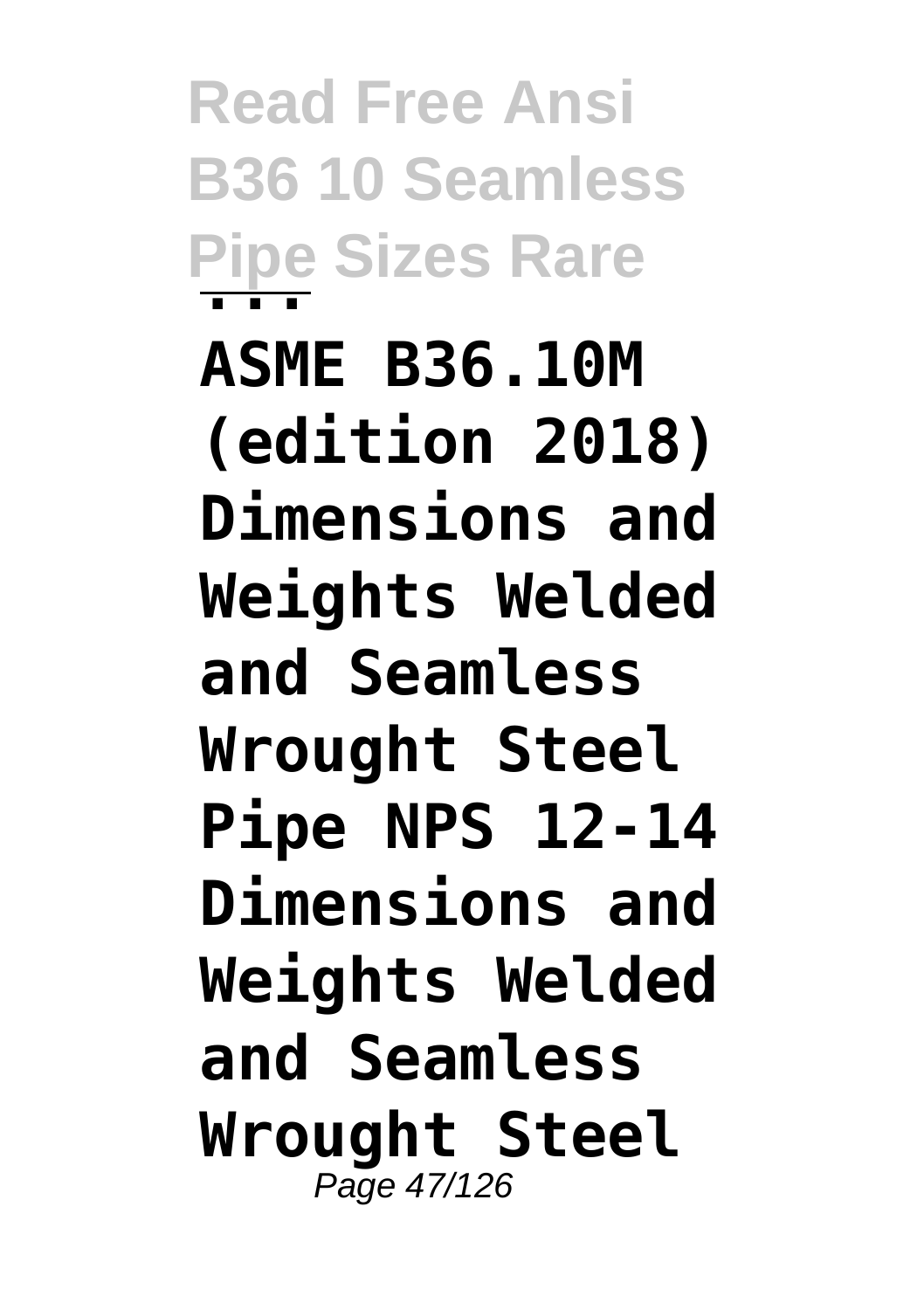**ASME B36.10M (edition 2018) Dimensions and Weights Welded and Seamless Wrought Steel Pipe NPS 12-14 Dimensions and Weights Welded and Seamless Wrought Steel**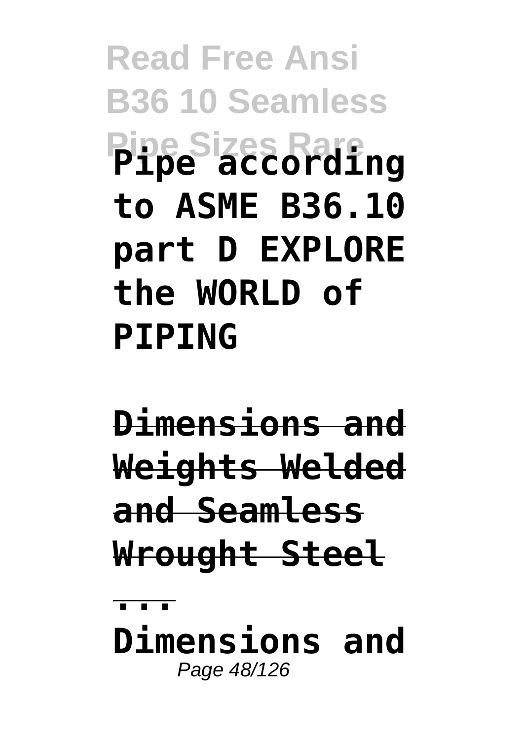**Pipe according to ASME B36.10 part D EXPLORE the WORLD of PIPING**

**Dimensions and Weights Welded and Seamless Wrought Steel ...**

**Dimensions and**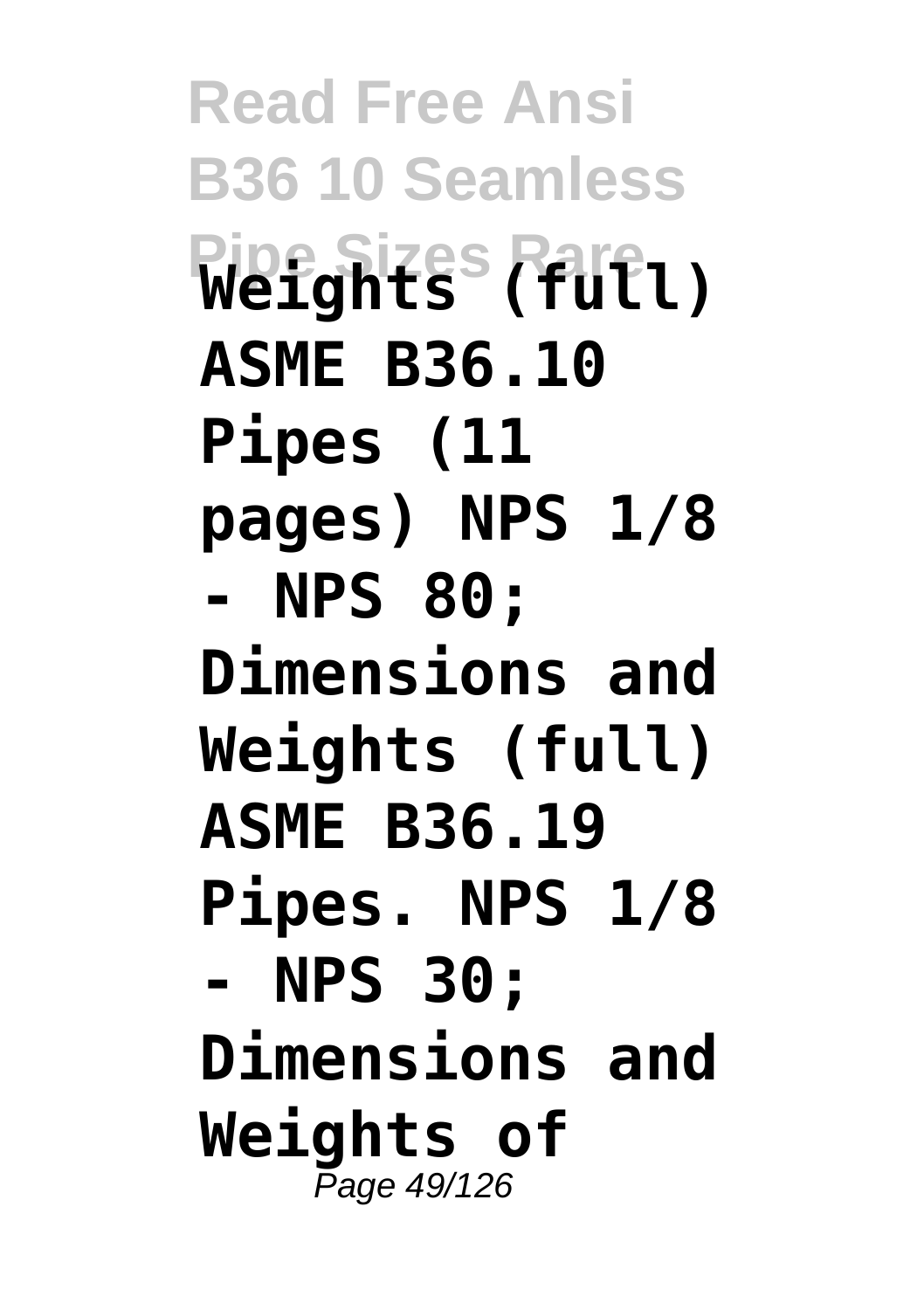**Weights (full) ASME B36.10 Pipes (11 pages) NPS 1/8 - NPS 80; Dimensions and Weights (full) ASME B36.19 Pipes. NPS 1/8 - NPS 30; Dimensions and Weights of**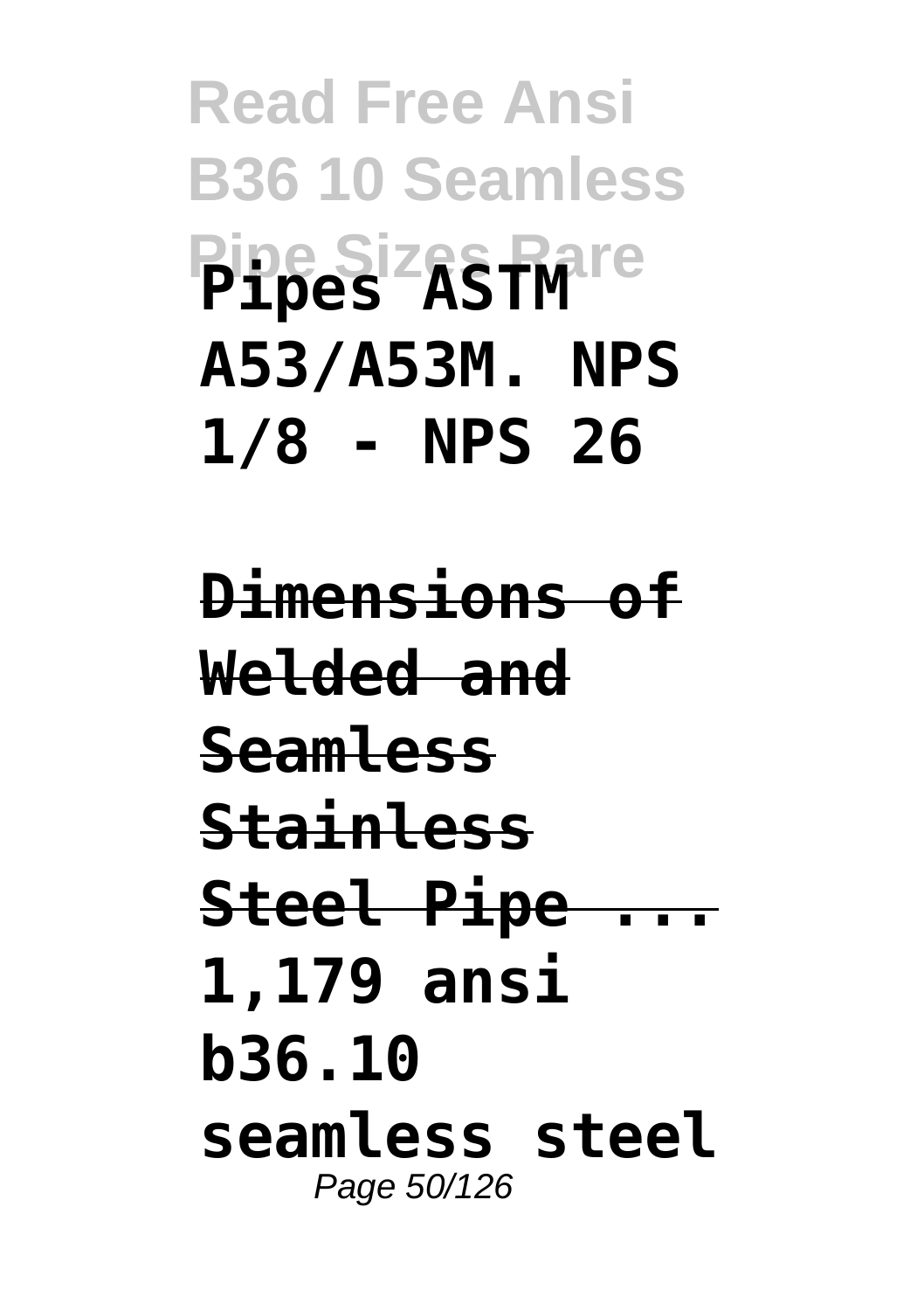**Pipes ASTM A53/A53M. NPS 1/8 - NPS 26**

**Dimensions of Welded and Seamless Stainless Steel Pipe ...**
**1,179 ansi b36.10 seamless steel**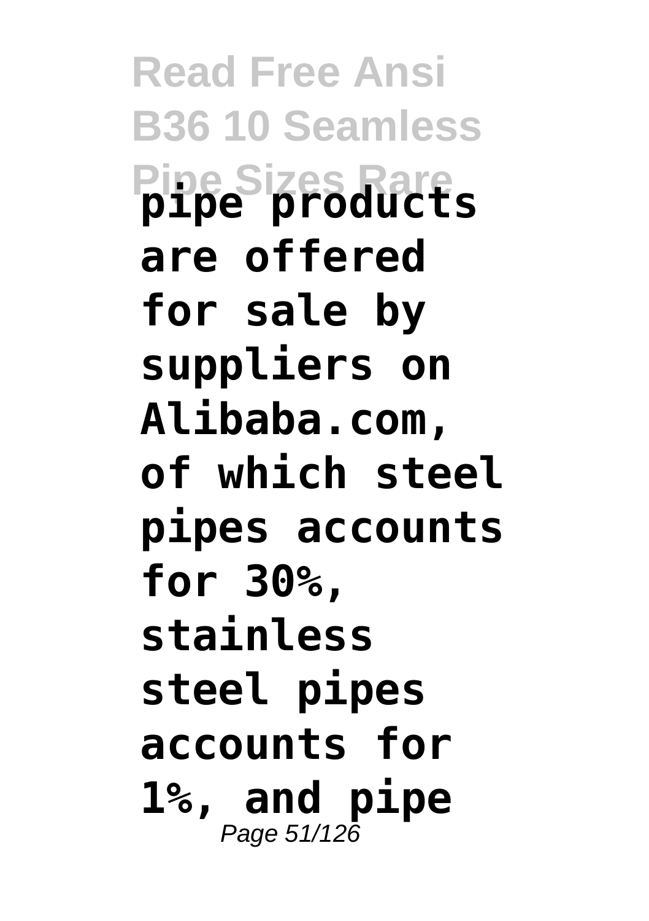**pipe products are offered for sale by suppliers on Alibaba.com, of which steel pipes accounts for 30%, stainless steel pipes accounts for 1%, and pipe**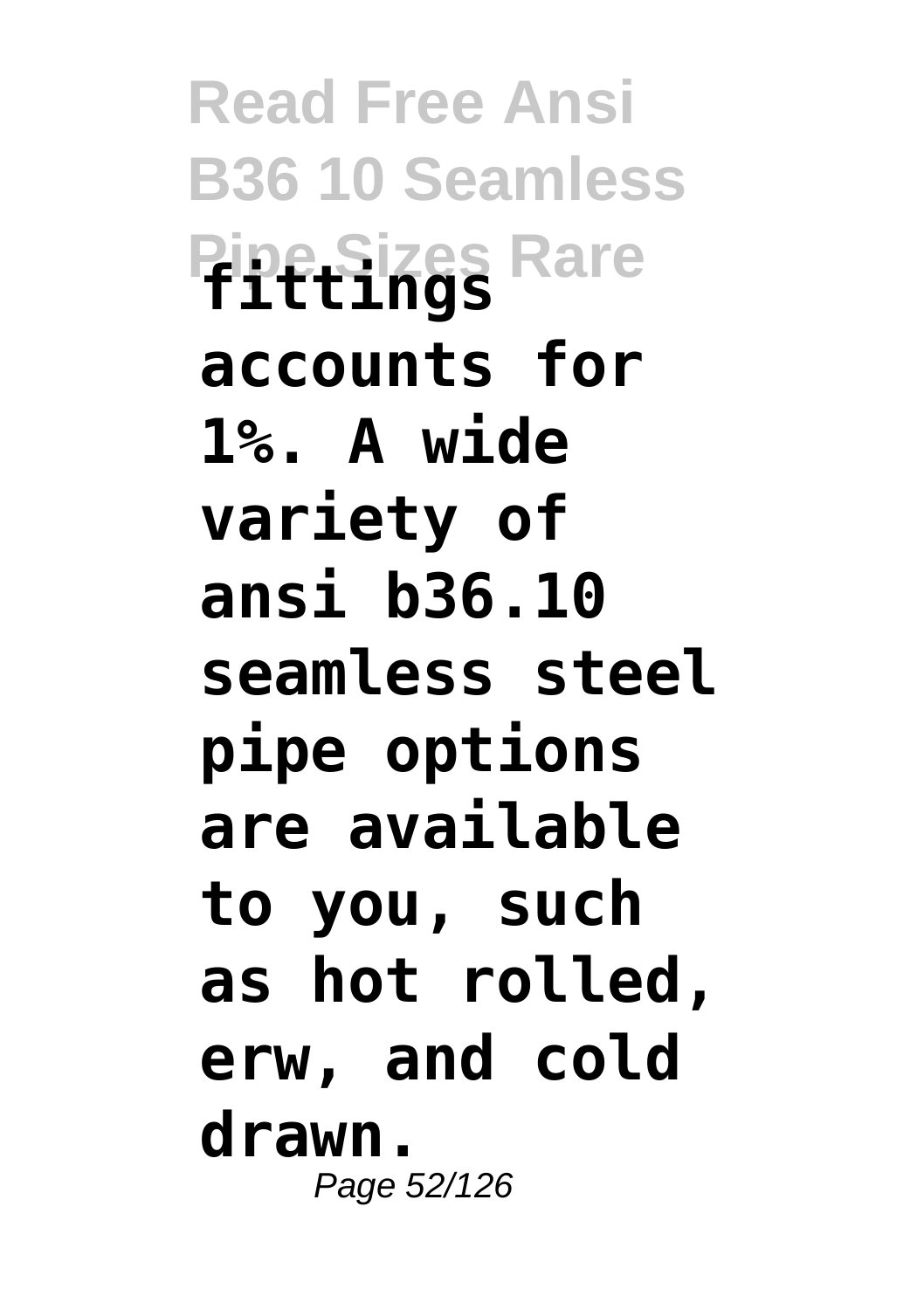**fittings accounts for 1%. A wide variety of ansi b36.10 seamless steel pipe options are available to you, such as hot rolled, erw, and cold drawn.**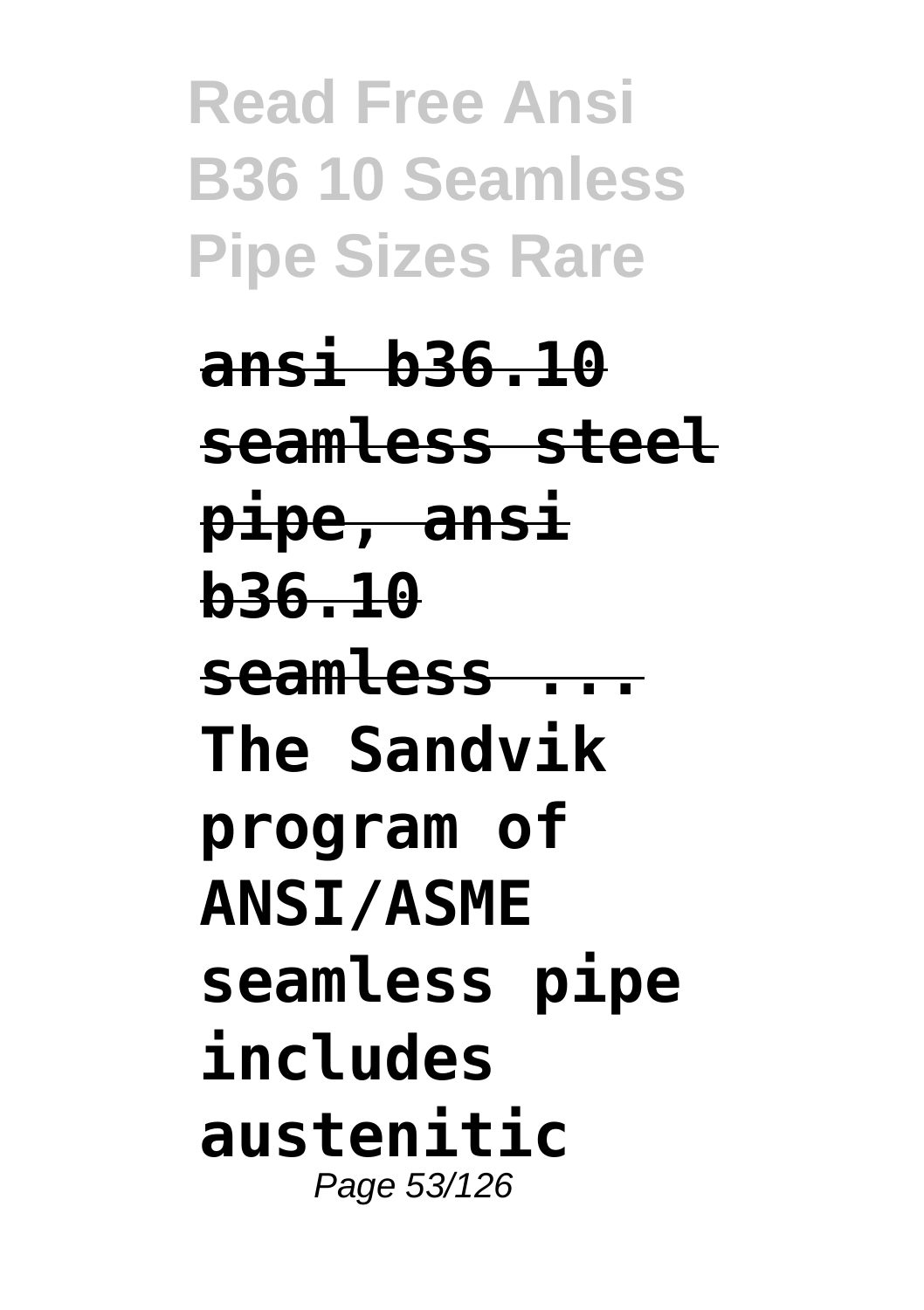**ansi b36.10 seamless steel pipe, ansi b36.10 seamless ...**

**The Sandvik program of ANSI/ASME seamless pipe includes austenitic**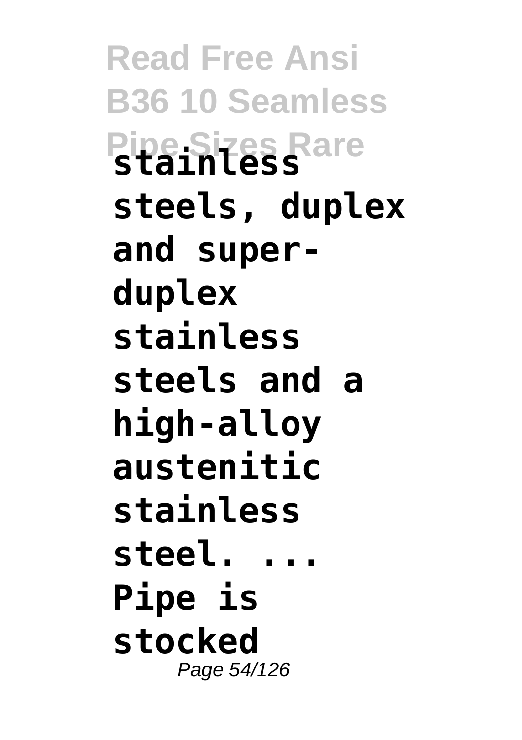**stainless steels, duplex and super-duplex stainless steels and a high-alloy austenitic stainless steel. ... Pipe is stocked**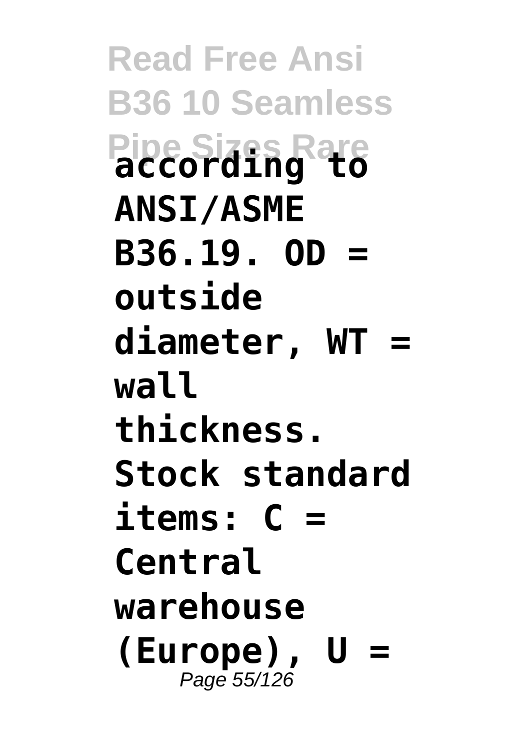**according to ANSI/ASME B36.19. OD = outside diameter, WT = wall thickness. Stock standard items: C = Central warehouse (Europe), U =**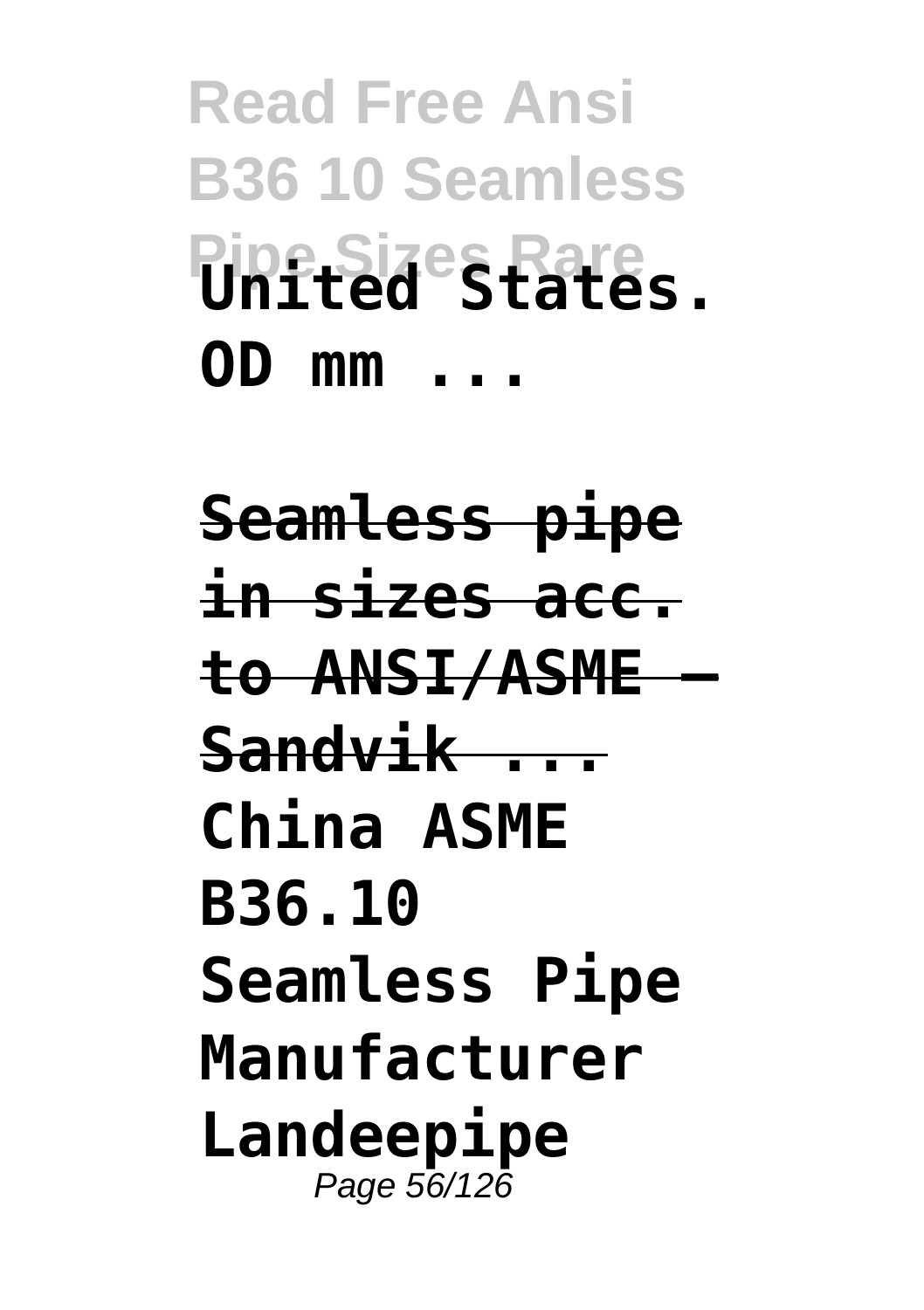**United States. OD mm ...**

**Seamless pipe in sizes acc. to ANSI/ASME – Sandvik ...**

**China ASME B36.10 Seamless Pipe Manufacturer Landeepipe**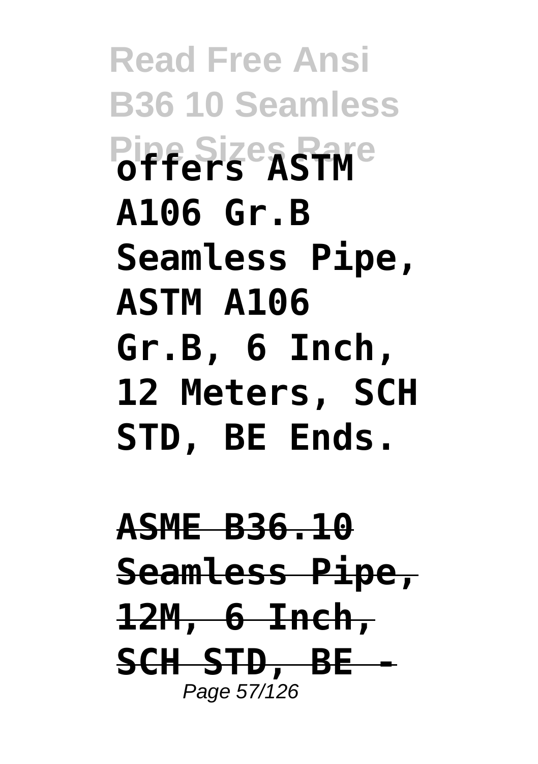**offers ASTM A106 Gr.B Seamless Pipe, ASTM A106 Gr.B, 6 Inch, 12 Meters, SCH STD, BE Ends.**

**ASME B36.10 Seamless Pipe, 12M, 6 Inch, SCH STD, BE -**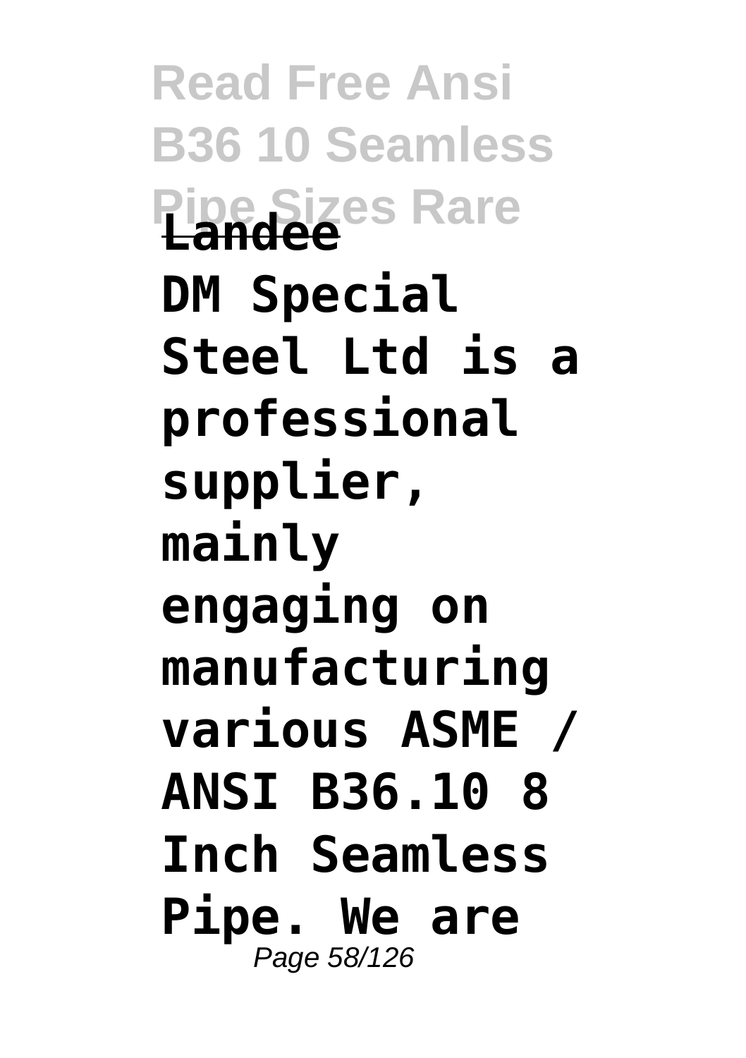**Landee**

**DM Special Steel Ltd is a professional supplier, mainly engaging on manufacturing various ASME / ANSI B36.10 8 Inch Seamless Pipe. We are**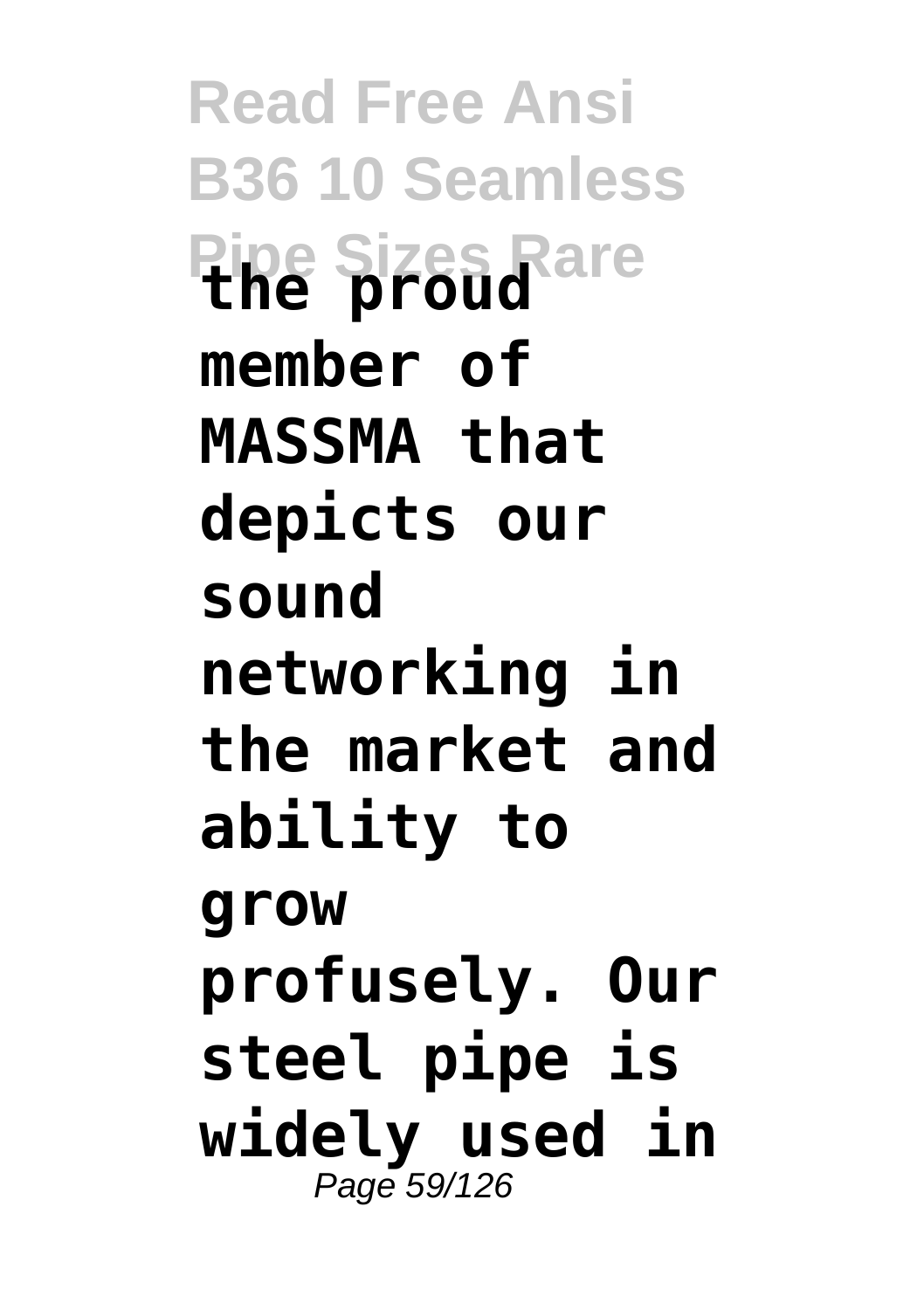**the proud member of MASSMA that depicts our sound networking in the market and ability to grow profusely. Our steel pipe is widely used in**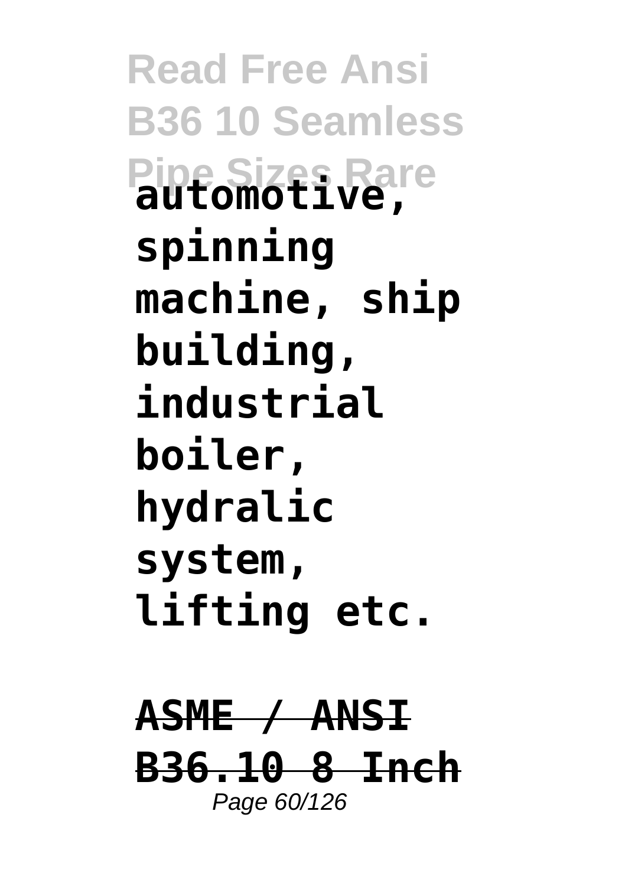**automotive, spinning machine, ship building, industrial boiler, hydralic system, lifting etc.**

**ASME / ANSI B36.10 8 Inch**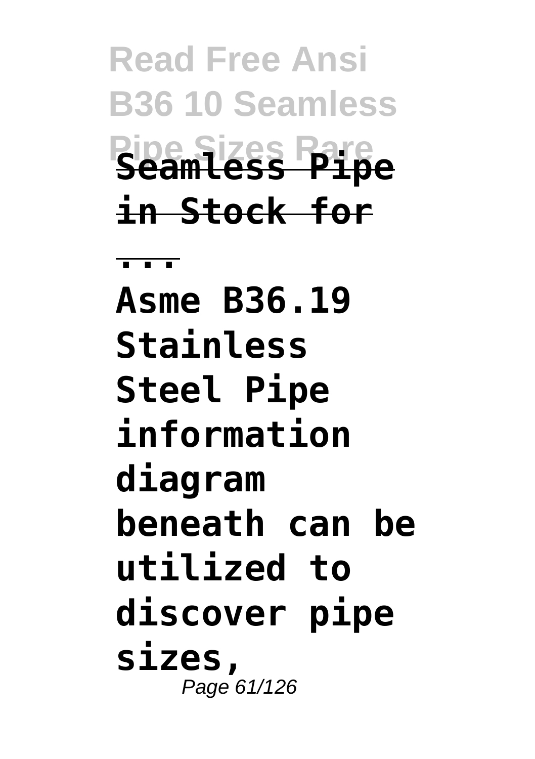**Seamless Pipe in Stock for ...**

**Asme B36.19 Stainless Steel Pipe information diagram beneath can be utilized to discover pipe sizes,**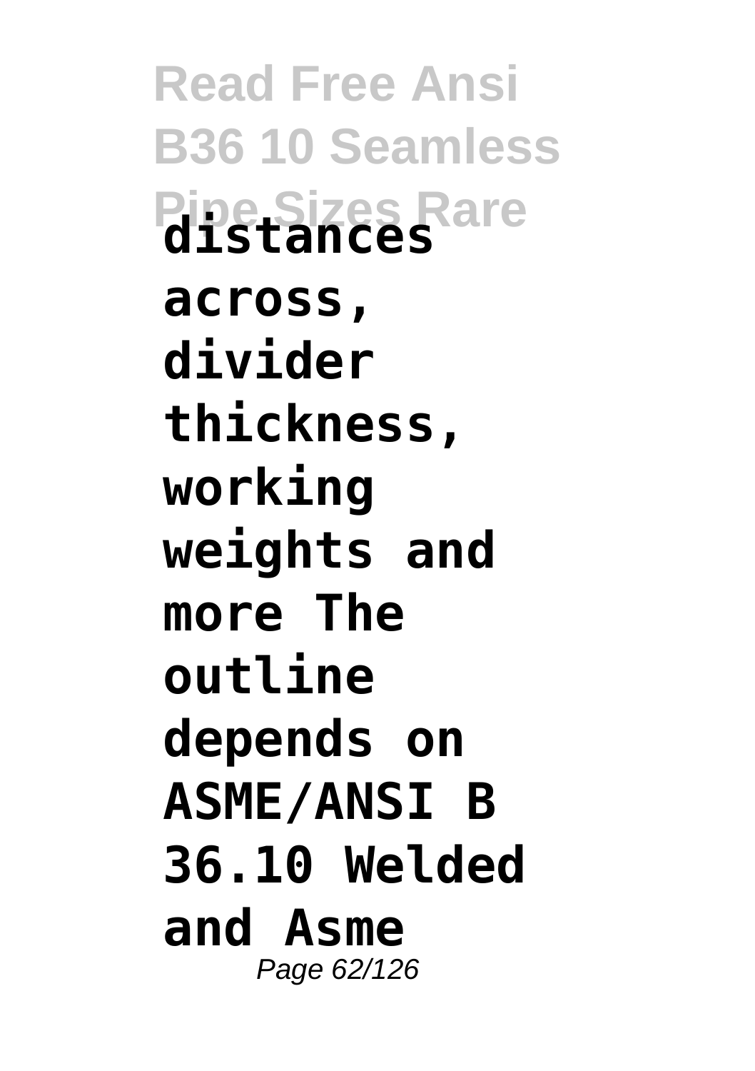**distances across, divider thickness, working weights and more The outline depends on ASME/ANSI B 36.10 Welded and Asme**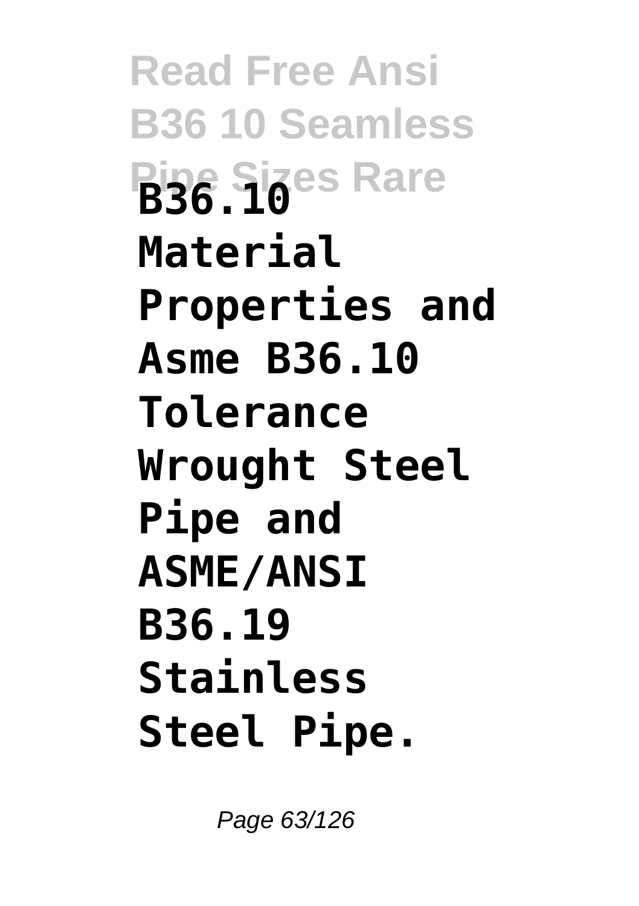**B36.10 Material Properties and Asme B36.10 Tolerance Wrought Steel Pipe and ASME/ANSI B36.19 Stainless Steel Pipe.**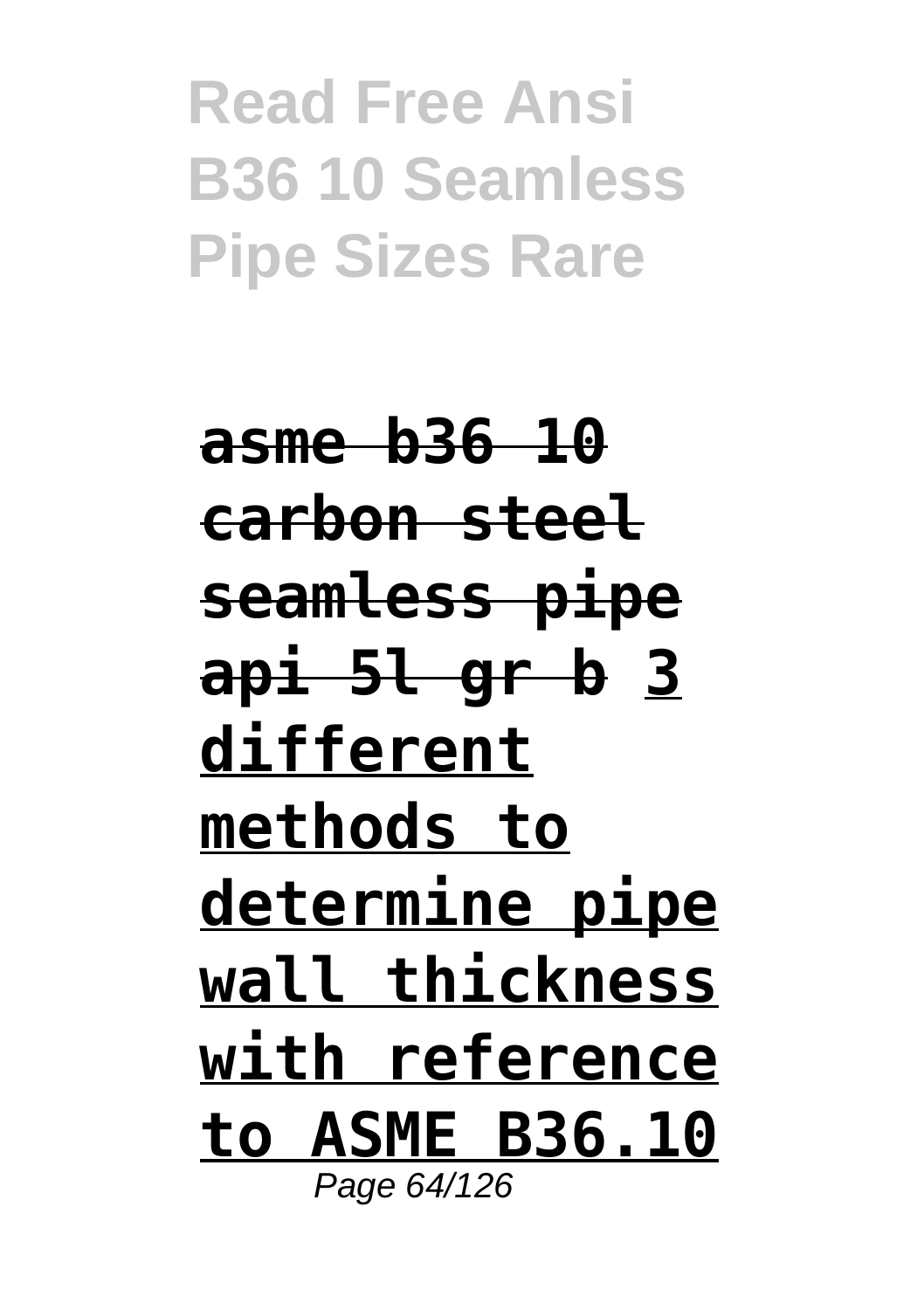**asme b36 10 carbon steel seamless pipe api 5l gr b** **3 different methods to determine pipe wall thickness with reference to ASME B36.10**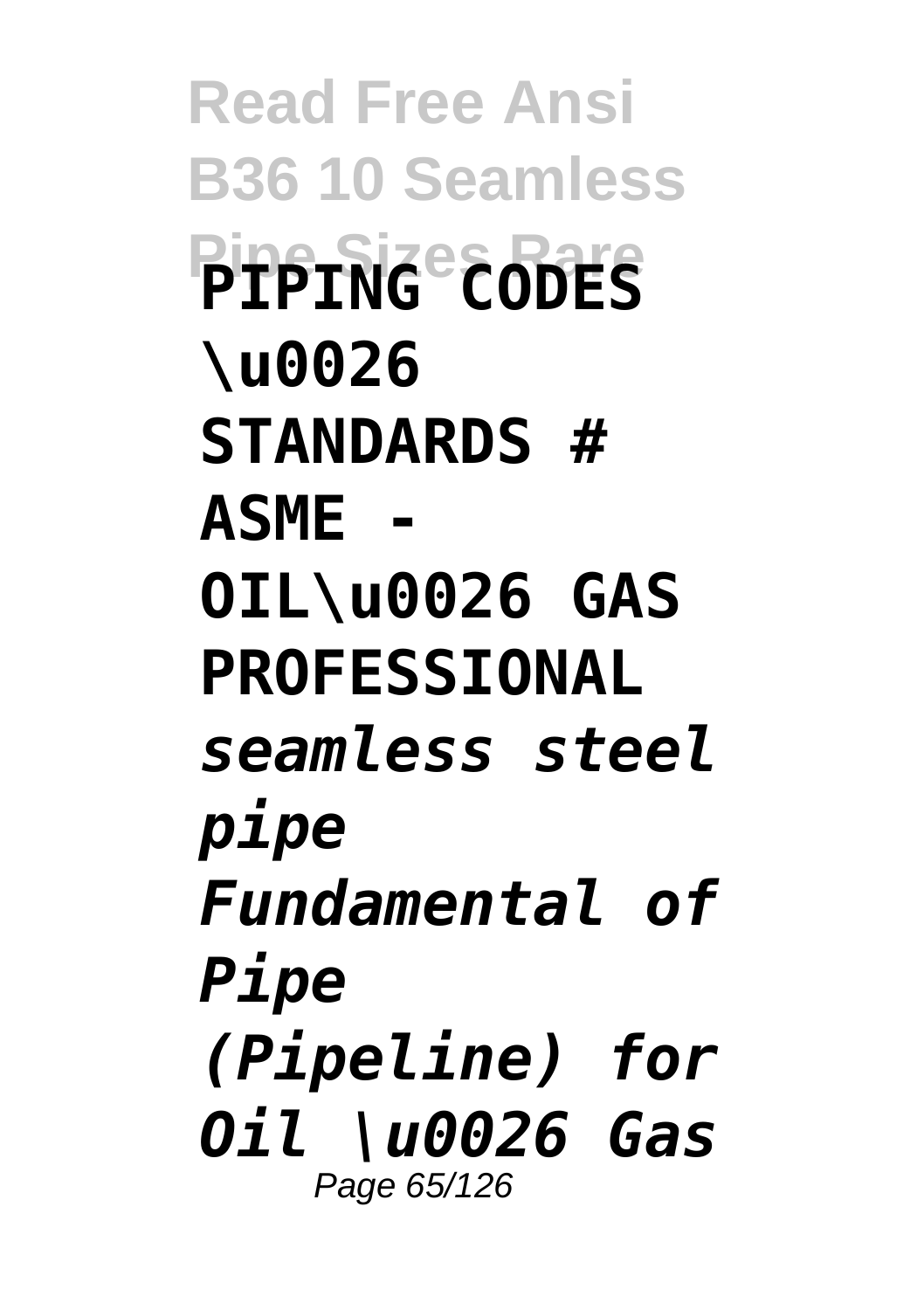**PIPING CODES \u0026 STANDARDS # ASME - OIL\u0026 GAS PROFESSIONAL** *seamless steel pipe Fundamental of Pipe (Pipeline) for Oil \u0026 Gas*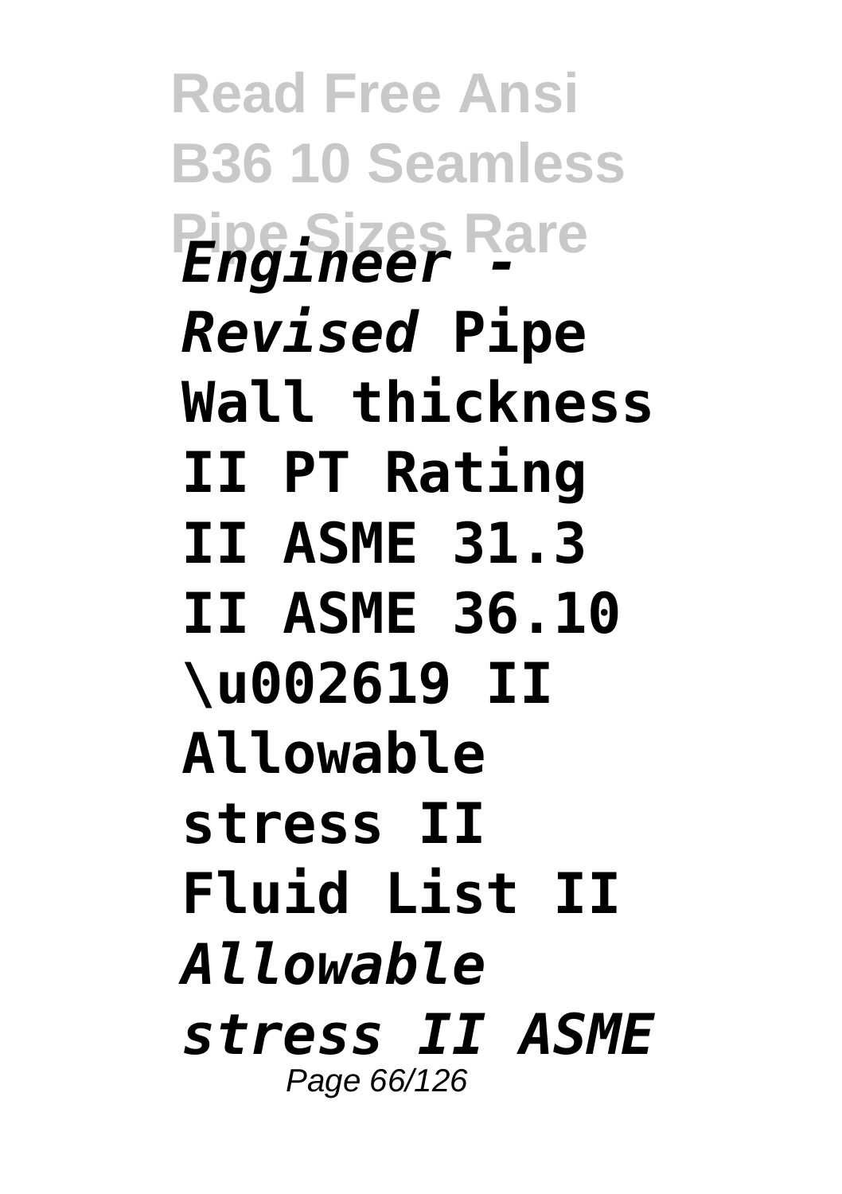*Engineer - Revised* **Pipe Wall thickness II PT Rating II ASME 31.3 II ASME 36.10 \u002619 II Allowable stress II Fluid List II** *Allowable stress II ASME*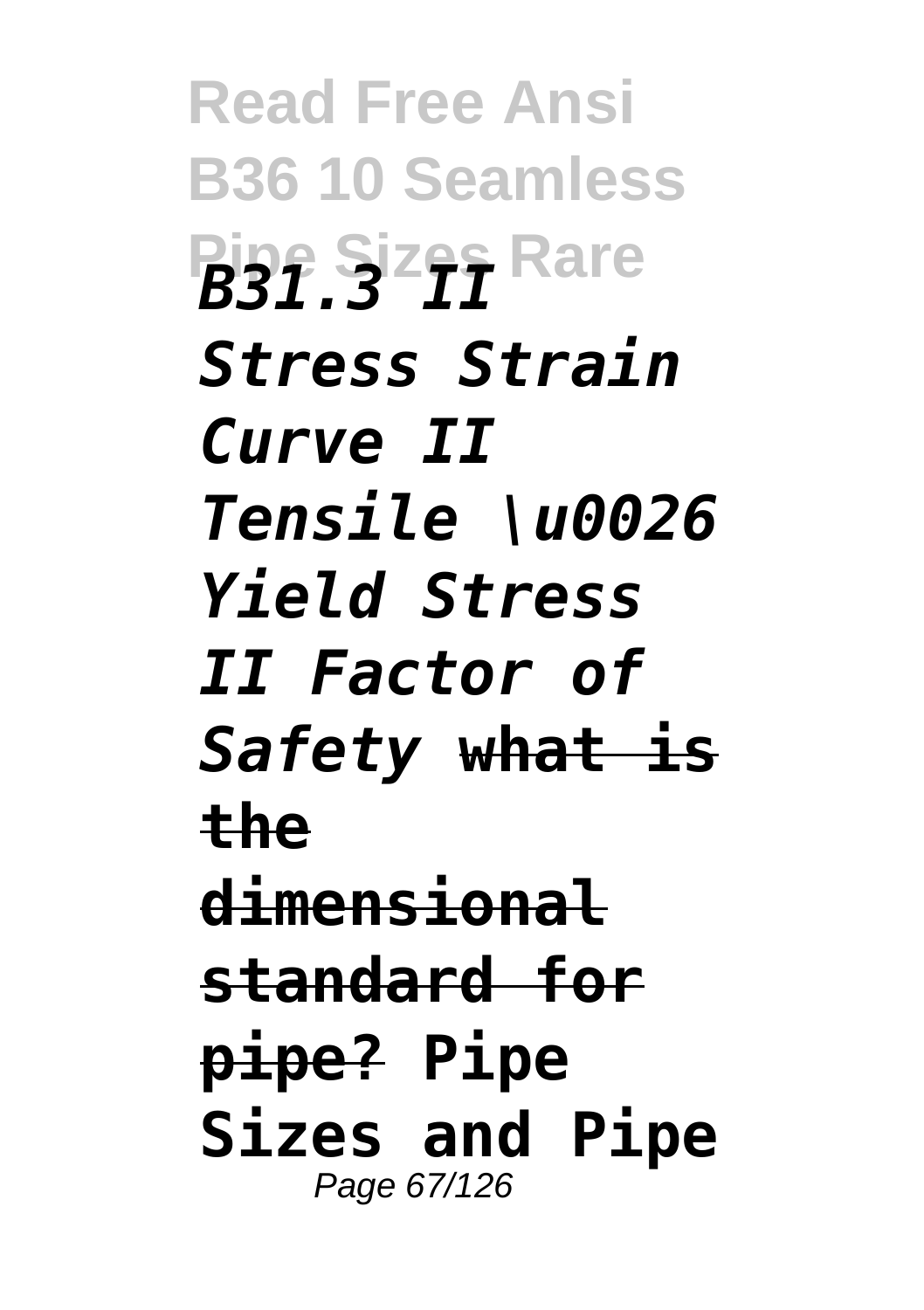*B31.3 II Stress Strain Curve II Tensile \u0026 Yield Stress II Factor of Safety* ~~**what is the dimensional standard for pipe?**~~ **Pipe Sizes and Pipe**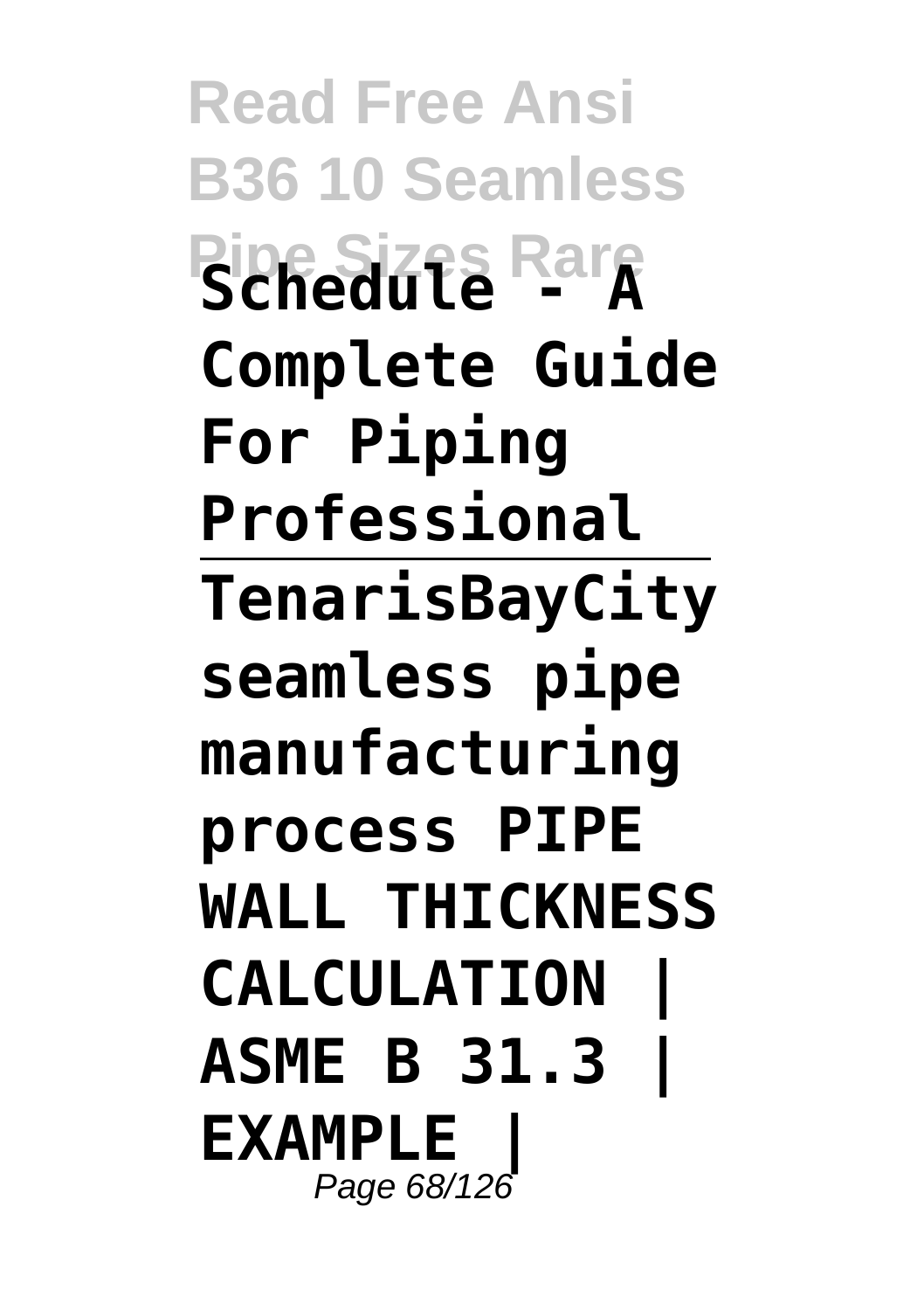**Schedule - A Complete Guide For Piping Professional**

---

**TenarisBayCity seamless pipe manufacturing process PIPE WALL THICKNESS CALCULATION | ASME B 31.3 | EXAMPLE |**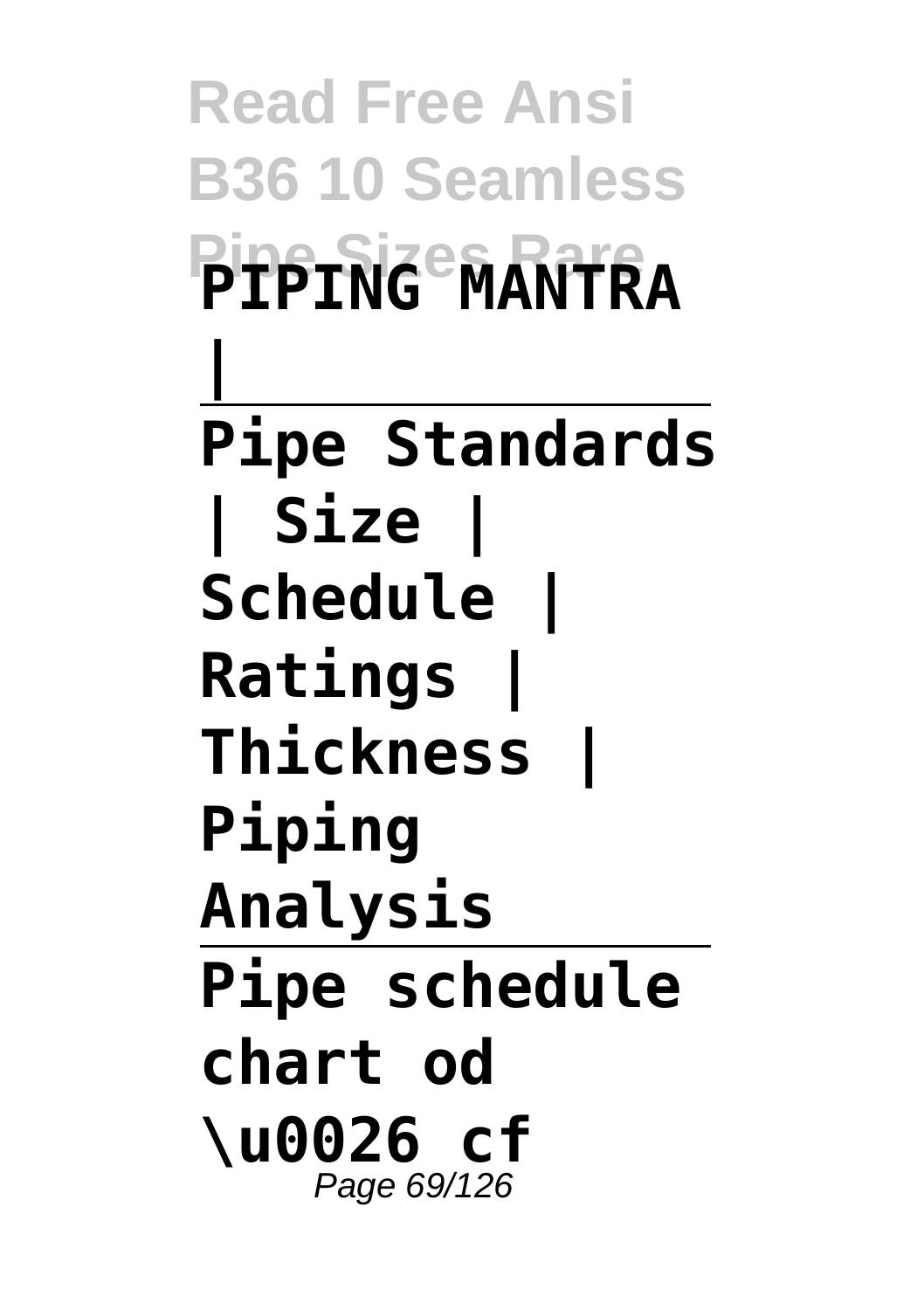**PIPING MANTRA |**

---

**Pipe Standards | Size | Schedule | Ratings | Thickness | Piping Analysis**

---

**Pipe schedule chart od \u0026 cf**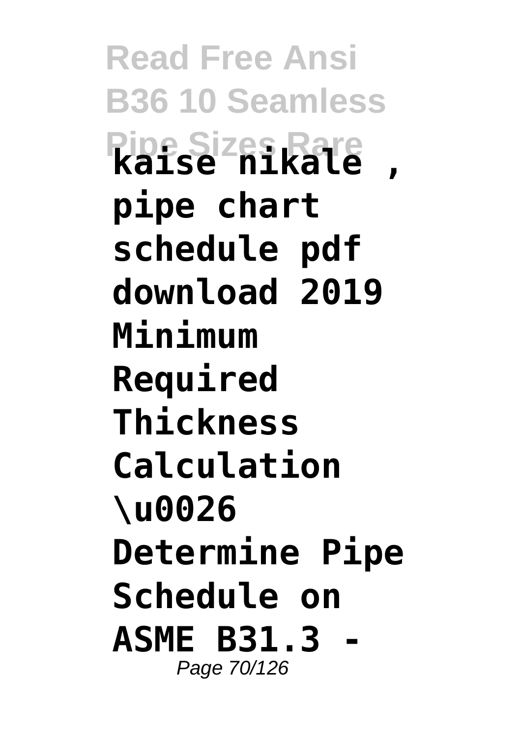**kaise nikale , pipe chart schedule pdf download 2019 Minimum Required Thickness Calculation \u0026 Determine Pipe Schedule on ASME B31.3 -**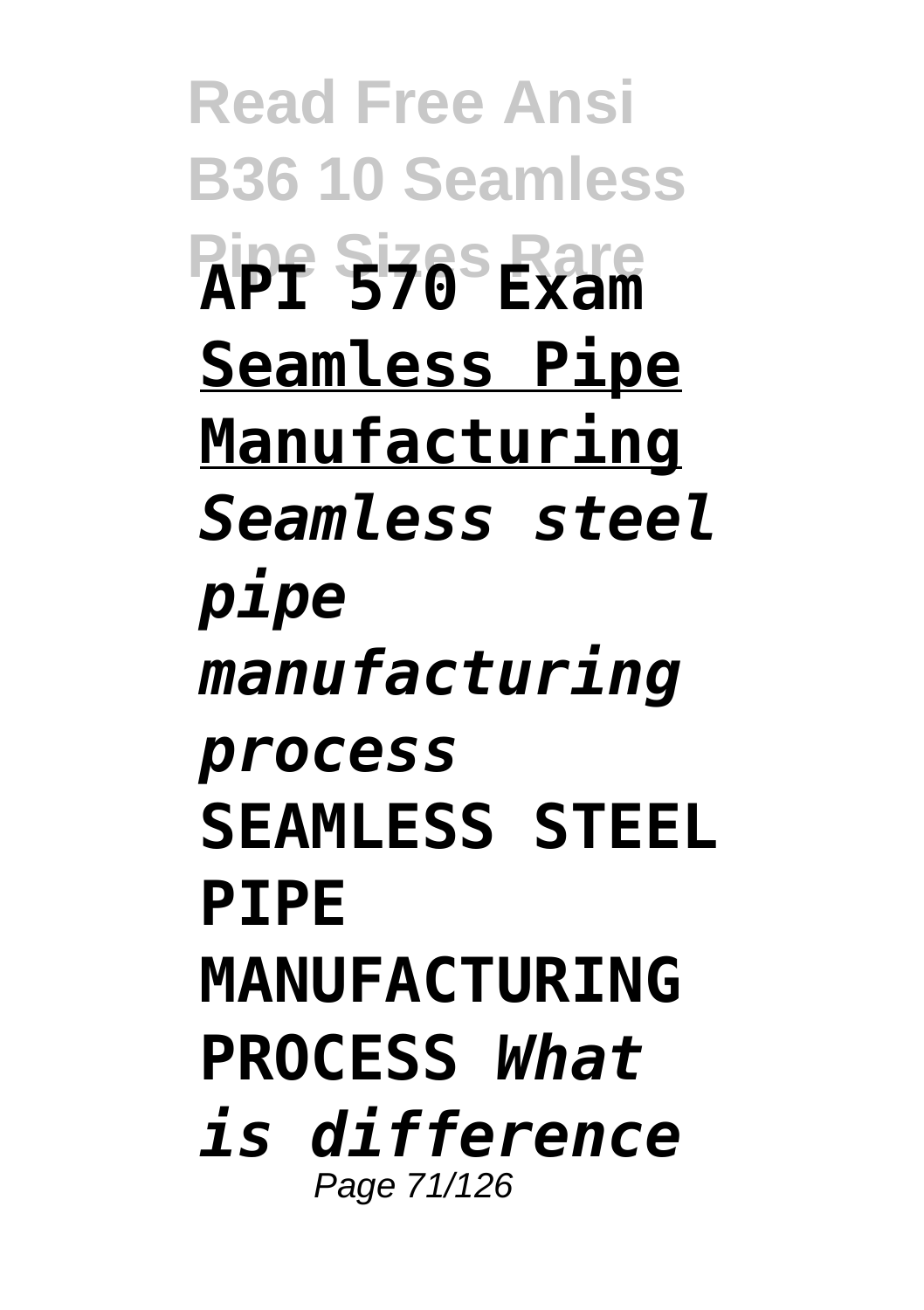**API 570 Exam**

**Seamless Pipe Manufacturing**

***Seamless steel pipe manufacturing process***

**SEAMLESS STEEL PIPE MANUFACTURING PROCESS** ***What is difference***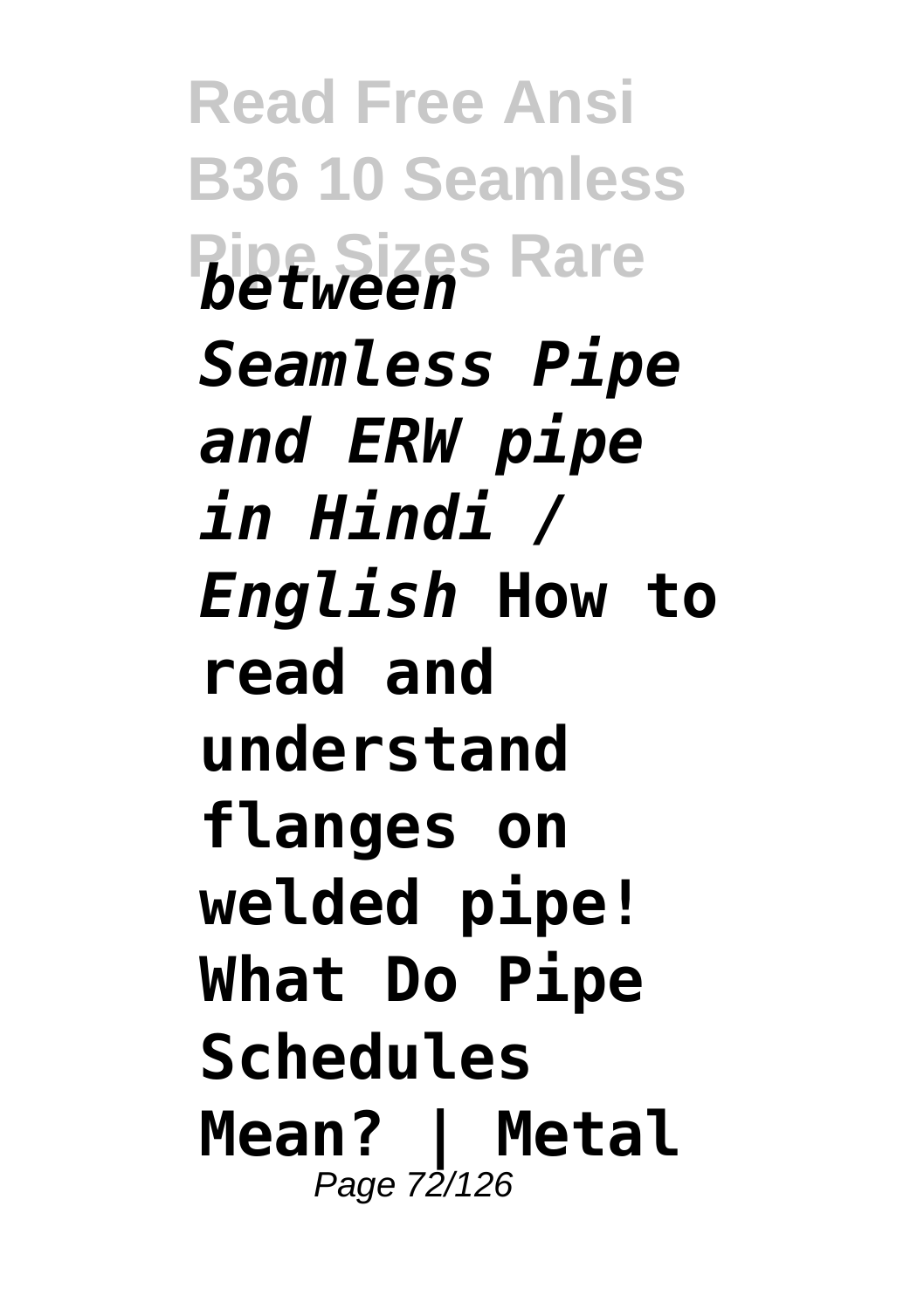*between Seamless Pipe and ERW pipe in Hindi / English* **How to read and understand flanges on welded pipe! What Do Pipe Schedules Mean? | Metal**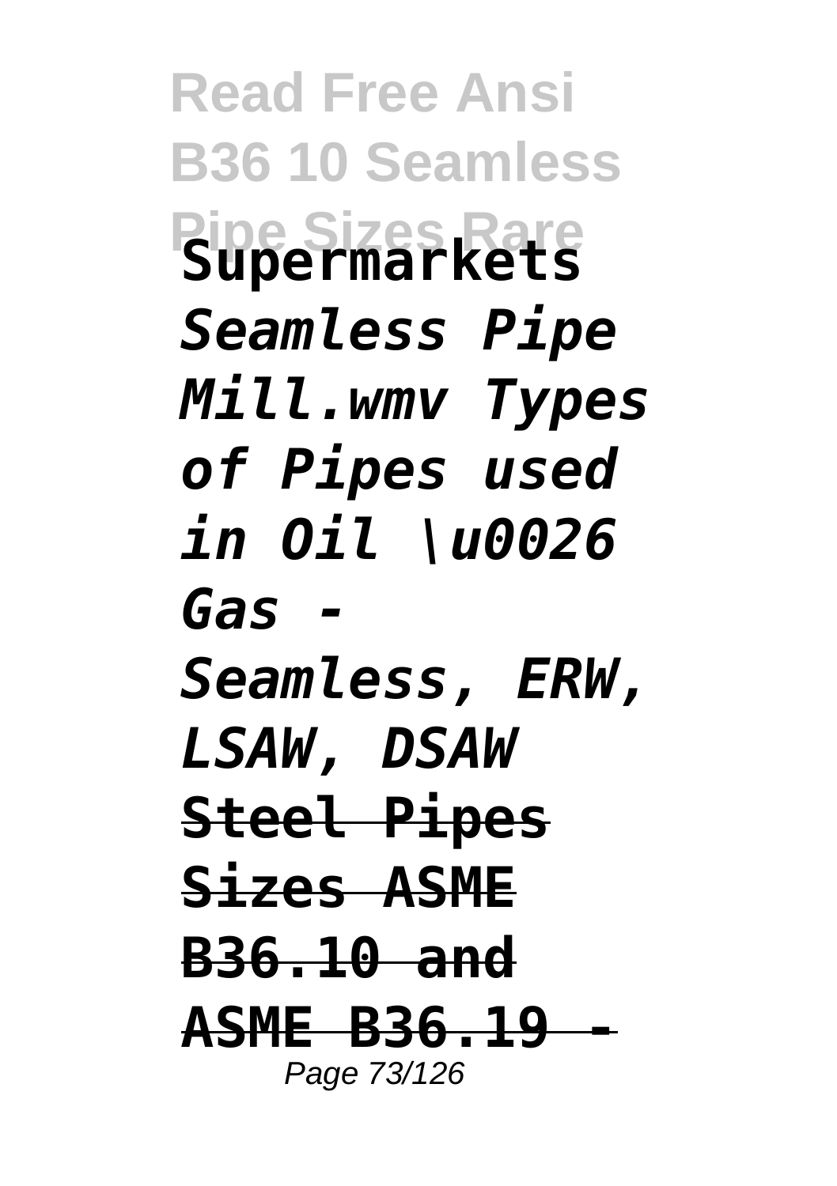**Supermarkets** *Seamless Pipe Mill.wmv Types of Pipes used in Oil \u0026 Gas - Seamless, ERW, LSAW, DSAW* ~~**Steel Pipes Sizes ASME B36.10 and ASME B36.19 -**~~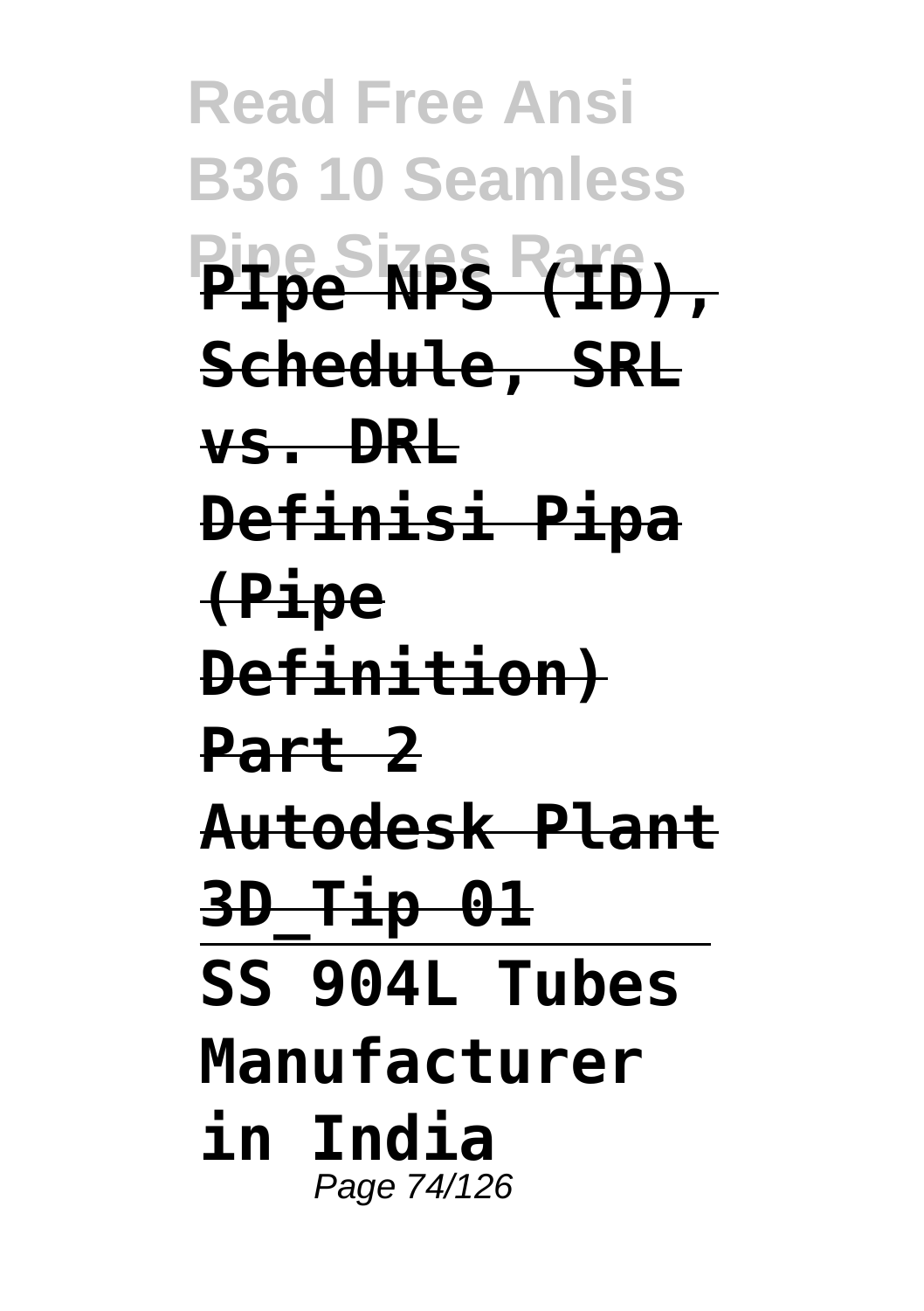**PIpe NPS (ID), Schedule, SRL vs. DRL**

**Definisi Pipa (Pipe Definition) Part 2**

**Autodesk Plant 3D_Tip 01**

**SS 904L Tubes Manufacturer in India**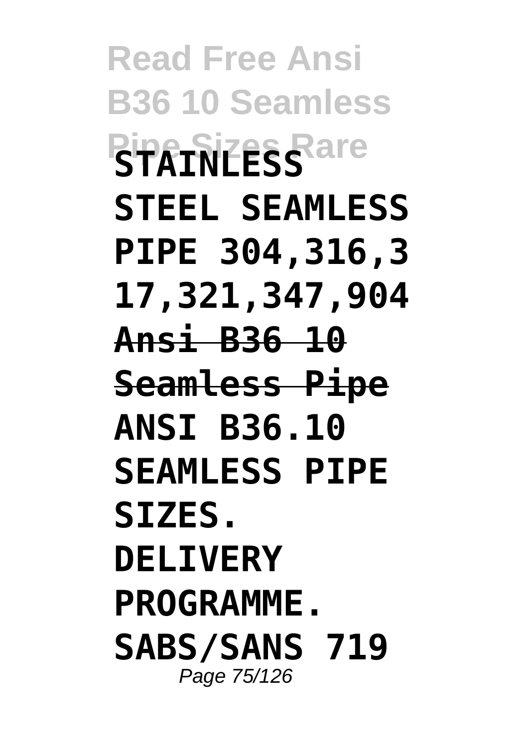**STAINLESS STEEL SEAMLESS PIPE 304,316,317,321,347,904**

**Ansi B36 10 Seamless Pipe**

**ANSI B36.10 SEAMLESS PIPE SIZES. DELIVERY PROGRAMME. SABS/SANS 719**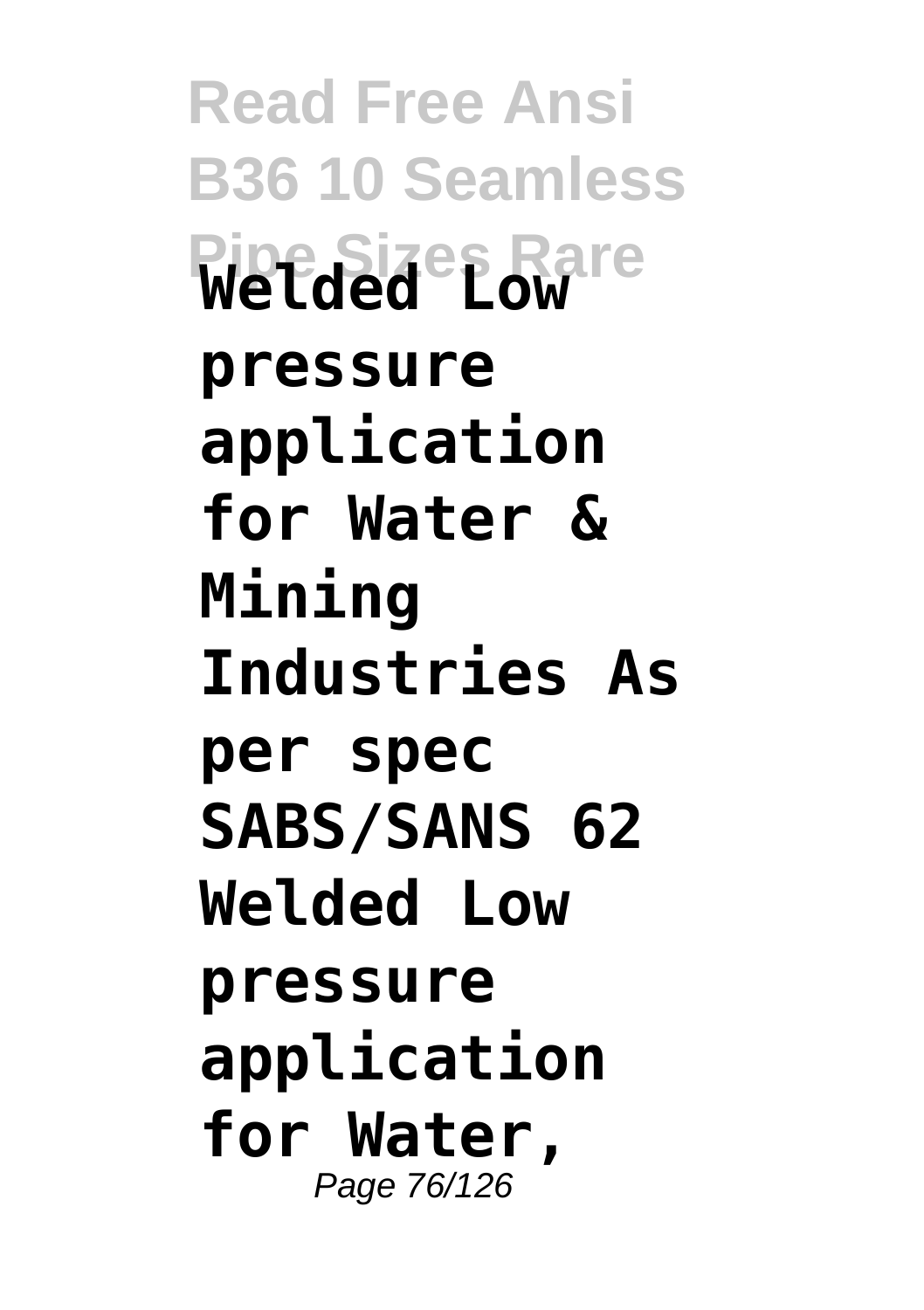**Welded Low pressure application for Water & Mining Industries As per spec SABS/SANS 62 Welded Low pressure application for Water,**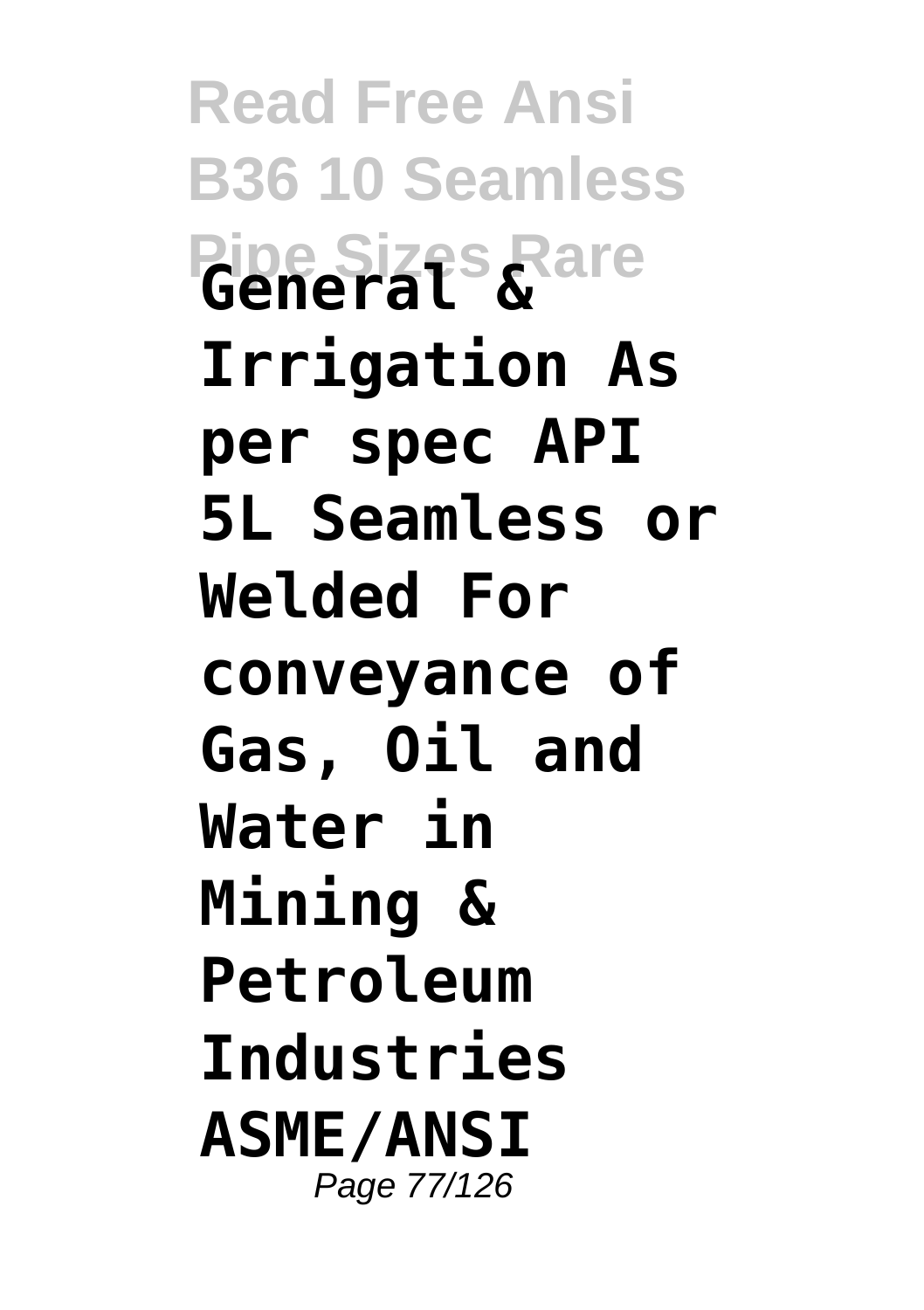**General & Irrigation As per spec API 5L Seamless or Welded For conveyance of Gas, Oil and Water in Mining & Petroleum Industries ASME/ANSI**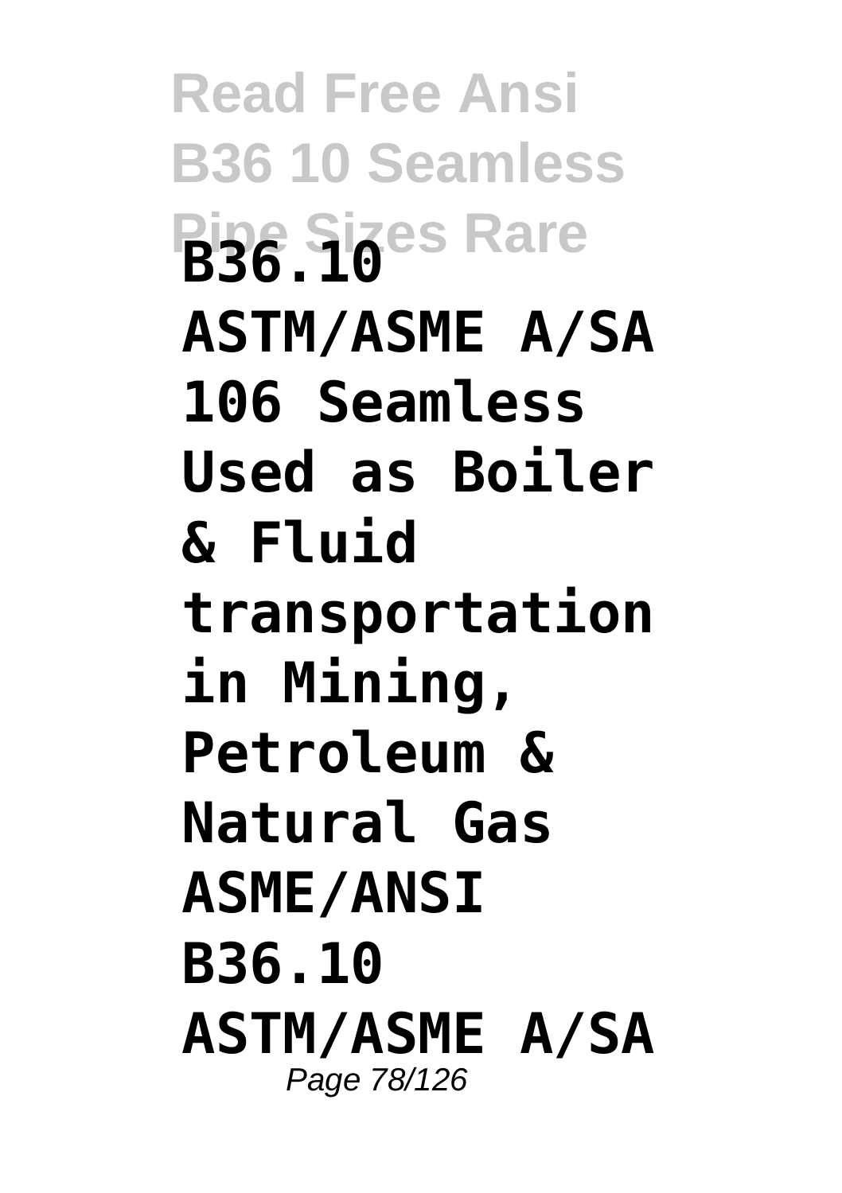**B36.10 ASTM/ASME A/SA 106 Seamless Used as Boiler & Fluid transportation in Mining, Petroleum & Natural Gas ASME/ANSI B36.10 ASTM/ASME A/SA**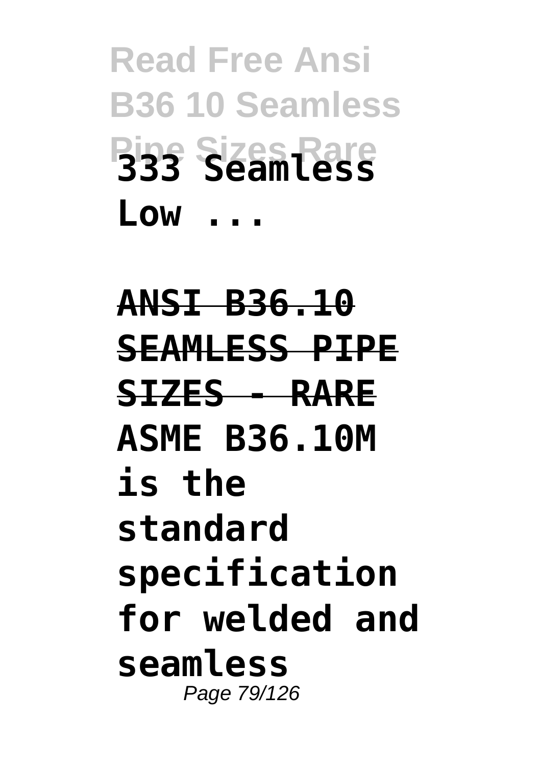**333 Seamless Low ...**

**ANSI B36.10 SEAMLESS PIPE SIZES - RARE**

**ASME B36.10M is the standard specification for welded and seamless**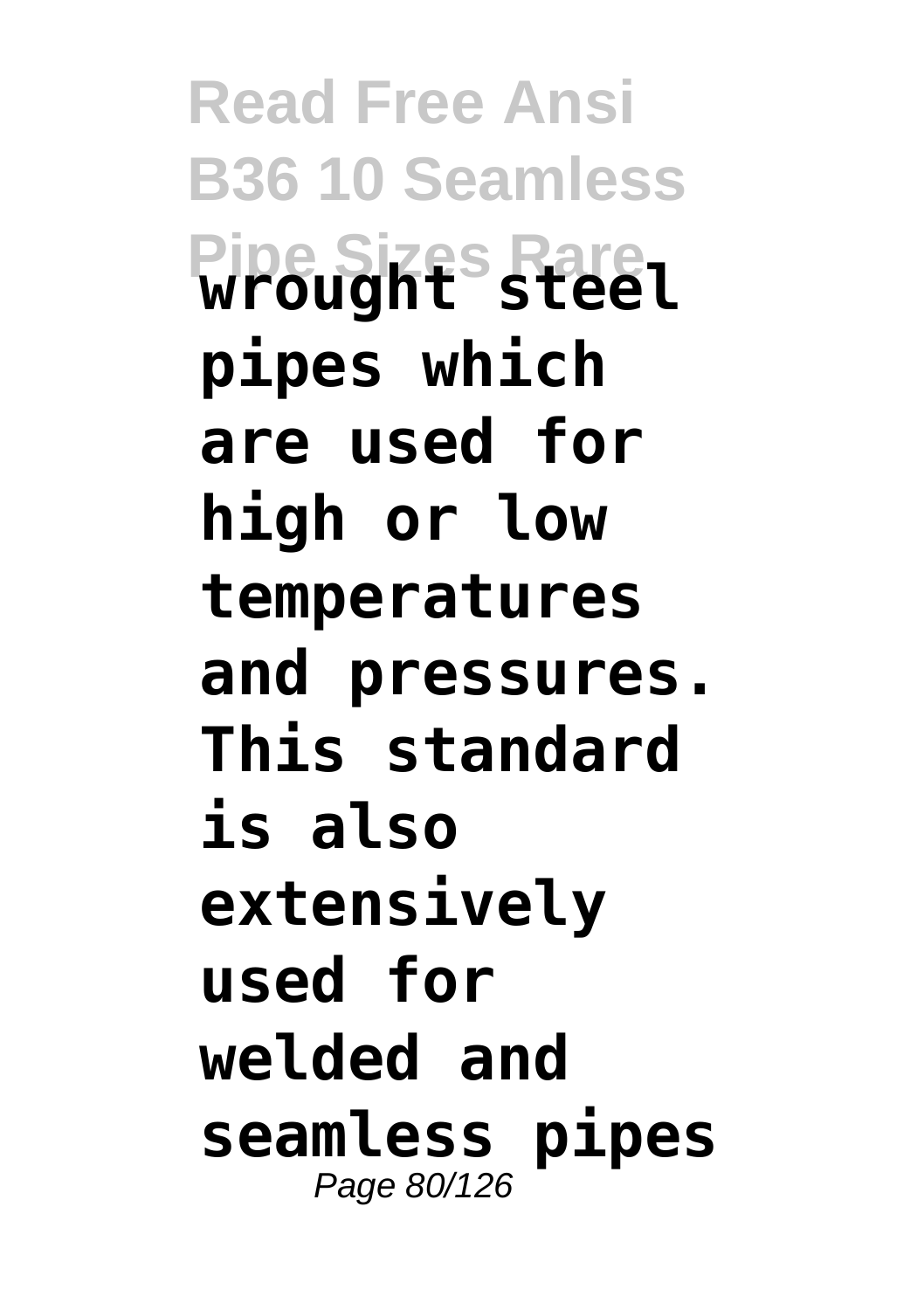**wrought steel pipes which are used for high or low temperatures and pressures. This standard is also extensively used for welded and seamless pipes**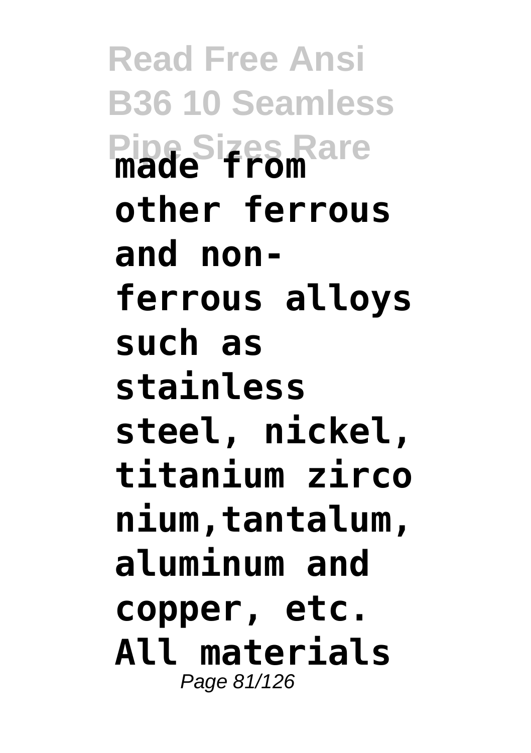**made from other ferrous and non-ferrous alloys such as stainless steel, nickel, titanium zirconium,tantalum, aluminum and copper, etc. All materials**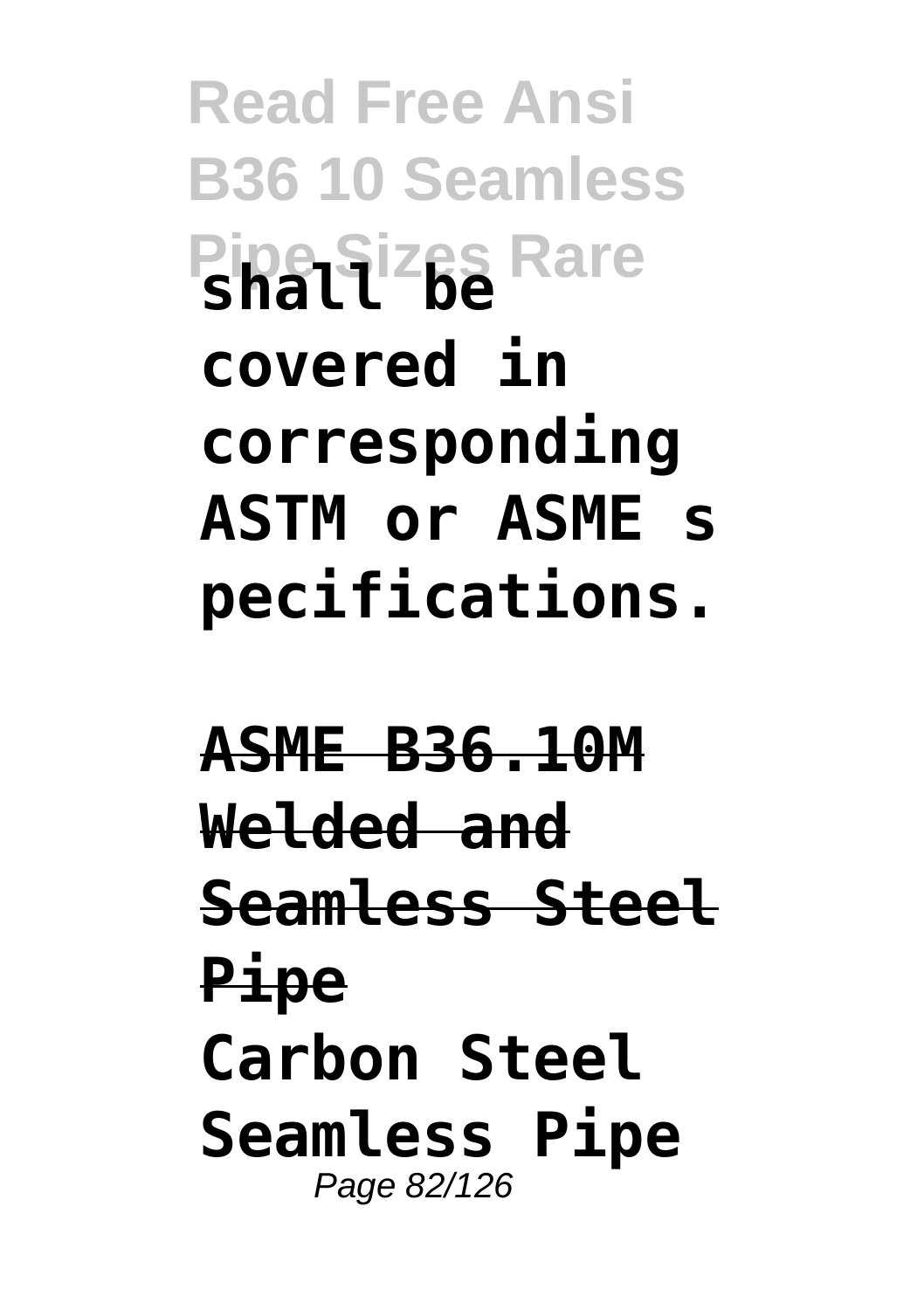**shall be covered in corresponding ASTM or ASME s pecifications.**

**ASME B36.10M Welded and Seamless Steel Pipe**

**Carbon Steel Seamless Pipe**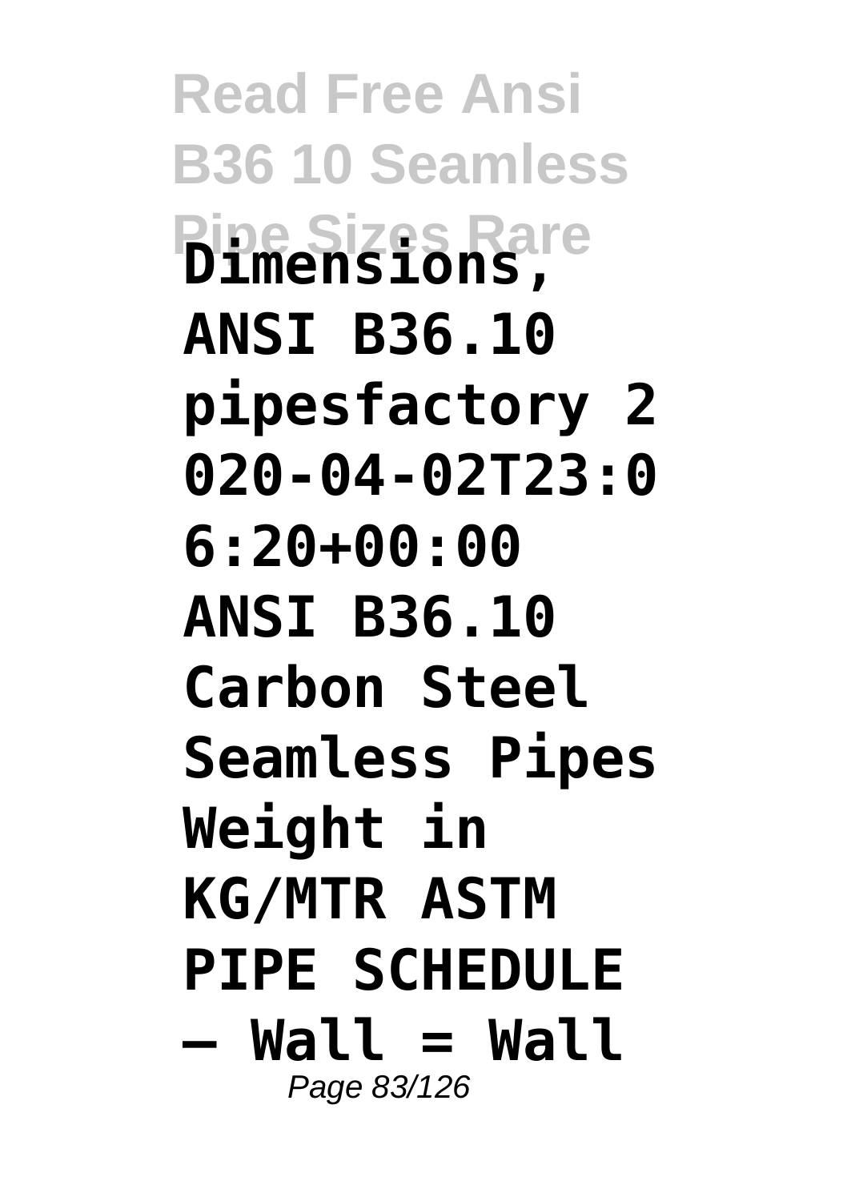**Dimensions, ANSI B36.10 pipesfactory 2020-04-02T23:06:20+00:00 ANSI B36.10 Carbon Steel Seamless Pipes Weight in KG/MTR ASTM PIPE SCHEDULE – Wall = Wall**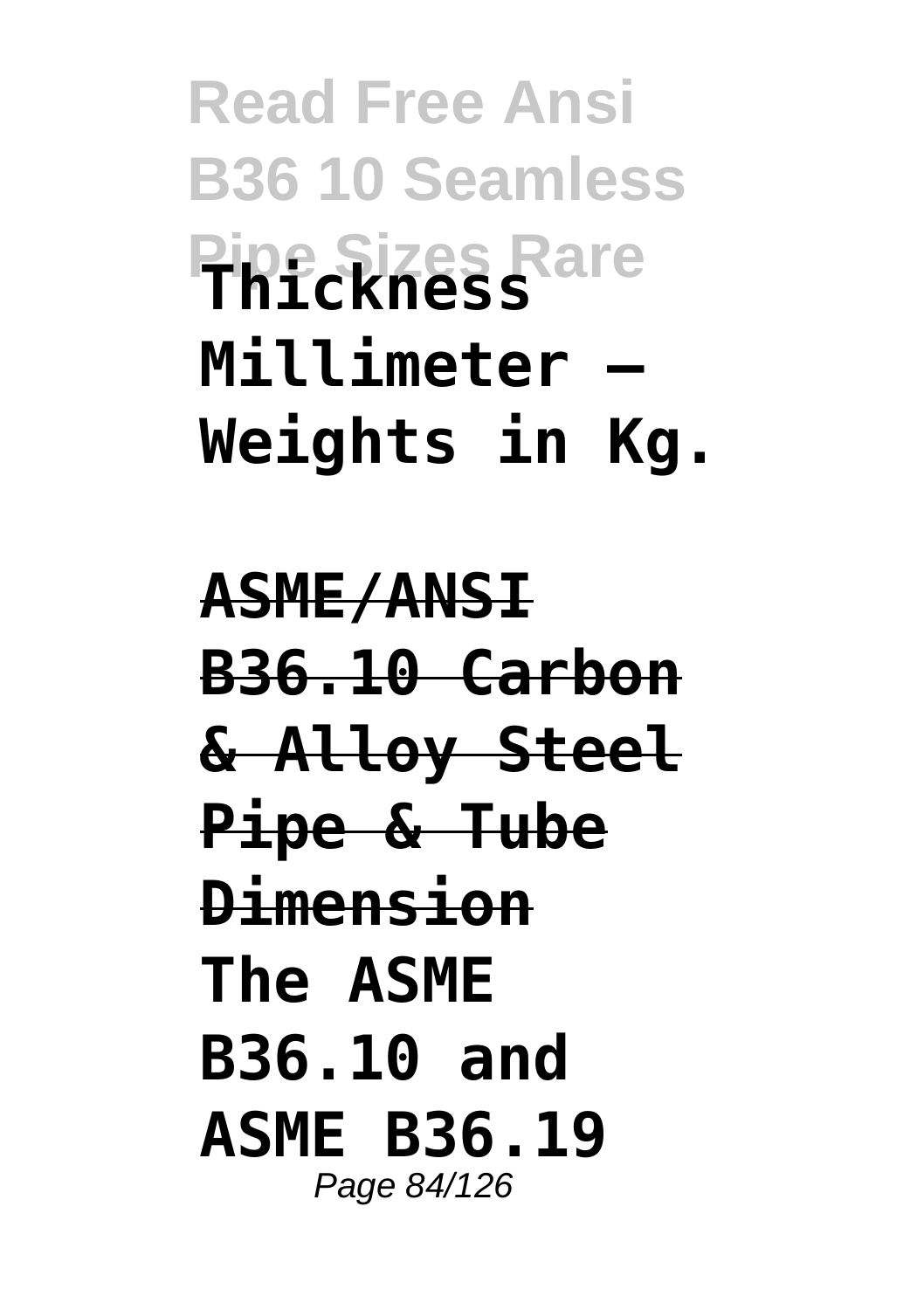**Thickness Millimeter – Weights in Kg.**

**ASME/ANSI B36.10 Carbon & Alloy Steel Pipe & Tube Dimension**

**The ASME B36.10 and ASME B36.19**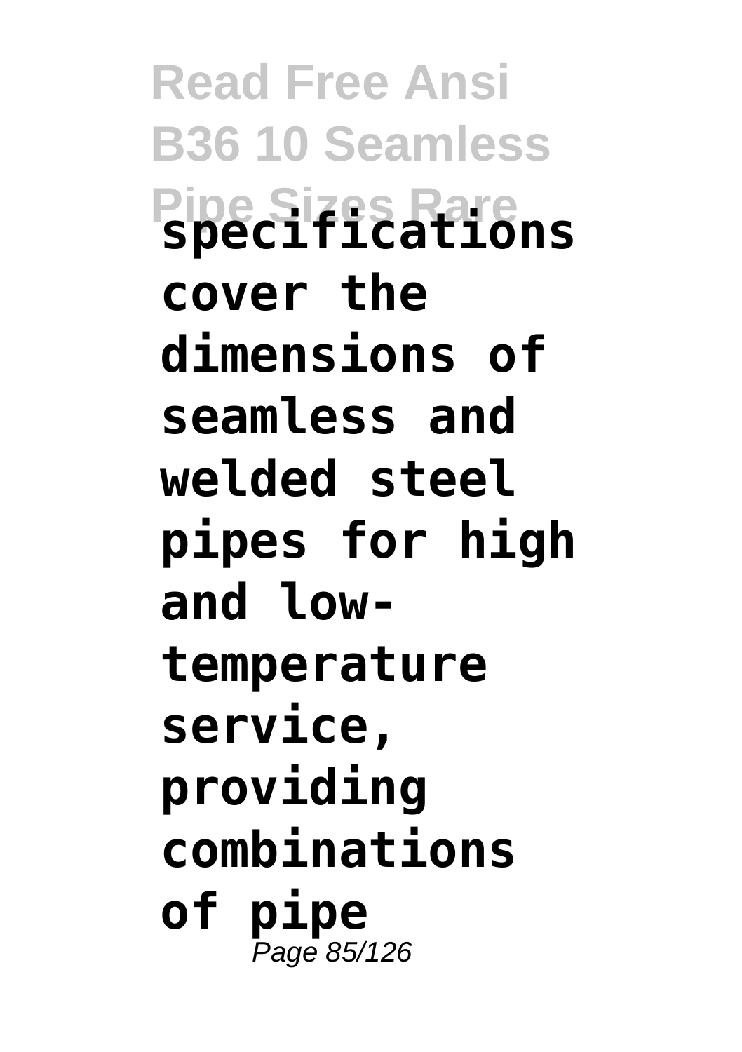**specifications cover the dimensions of seamless and welded steel pipes for high and low-temperature service, providing combinations of pipe**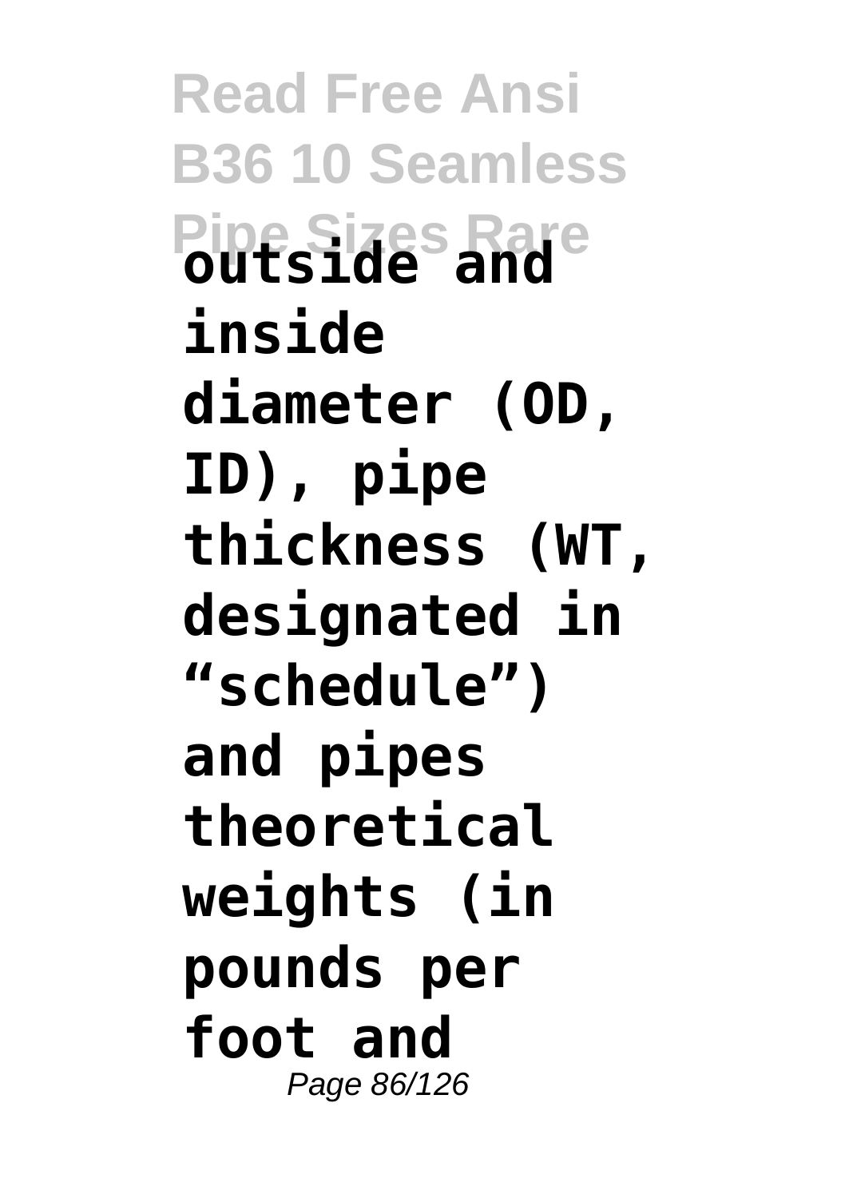**outside and inside diameter (OD, ID), pipe thickness (WT, designated in “schedule”) and pipes theoretical weights (in pounds per foot and**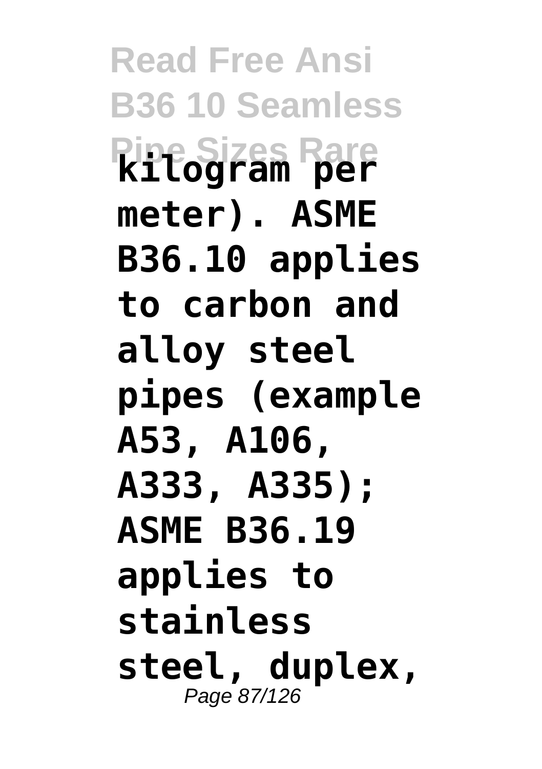**kilogram per meter). ASME B36.10 applies to carbon and alloy steel pipes (example A53, A106, A333, A335); ASME B36.19 applies to stainless steel, duplex,**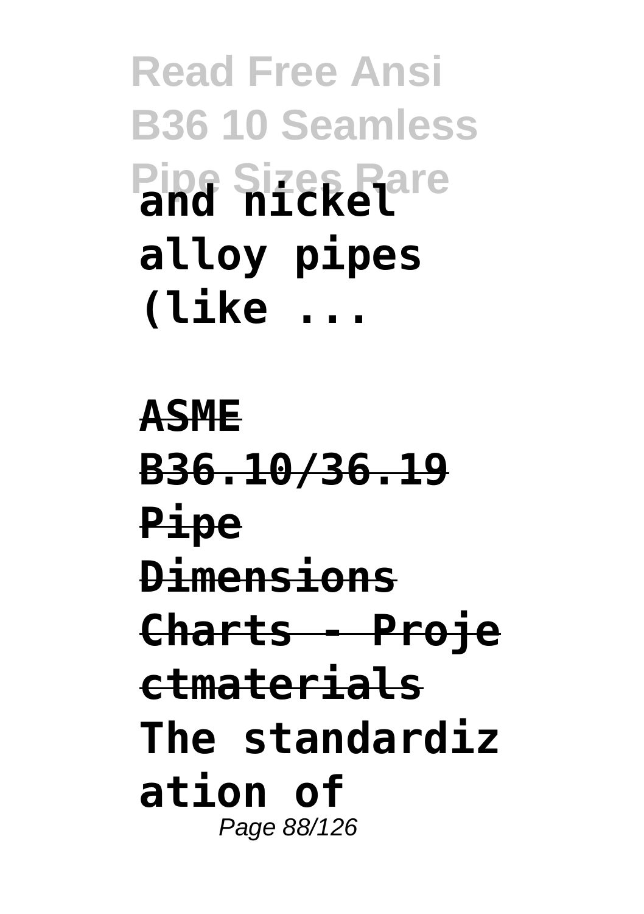**and nickel alloy pipes (like ...**

**ASME B36.10/36.19 Pipe Dimensions Charts - Projectmaterials**

**The standardization of**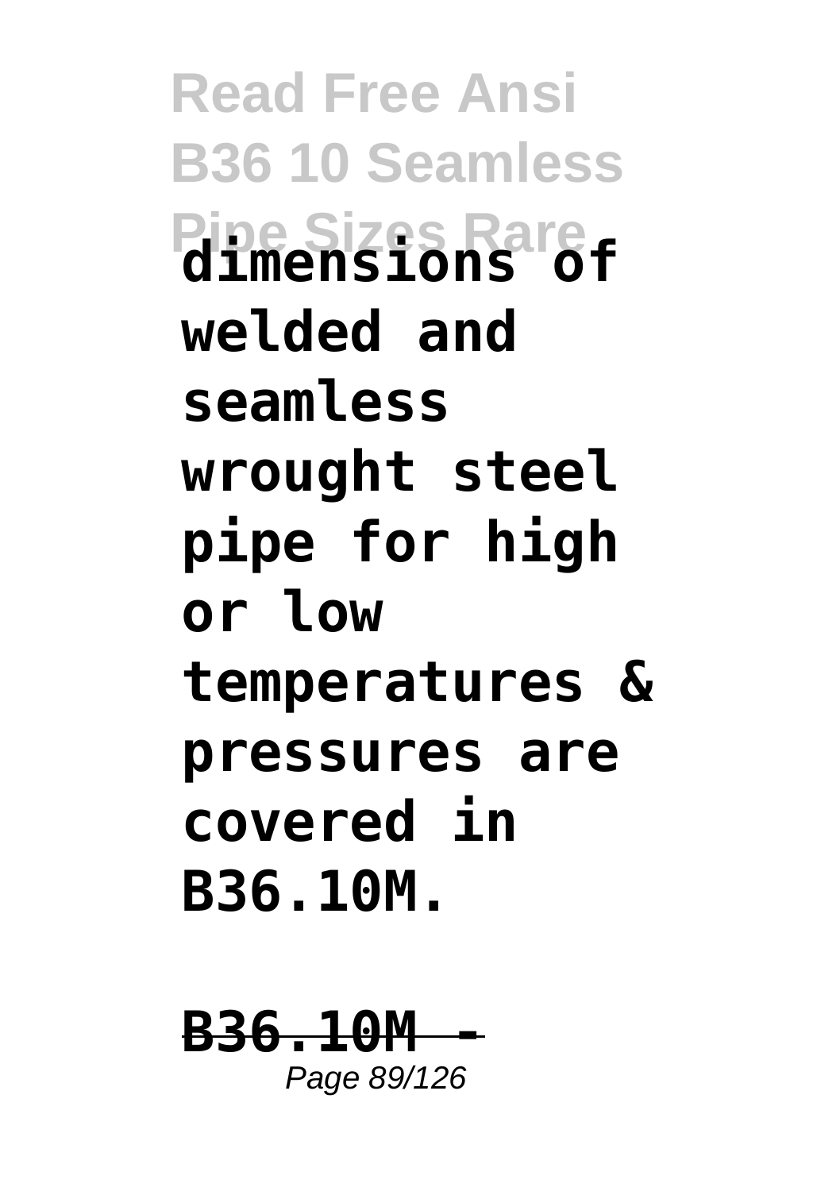**dimensions of welded and seamless wrought steel pipe for high or low temperatures & pressures are covered in B36.10M.**

**B36.10M -**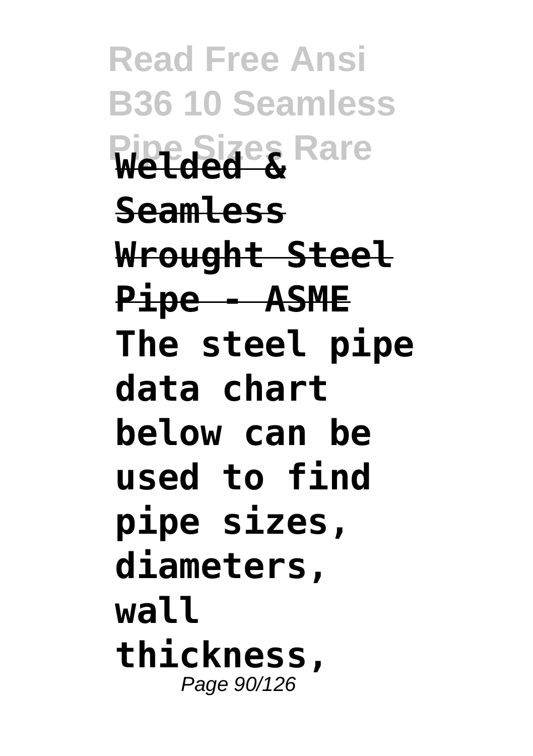**Welded & Seamless Wrought Steel Pipe - ASME**

**The steel pipe data chart below can be used to find pipe sizes, diameters, wall thickness,**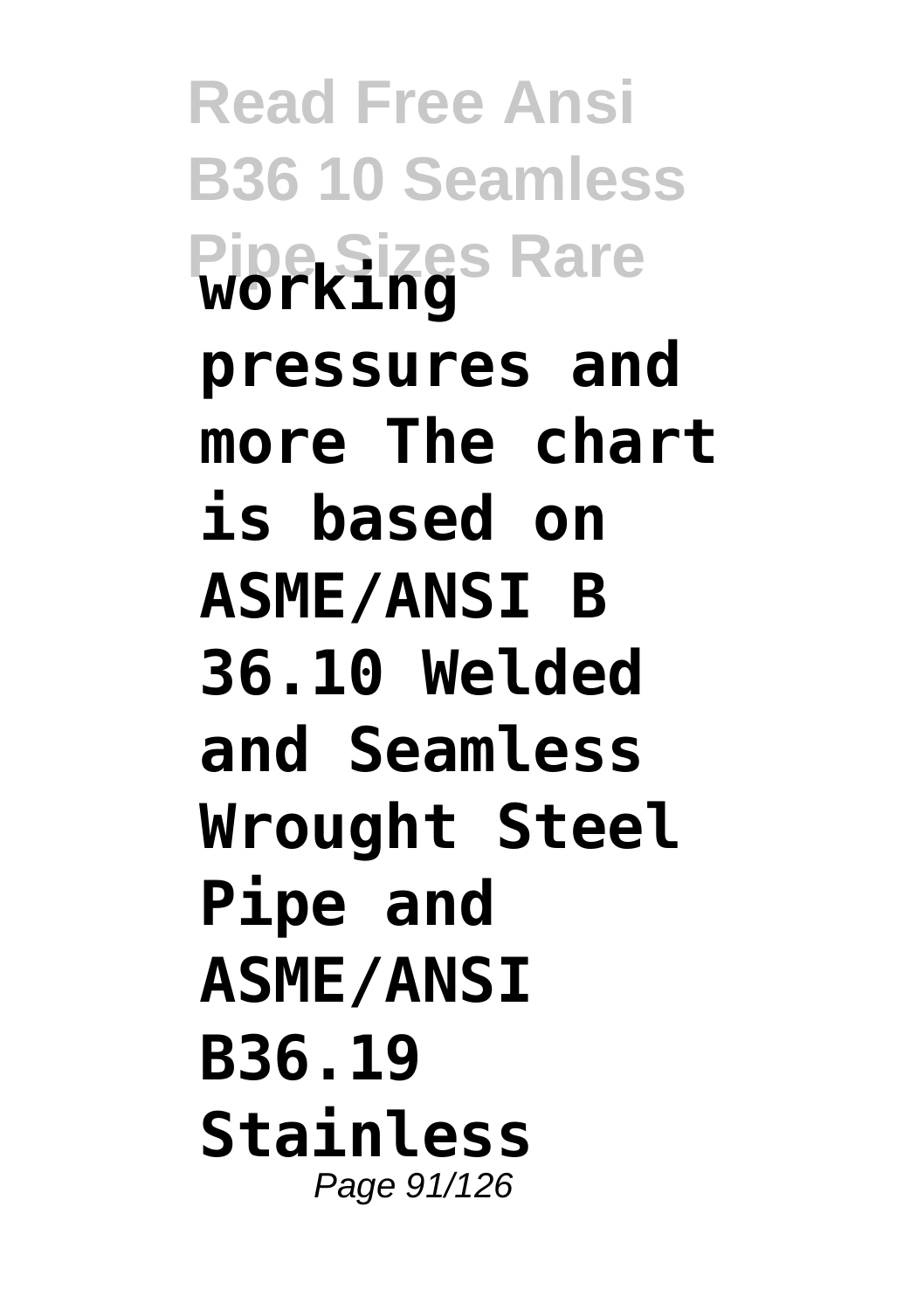**working pressures and more The chart is based on ASME/ANSI B 36.10 Welded and Seamless Wrought Steel Pipe and ASME/ANSI B36.19 Stainless**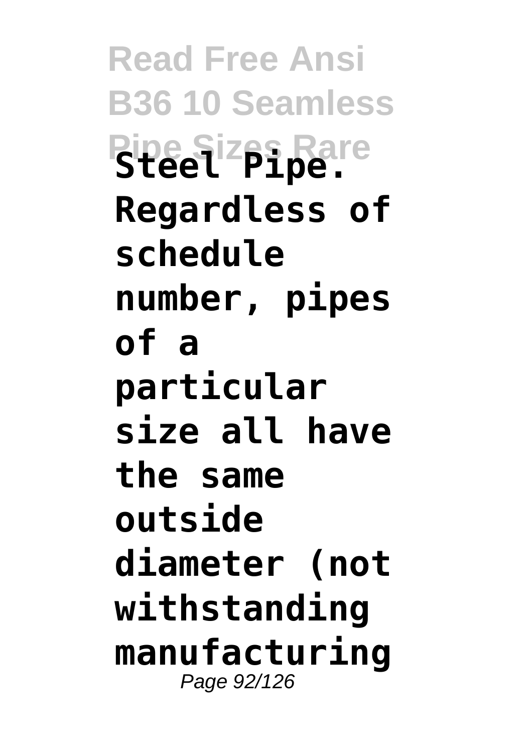**Steel Pipe. Regardless of schedule number, pipes of a particular size all have the same outside diameter (not withstanding manufacturing**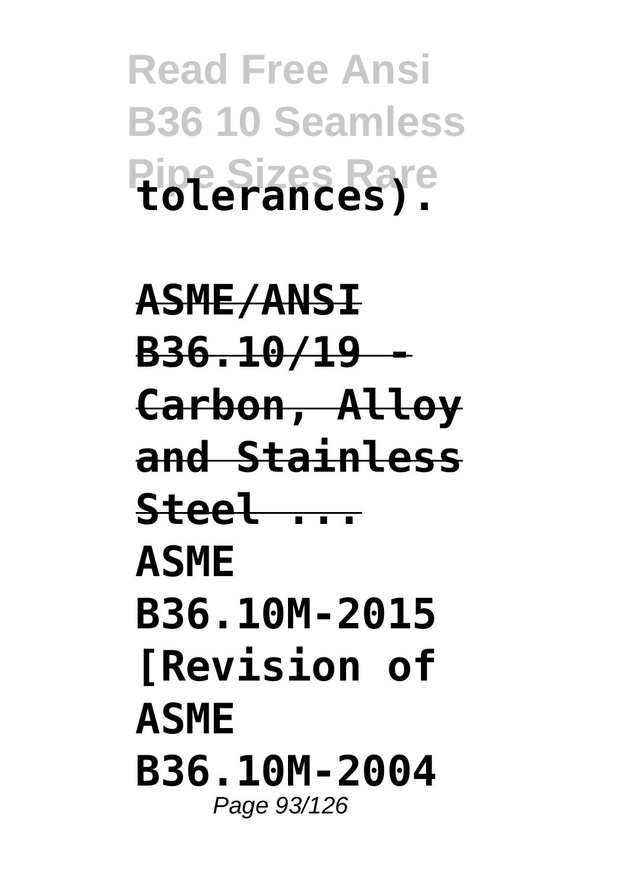**tolerances).**

**ASME/ANSI B36.10/19 - Carbon, Alloy and Stainless Steel ...**

**ASME B36.10M-2015 [Revision of ASME B36.10M-2004**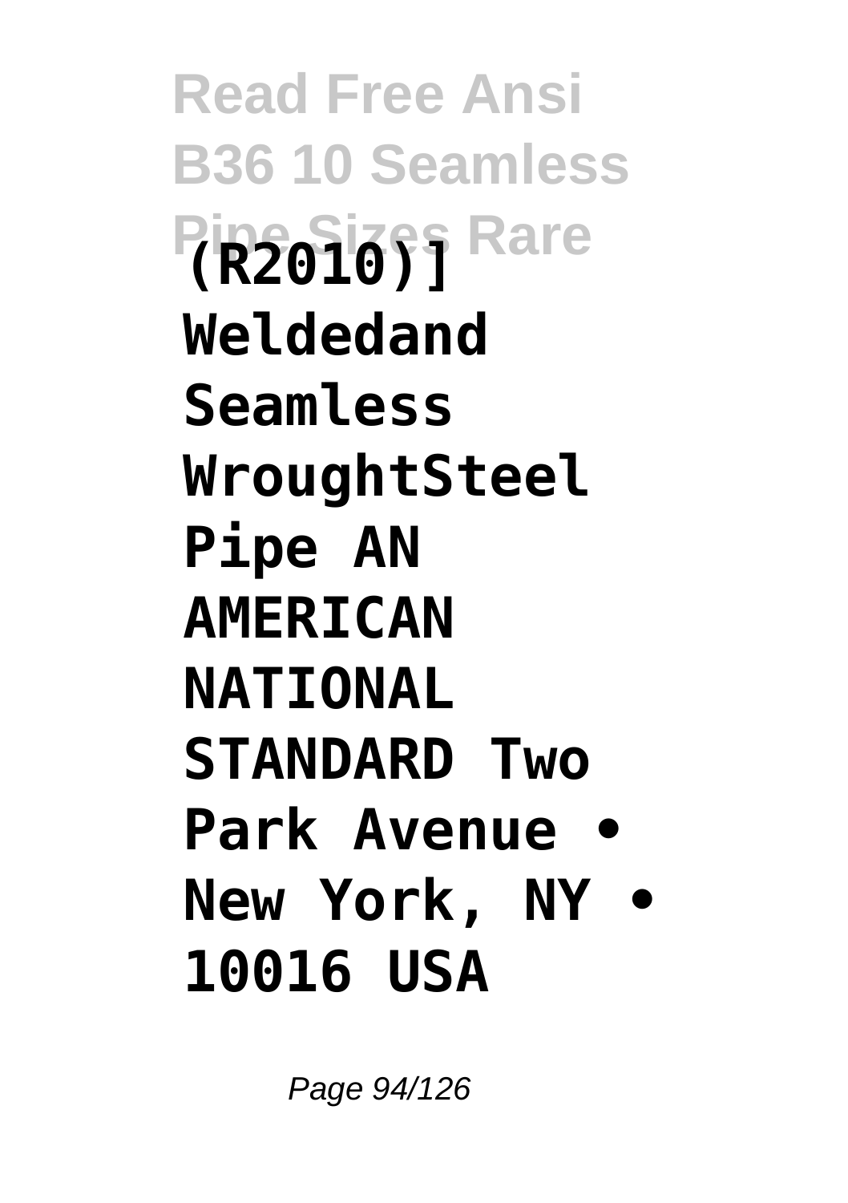**(R2010)] Weldedand Seamless WroughtSteel Pipe AN AMERICAN NATIONAL STANDARD Two Park Avenue • New York, NY • 10016 USA**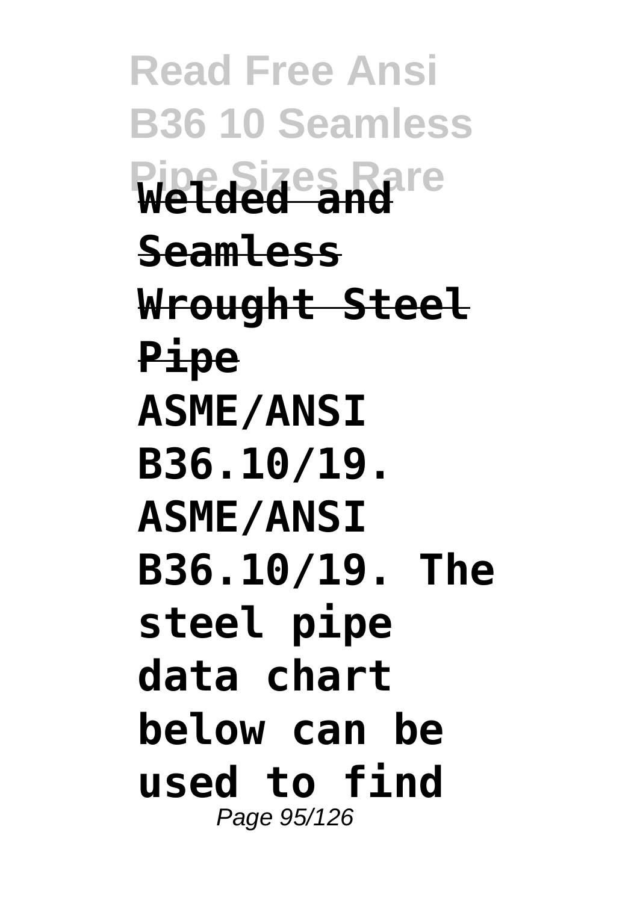**Welded and Seamless Wrought Steel Pipe**

**ASME/ANSI B36.10/19. ASME/ANSI B36.10/19. The steel pipe data chart below can be used to find**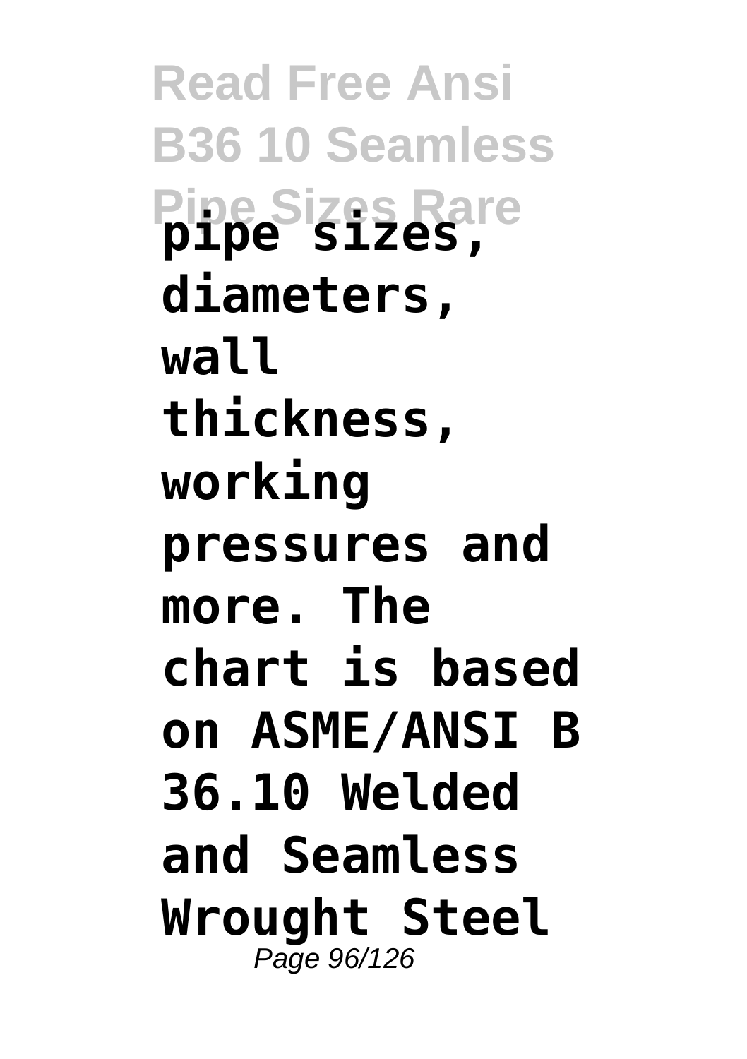**pipe sizes, diameters, wall thickness, working pressures and more. The chart is based on ASME/ANSI B 36.10 Welded and Seamless Wrought Steel**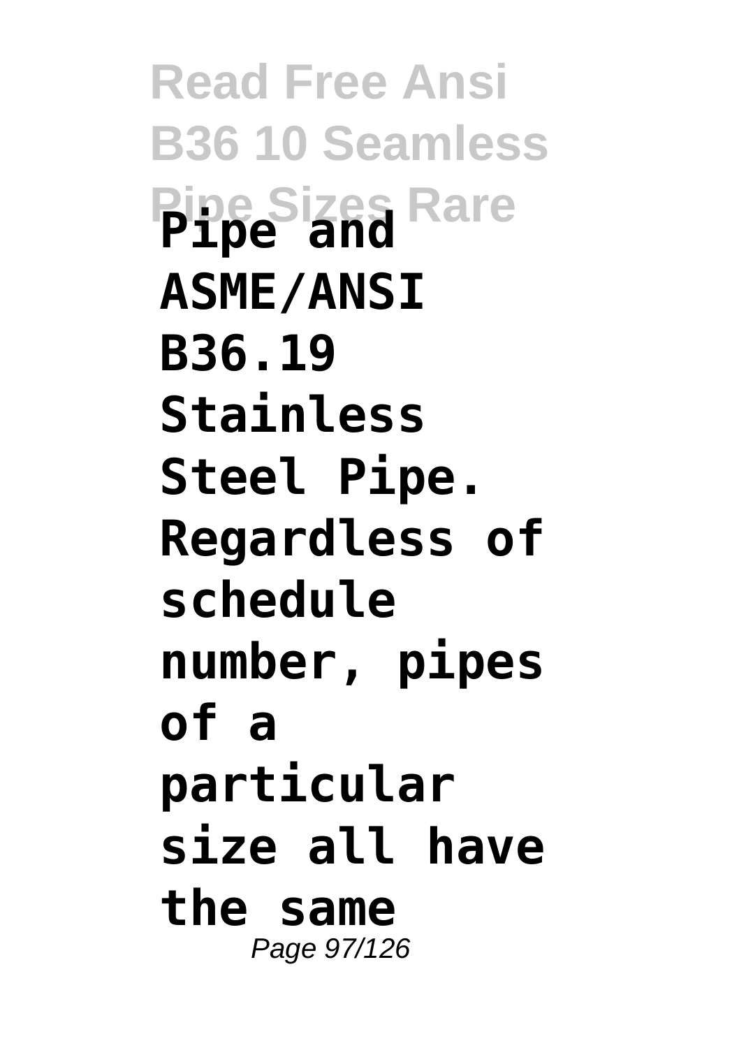**Pipe and ASME/ANSI B36.19 Stainless Steel Pipe. Regardless of schedule number, pipes of a particular size all have the same**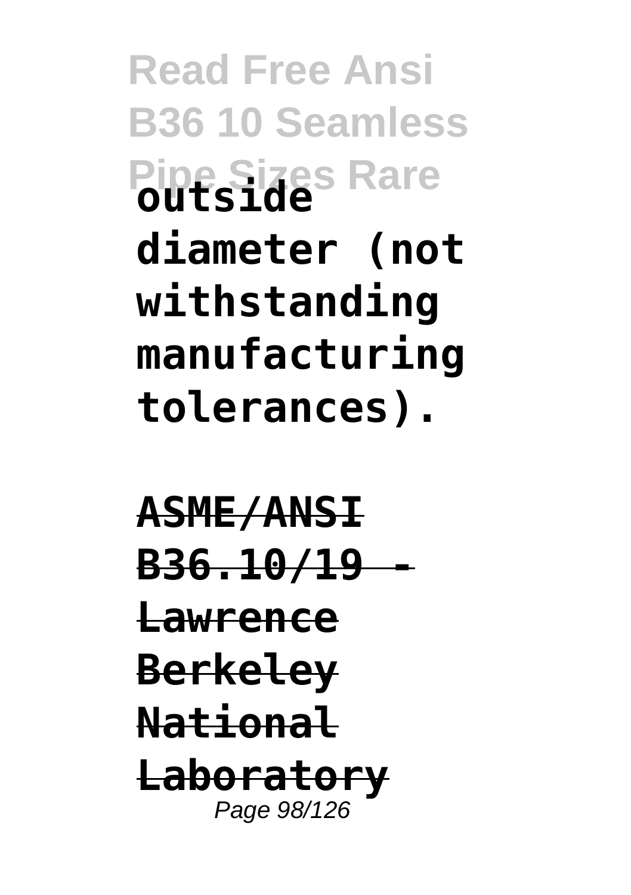**outside diameter (not withstanding manufacturing tolerances).**

**ASME/ANSI B36.10/19 - Lawrence Berkeley National Laboratory**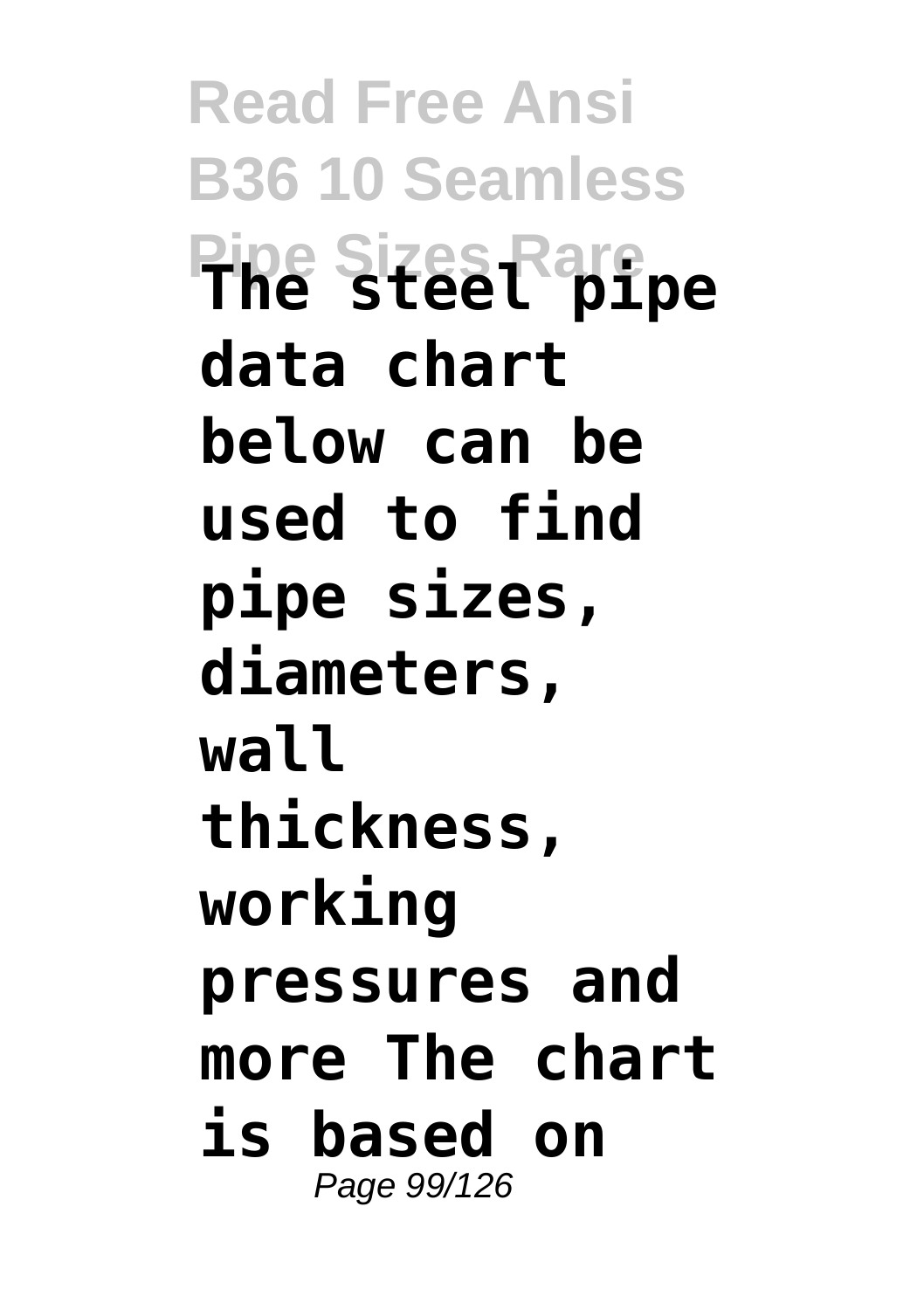**The steel pipe data chart below can be used to find pipe sizes, diameters, wall thickness, working pressures and more The chart is based on**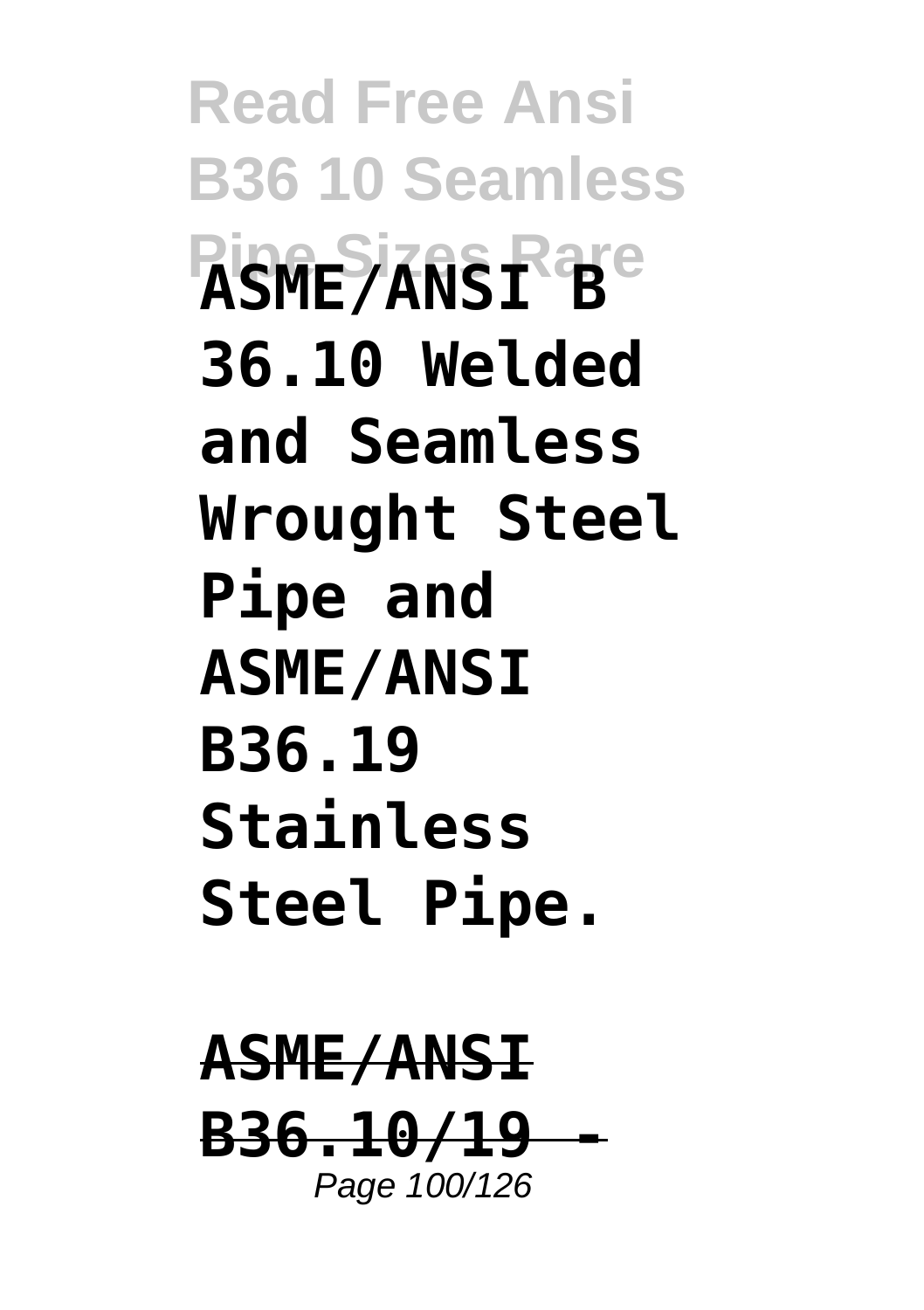**ASME/ANSI B 36.10 Welded and Seamless Wrought Steel Pipe and ASME/ANSI B36.19 Stainless Steel Pipe.**

**ASME/ANSI B36.10/19 -**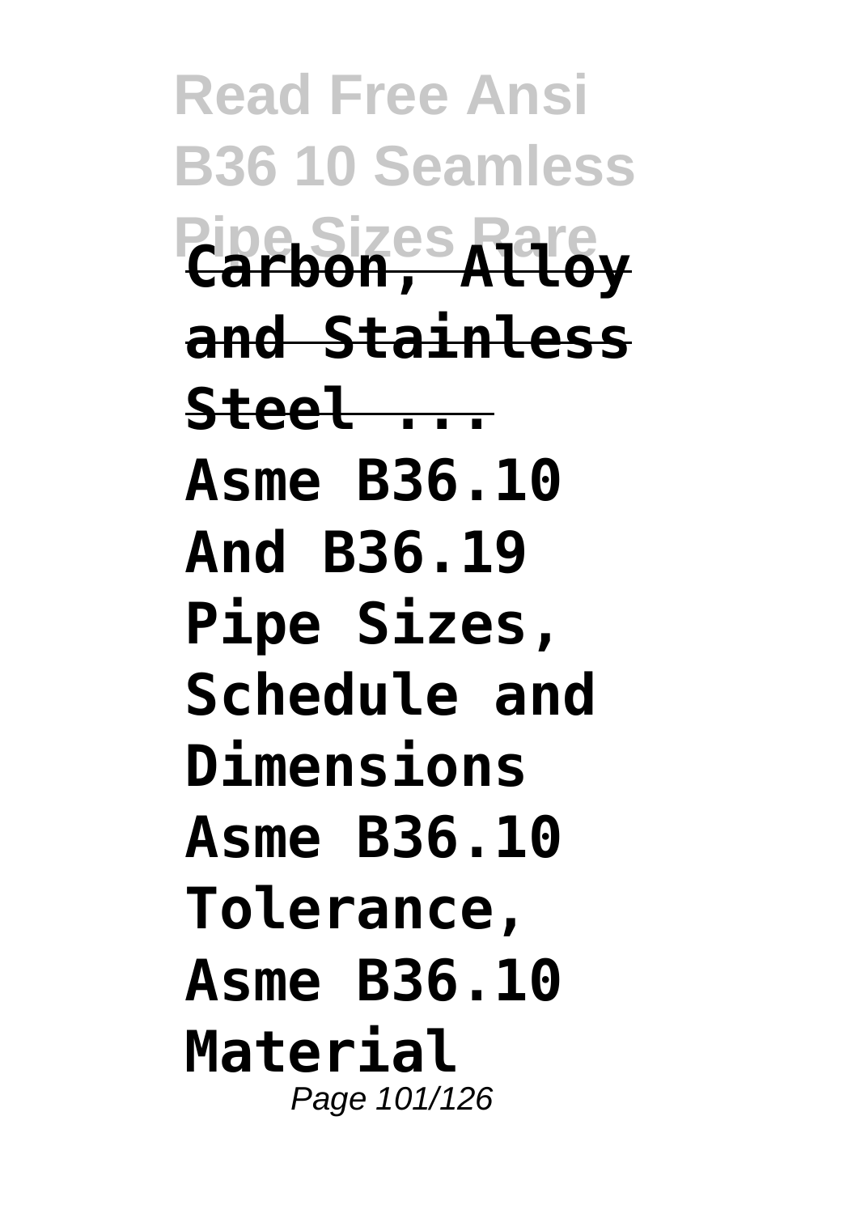**Carbon, Alloy and Stainless Steel ...**

**Asme B36.10 And B36.19 Pipe Sizes, Schedule and Dimensions Asme B36.10 Tolerance, Asme B36.10 Material**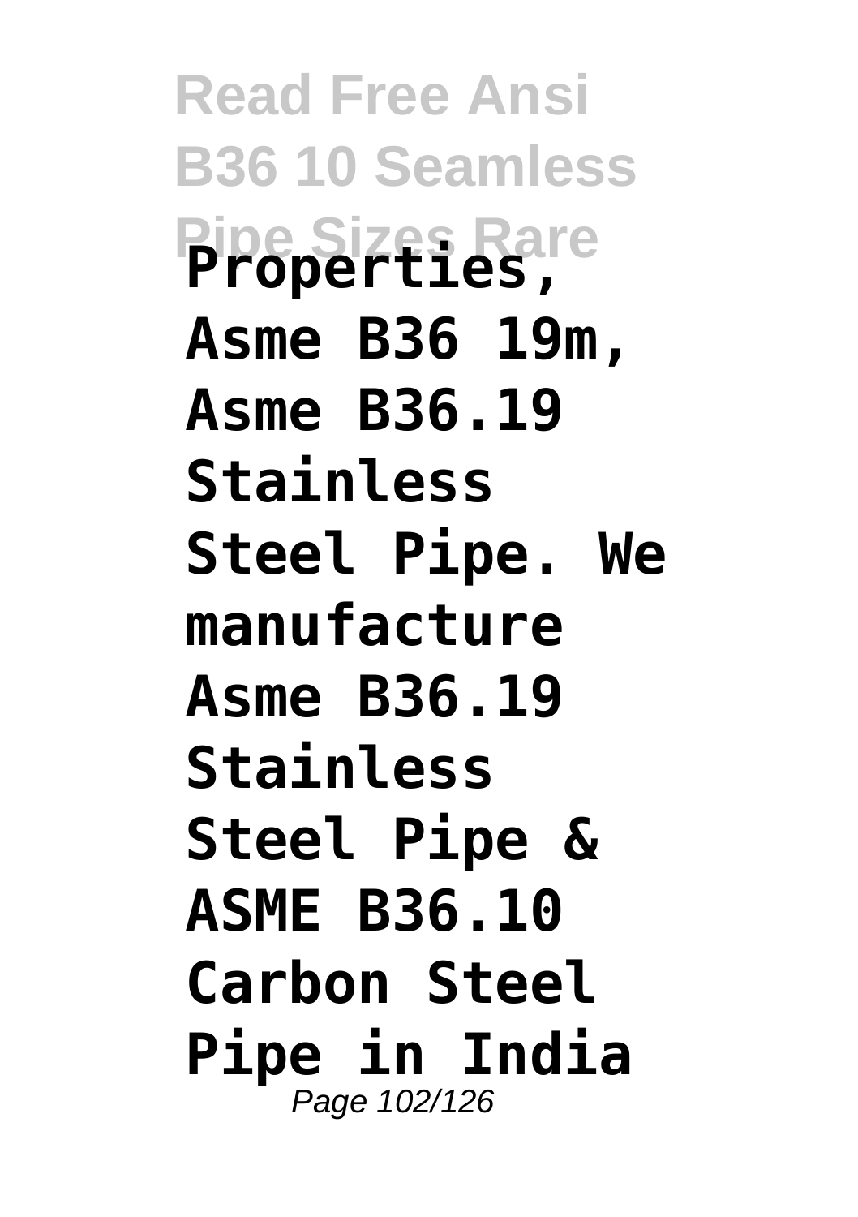**Properties, Asme B36 19m, Asme B36.19 Stainless Steel Pipe. We manufacture Asme B36.19 Stainless Steel Pipe & ASME B36.10 Carbon Steel Pipe in India**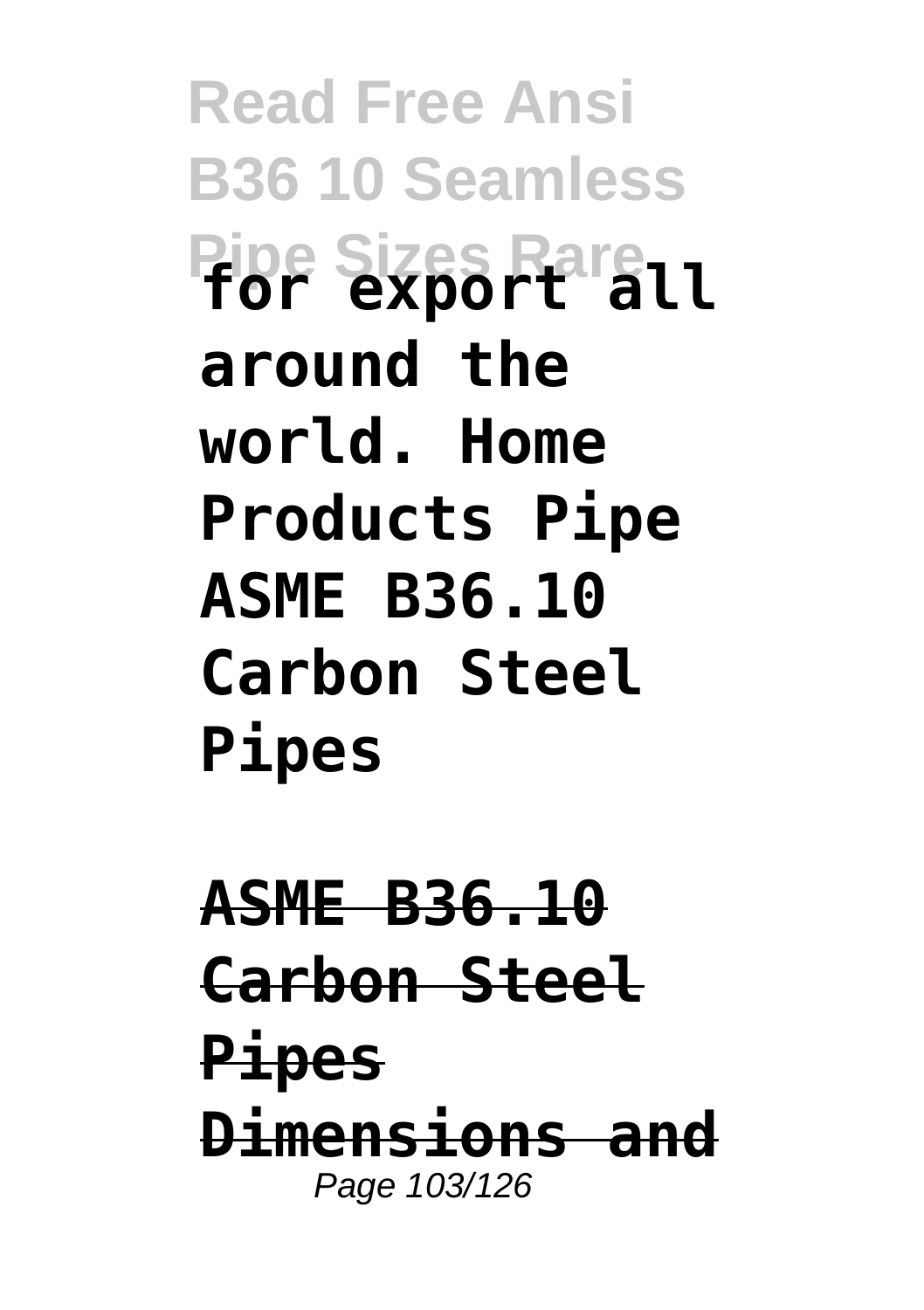**for export all around the world. Home Products Pipe ASME B36.10 Carbon Steel Pipes**

**ASME B36.10 Carbon Steel Pipes Dimensions and**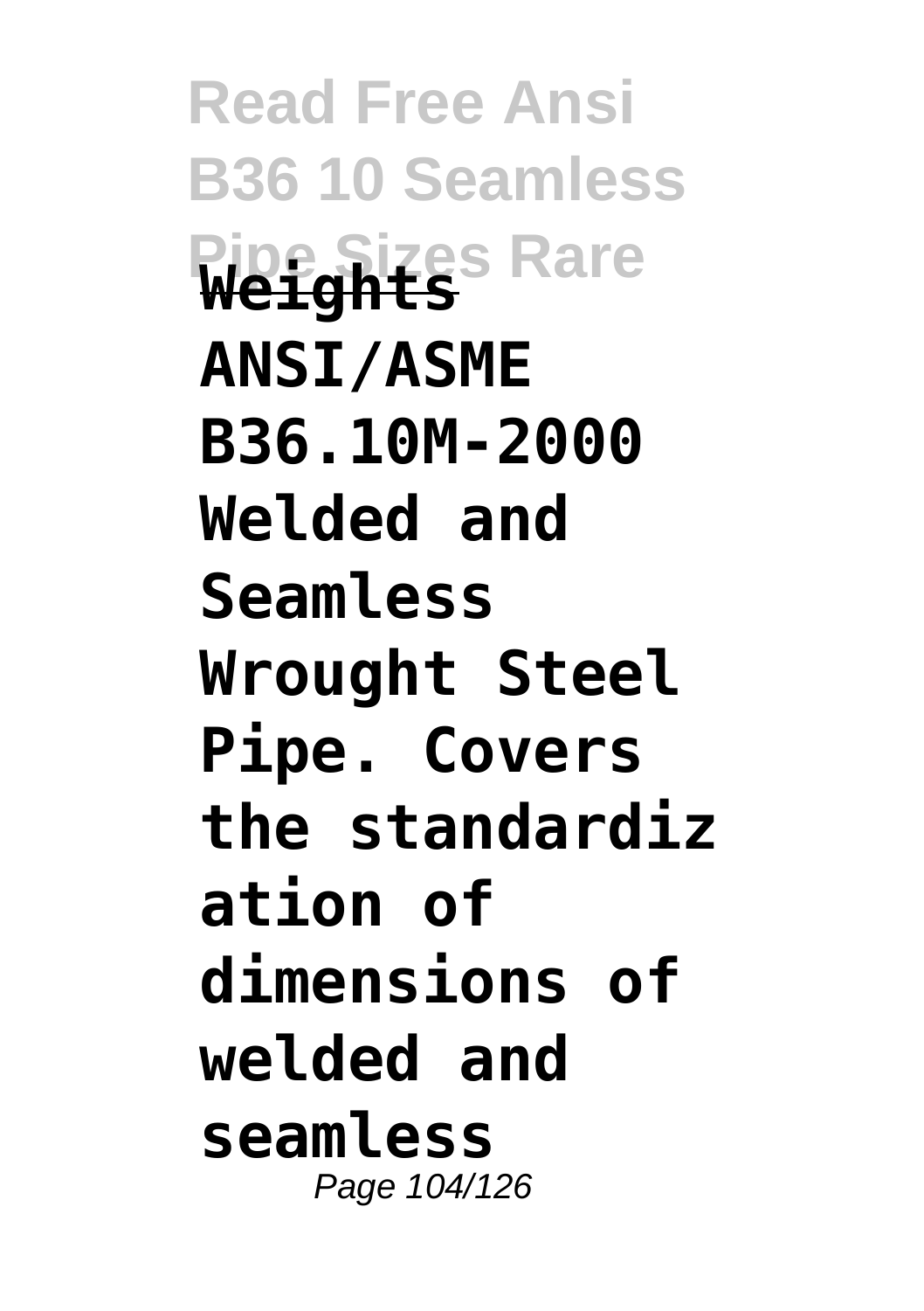**Weights**

**ANSI/ASME B36.10M-2000 Welded and Seamless Wrought Steel Pipe. Covers the standardization of dimensions of welded and seamless**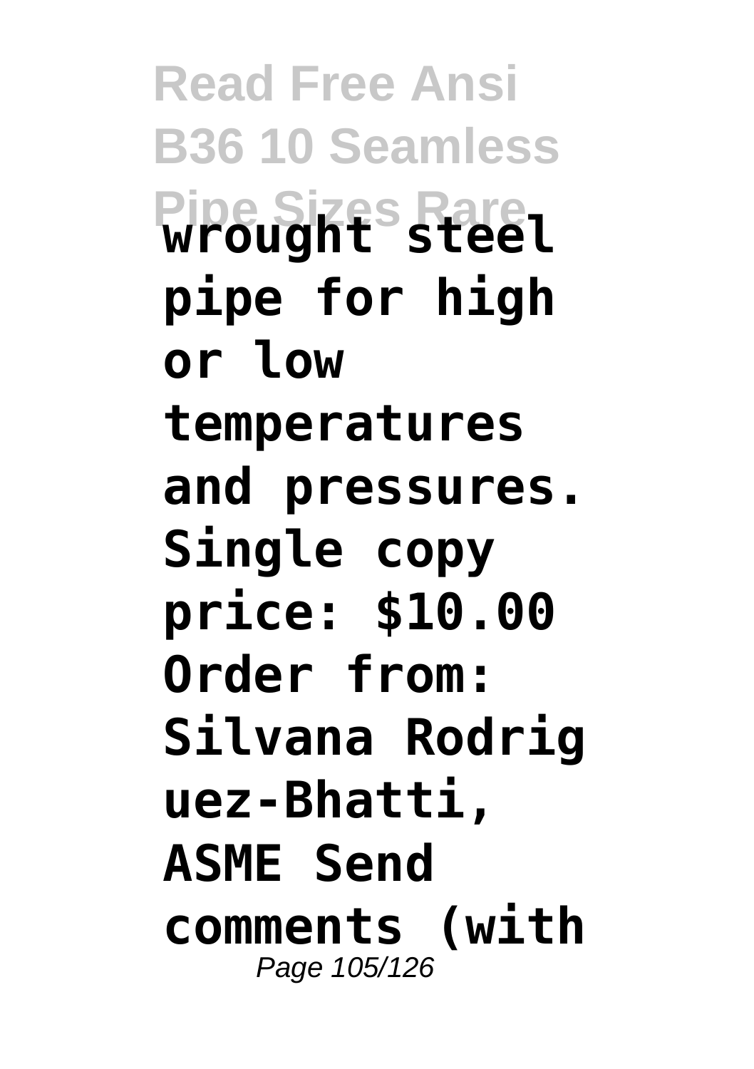**wrought steel pipe for high or low temperatures and pressures. Single copy price: $10.00 Order from: Silvana Rodriguez-Bhatti, ASME Send comments (with**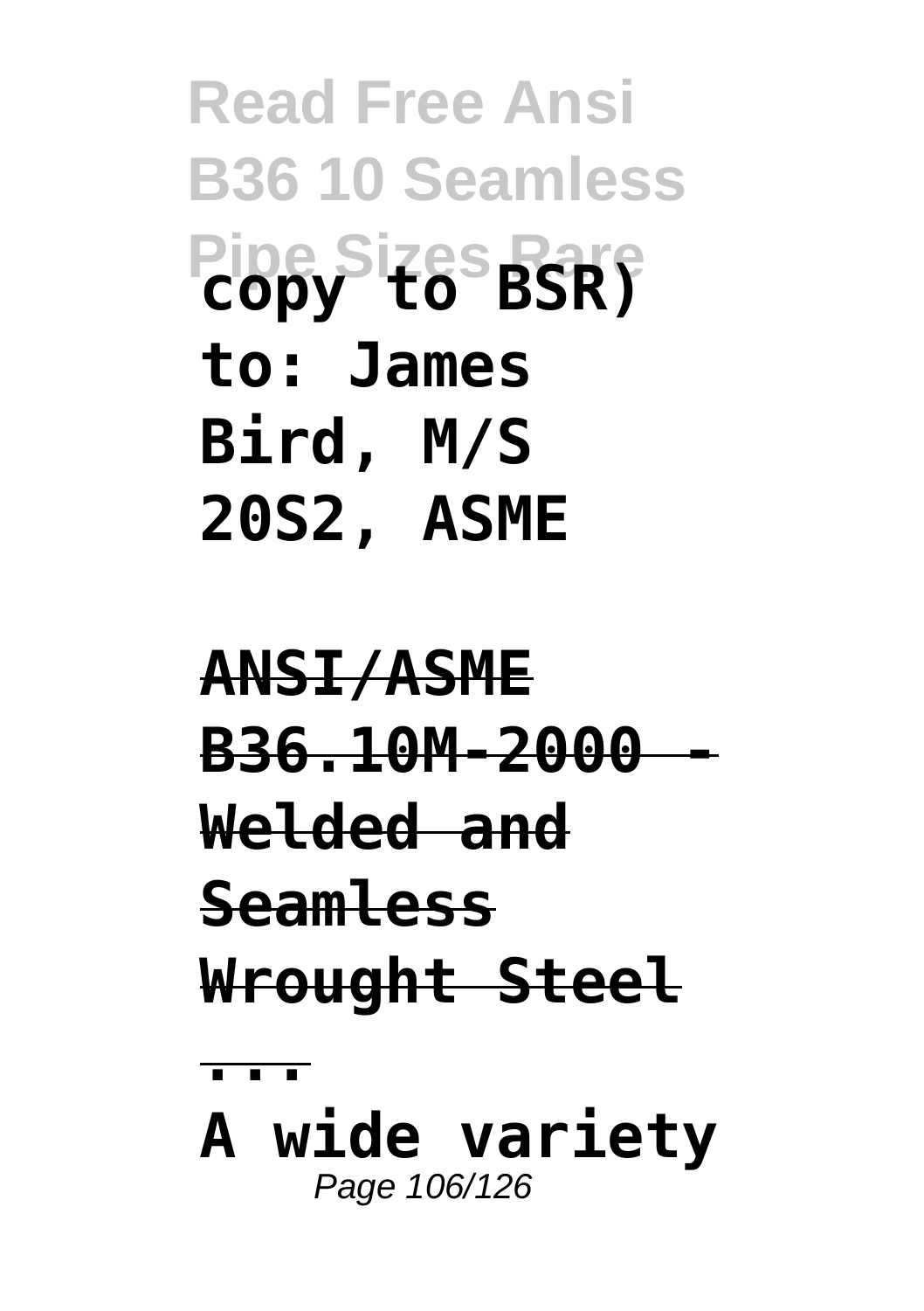**copy to BSR) to: James Bird, M/S 20S2, ASME**

**ANSI/ASME B36.10M-2000 - Welded and Seamless Wrought Steel ...**

**A wide variety**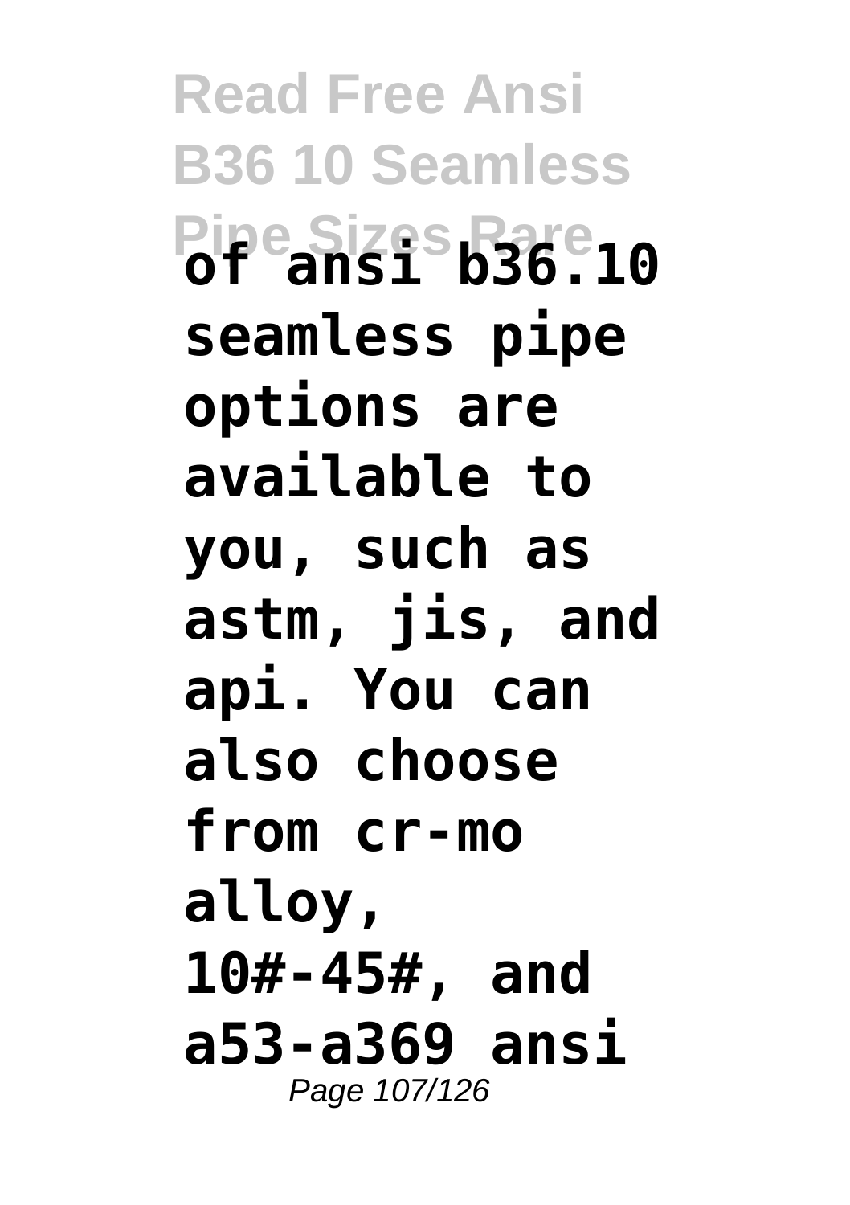**of ansi b36.10 seamless pipe options are available to you, such as astm, jis, and api. You can also choose from cr-mo alloy, 10#-45#, and a53-a369 ansi**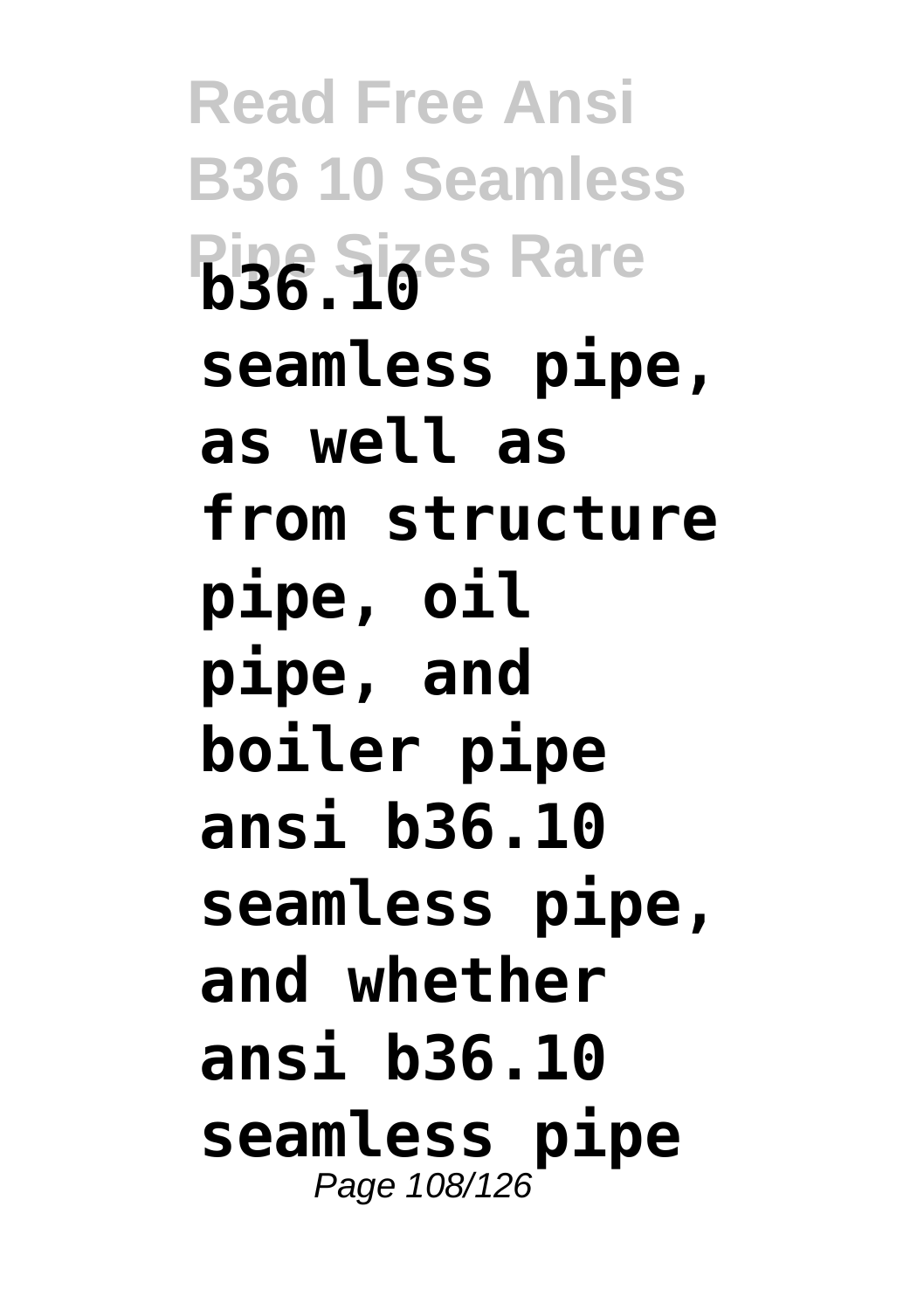**b36.10 seamless pipe, as well as from structure pipe, oil pipe, and boiler pipe ansi b36.10 seamless pipe, and whether ansi b36.10 seamless pipe**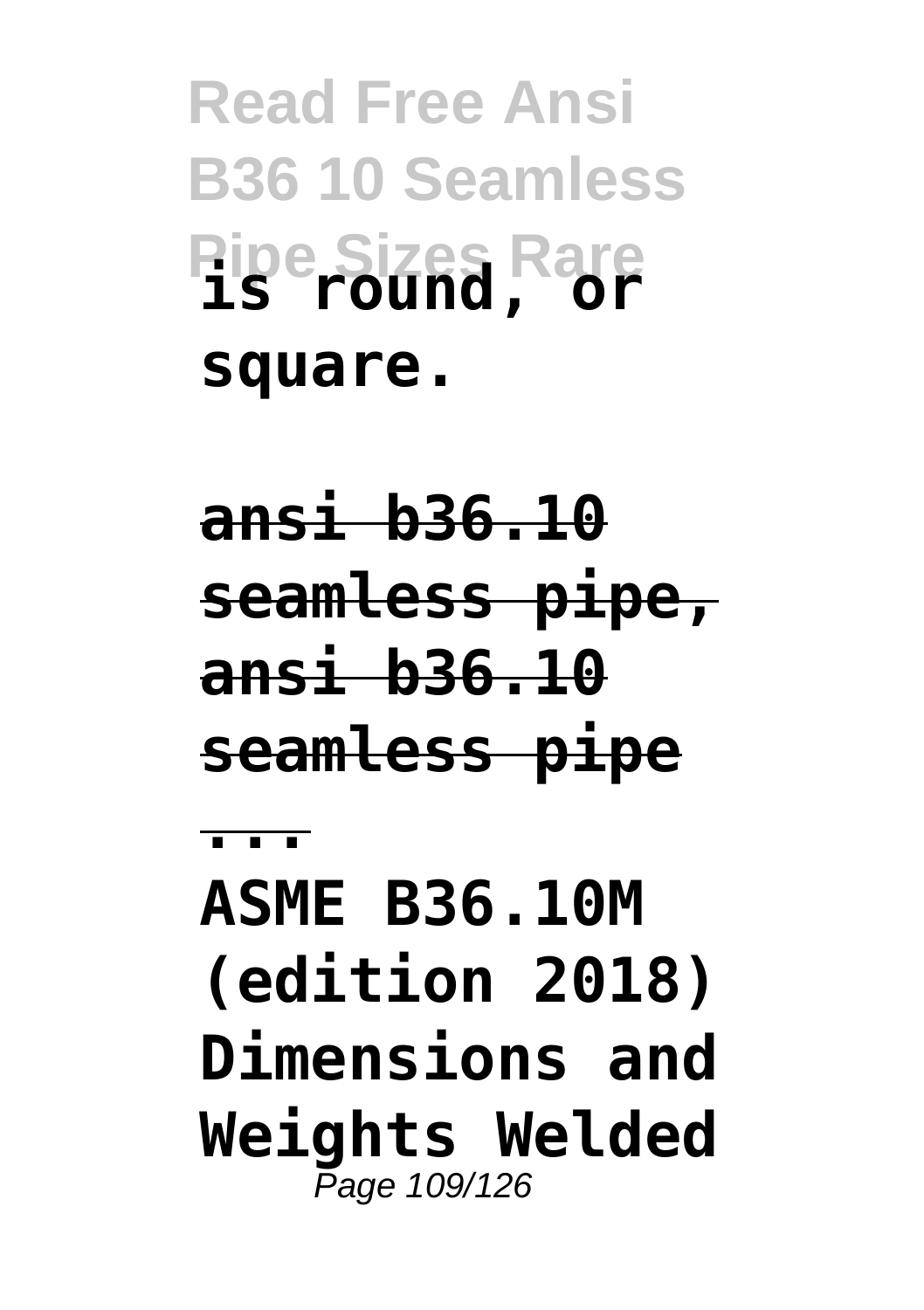**is round, or square.**

**ansi b36.10 seamless pipe, ansi b36.10 seamless pipe ...**

**ASME B36.10M (edition 2018) Dimensions and Weights Welded**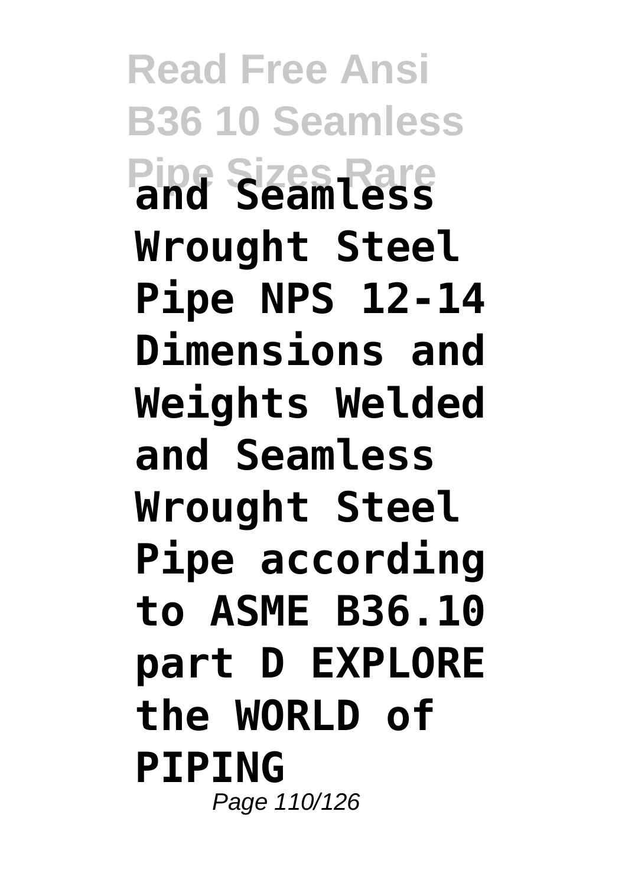**and Seamless Wrought Steel Pipe NPS 12-14 Dimensions and Weights Welded and Seamless Wrought Steel Pipe according to ASME B36.10 part D EXPLORE the WORLD of PIPING**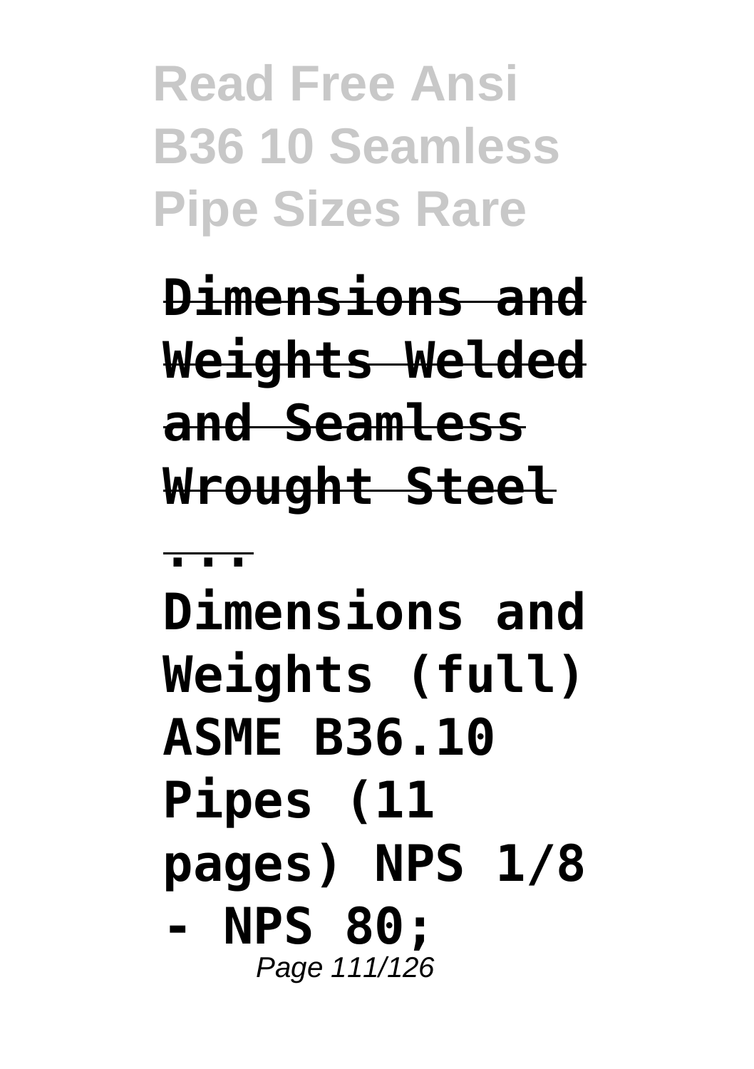**Dimensions and Weights Welded and Seamless Wrought Steel ...**

**Dimensions and Weights (full) ASME B36.10 Pipes (11 pages) NPS 1/8 - NPS 80;**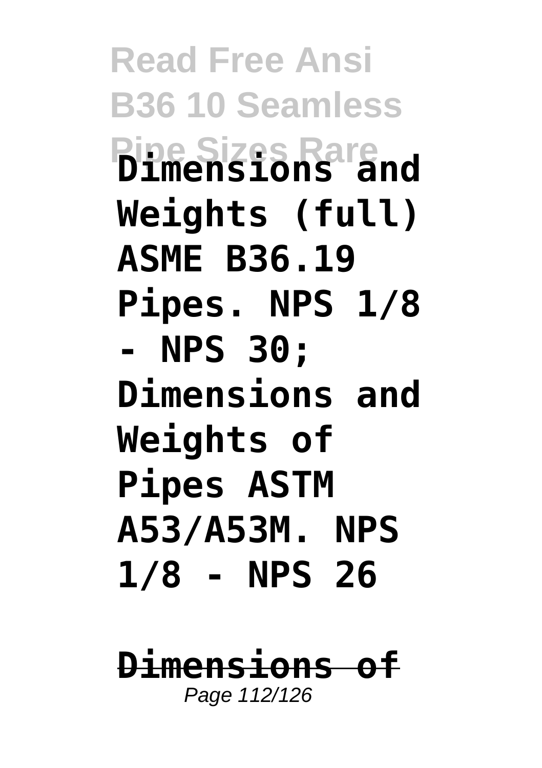**Dimensions and Weights (full) ASME B36.19 Pipes. NPS 1/8 - NPS 30; Dimensions and Weights of Pipes ASTM A53/A53M. NPS 1/8 - NPS 26**

**Dimensions of**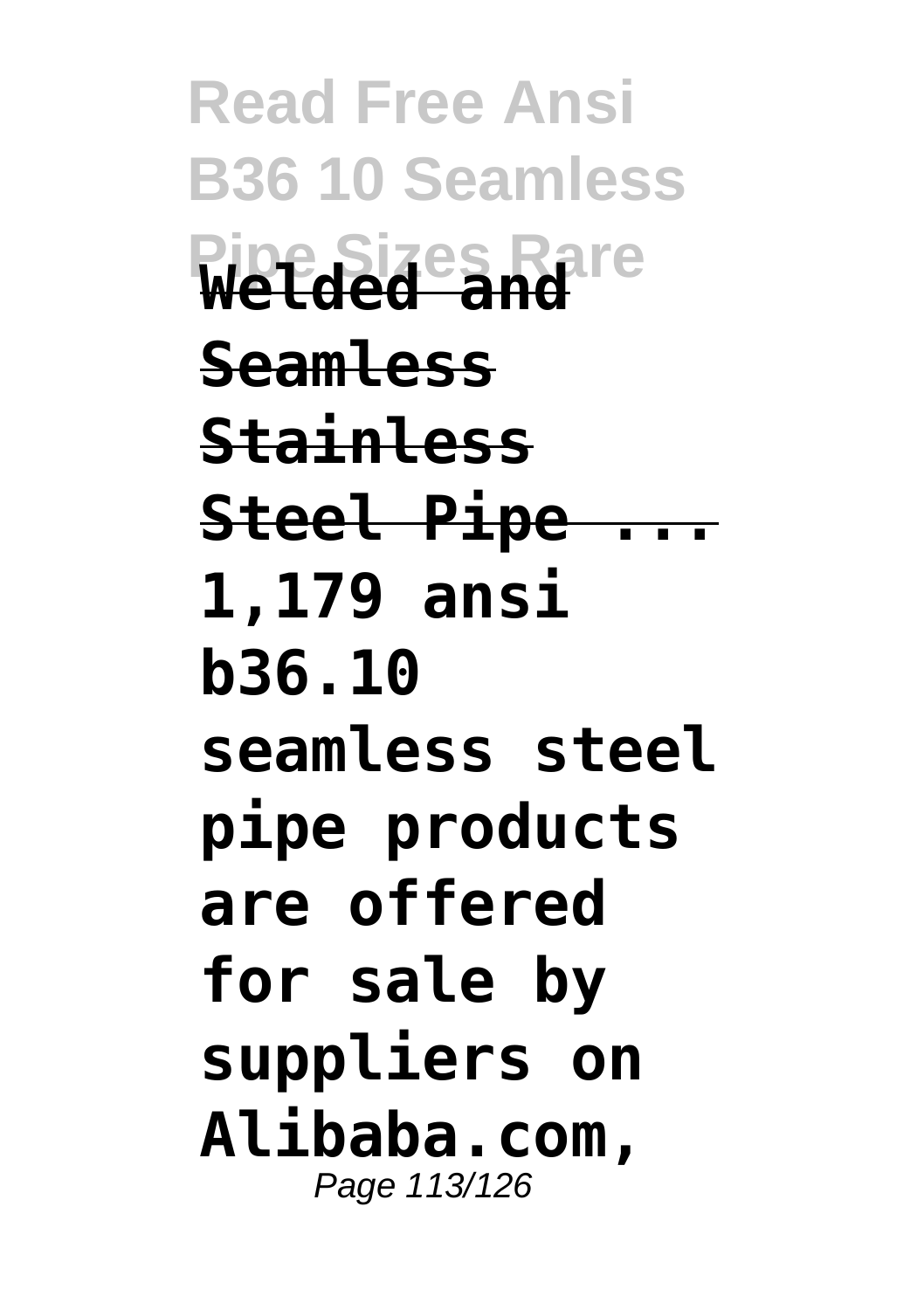**Welded and Seamless Stainless Steel Pipe ...**

**1,179 ansi b36.10 seamless steel pipe products are offered for sale by suppliers on Alibaba.com,**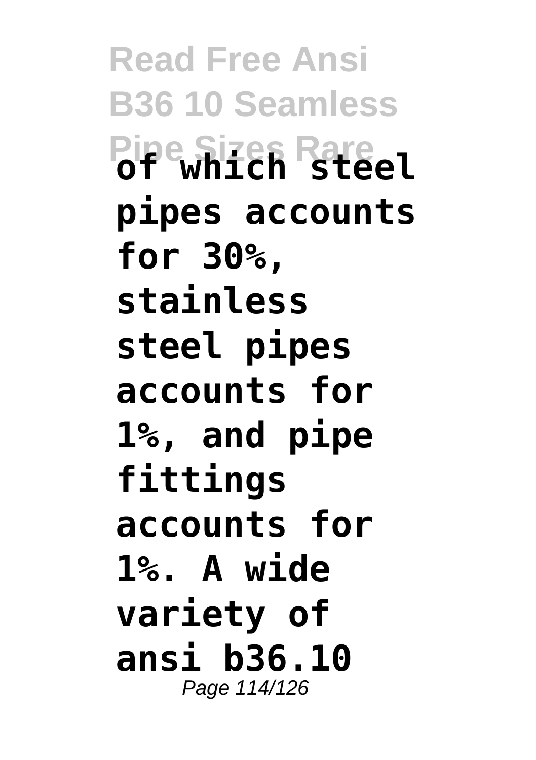**of which steel pipes accounts for 30%, stainless steel pipes accounts for 1%, and pipe fittings accounts for 1%. A wide variety of ansi b36.10**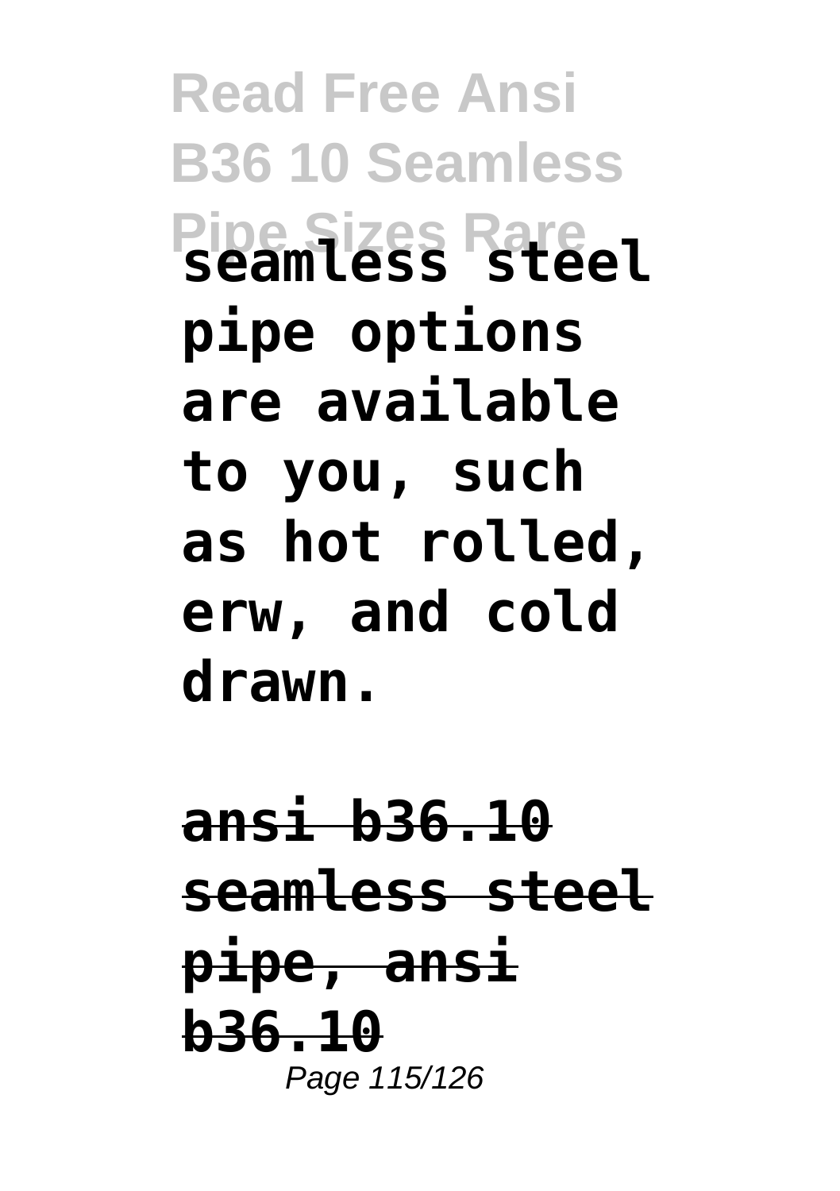**seamless steel pipe options are available to you, such as hot rolled, erw, and cold drawn.**

**ansi b36.10 seamless steel pipe, ansi b36.10**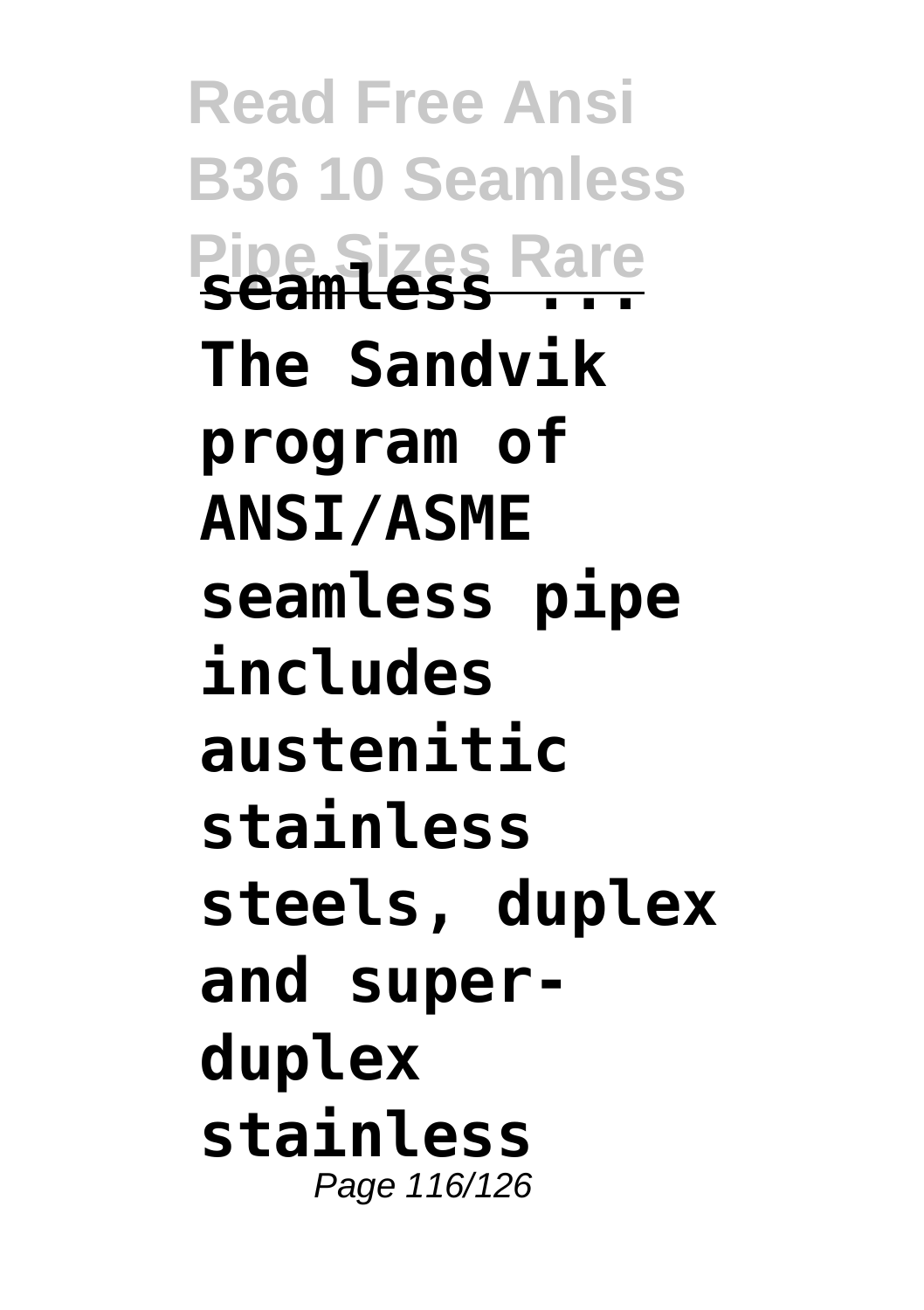**seamless ...**

**The Sandvik program of ANSI/ASME seamless pipe includes austenitic stainless steels, duplex and super-duplex stainless**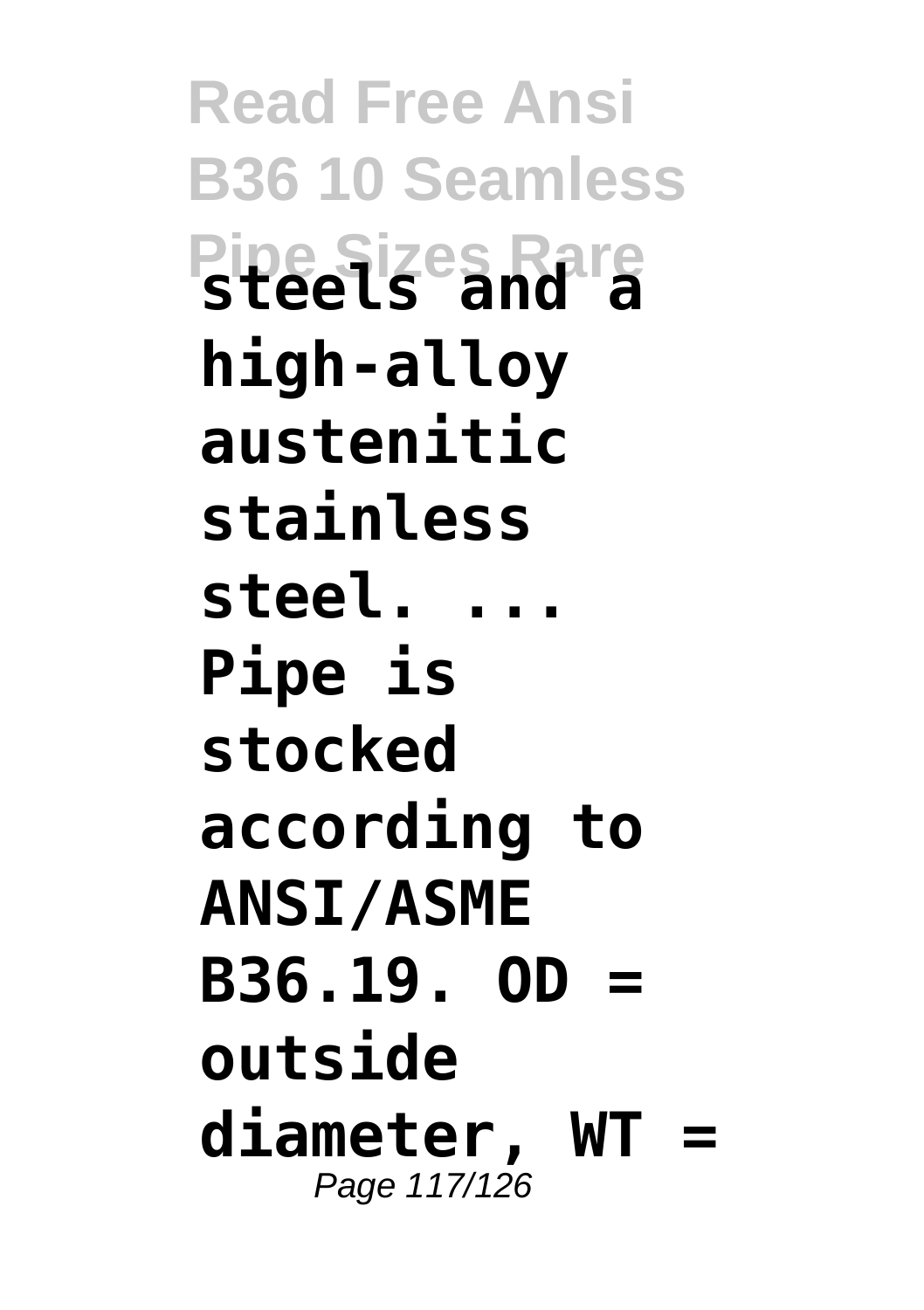**steels and a high-alloy austenitic stainless steel. ... Pipe is stocked according to ANSI/ASME B36.19. OD = outside diameter, WT =**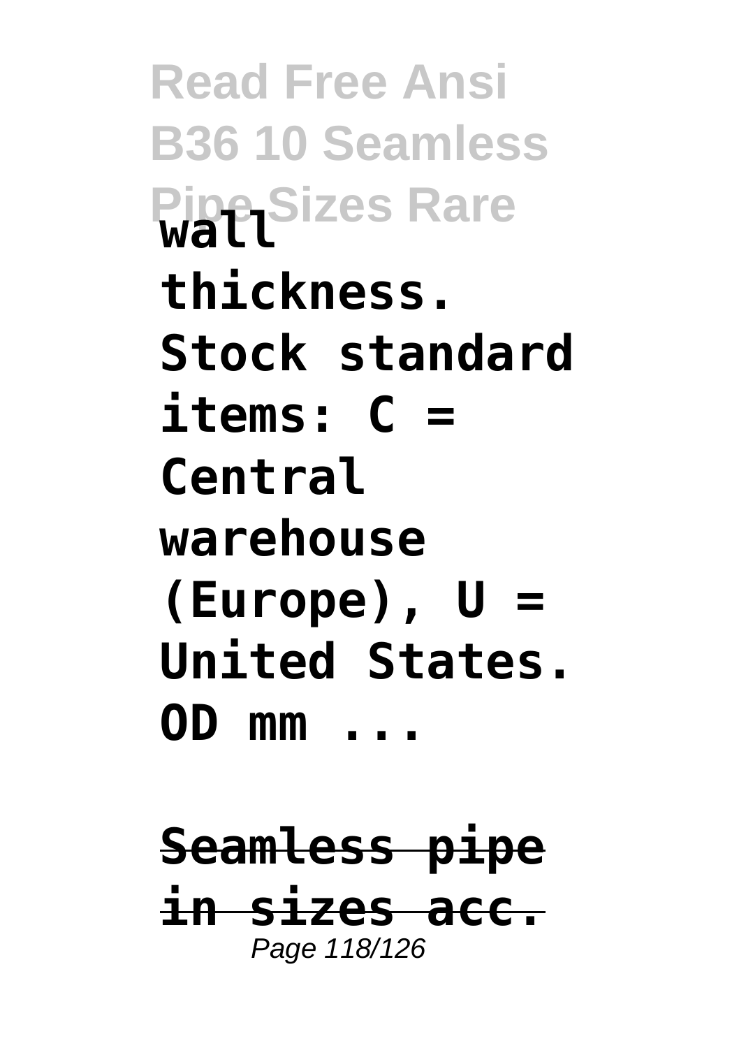**wall thickness. Stock standard items: C = Central warehouse (Europe), U = United States. OD mm ...**

**Seamless pipe in sizes acc.**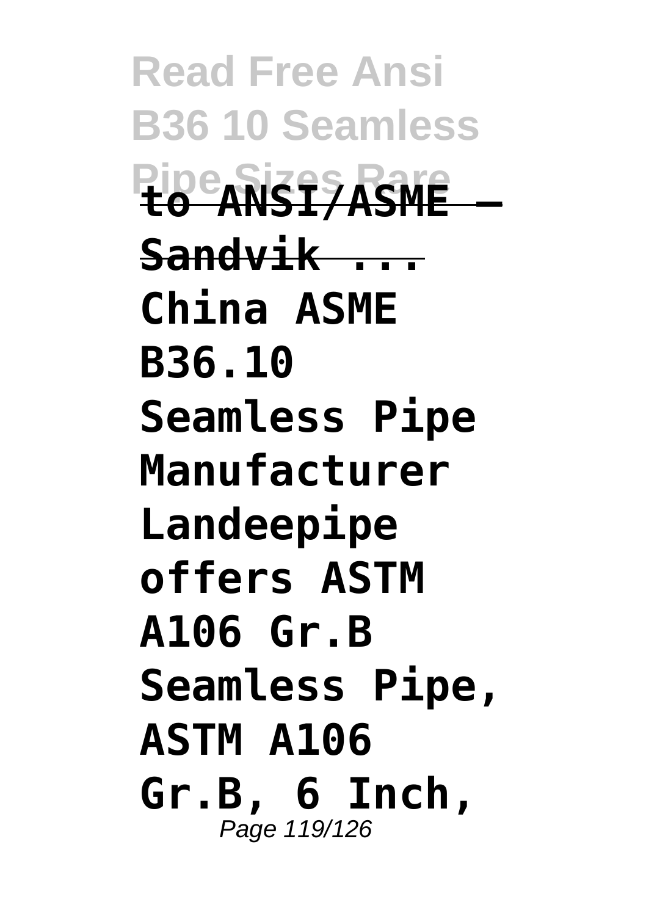**to ANSI/ASME – Sandvik ...**

**China ASME B36.10 Seamless Pipe Manufacturer Landeepipe offers ASTM A106 Gr.B Seamless Pipe, ASTM A106 Gr.B, 6 Inch,**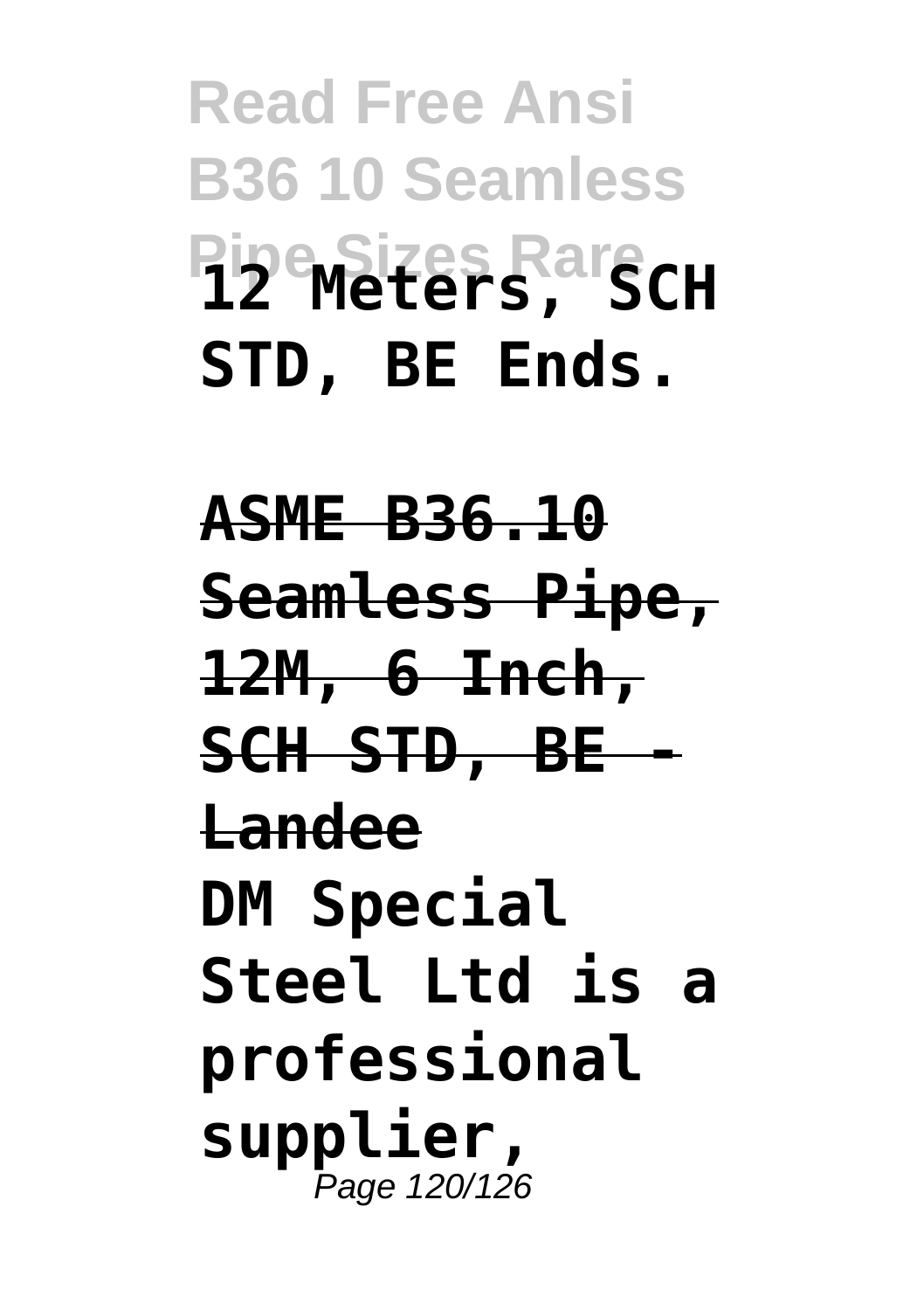**12 Meters, SCH STD, BE Ends.**

**ASME B36.10 Seamless Pipe, 12M, 6 Inch, SCH STD, BE - Landee**

**DM Special Steel Ltd is a professional supplier,**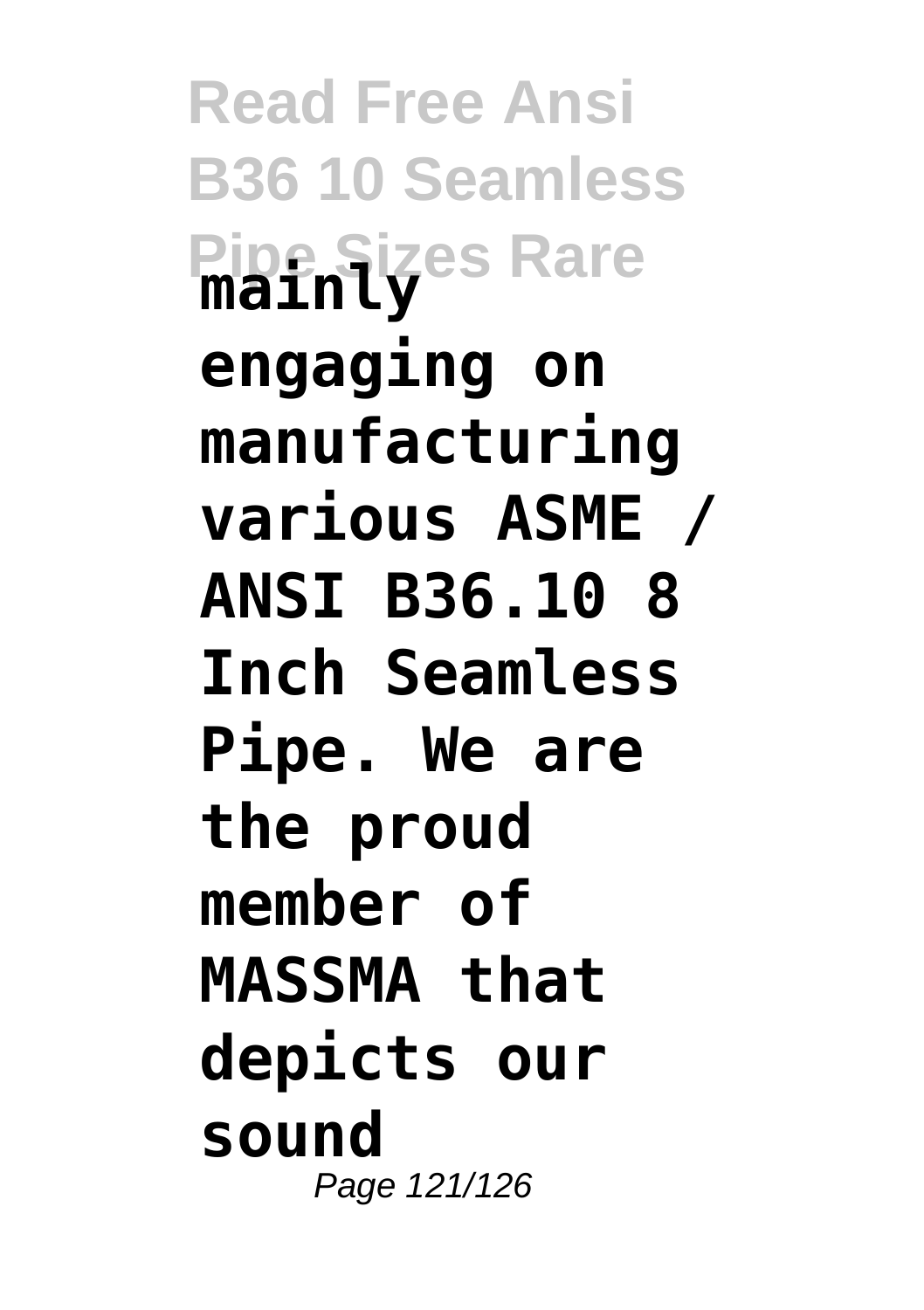**mainly engaging on manufacturing various ASME / ANSI B36.10 8 Inch Seamless Pipe. We are the proud member of MASSMA that depicts our sound**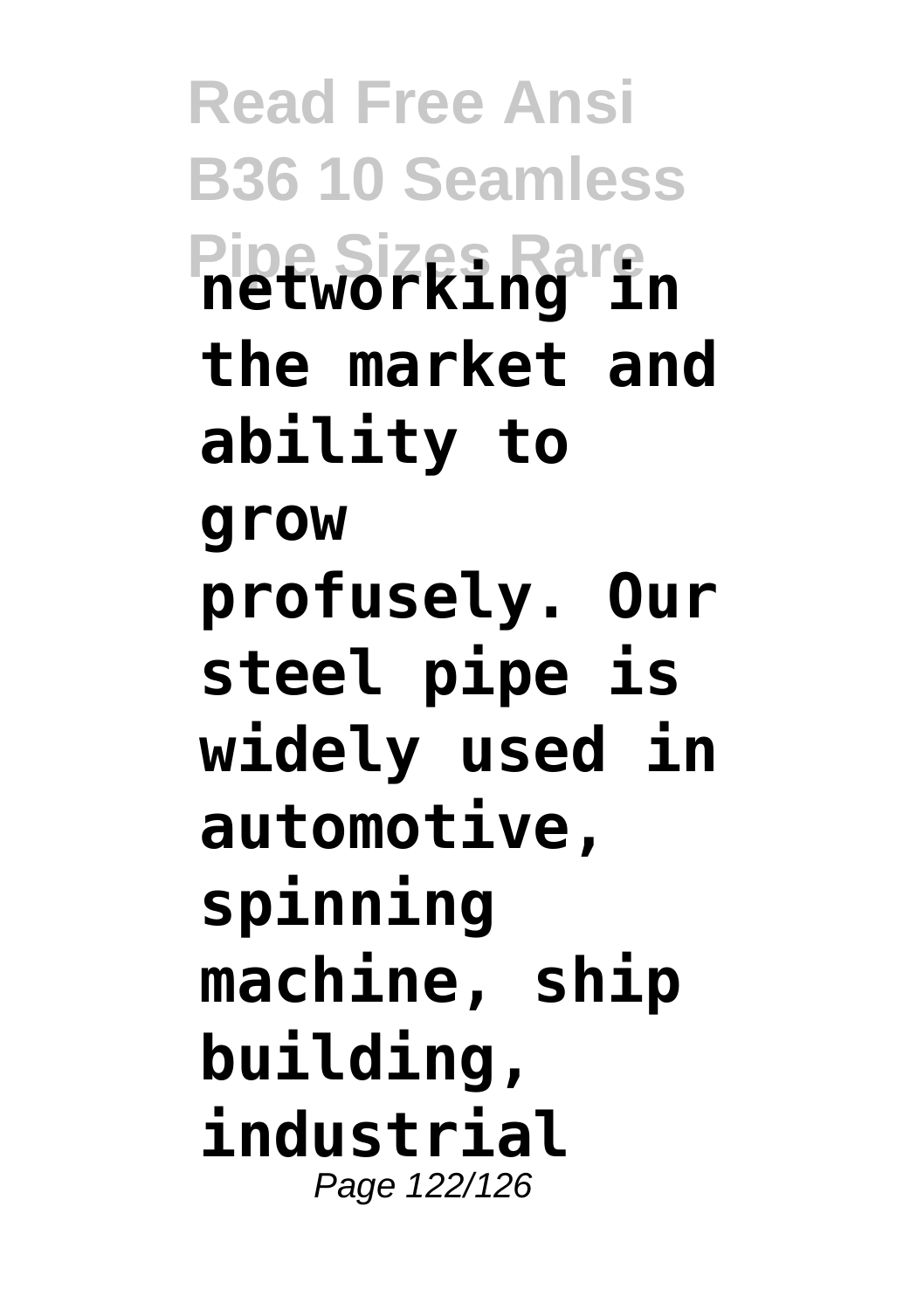**networking in the market and ability to grow profusely. Our steel pipe is widely used in automotive, spinning machine, ship building, industrial**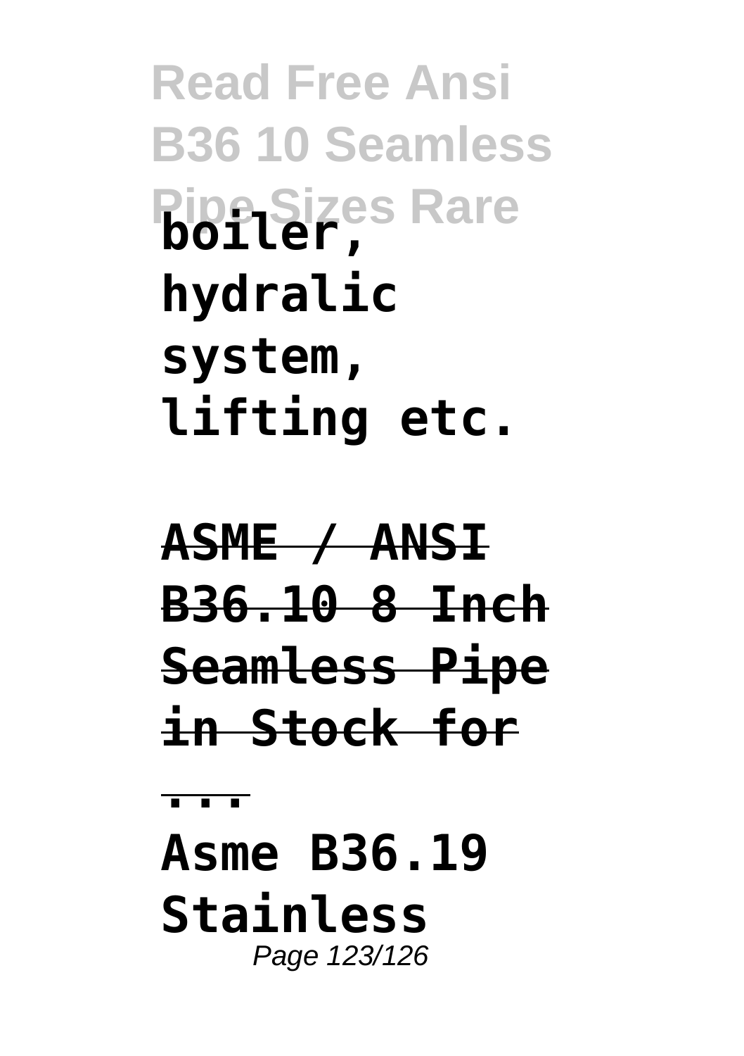**boiler, hydralic system, lifting etc.**

**ASME / ANSI B36.10 8 Inch Seamless Pipe in Stock for ...**

**Asme B36.19 Stainless**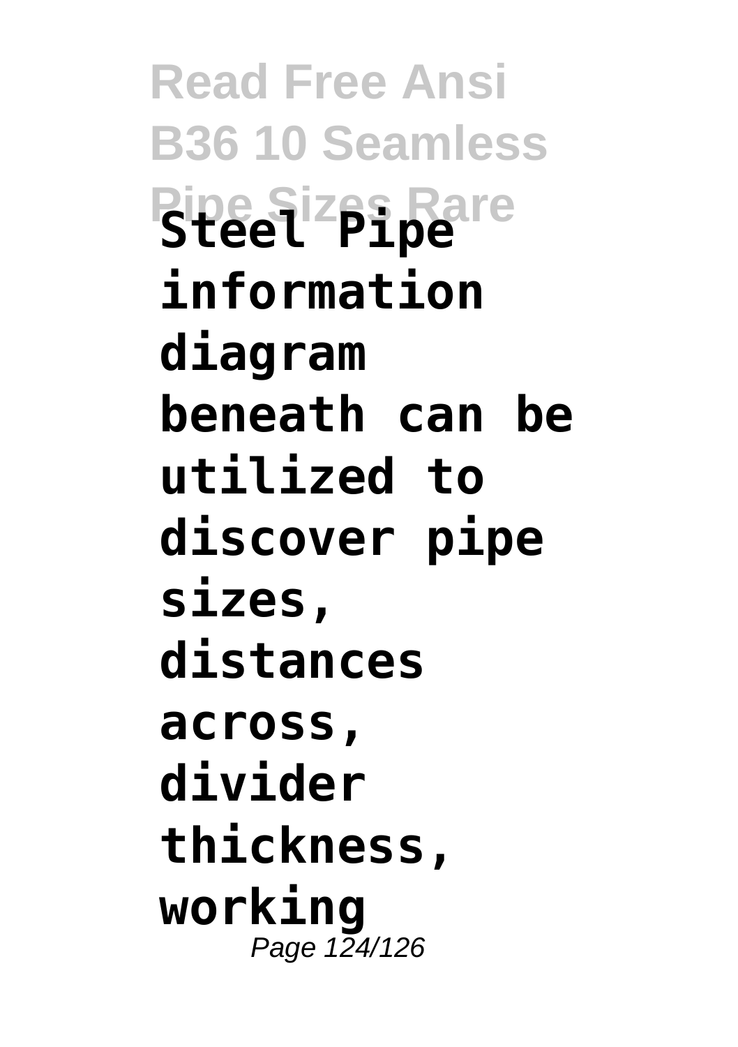**Steel Pipe information diagram beneath can be utilized to discover pipe sizes, distances across, divider thickness, working**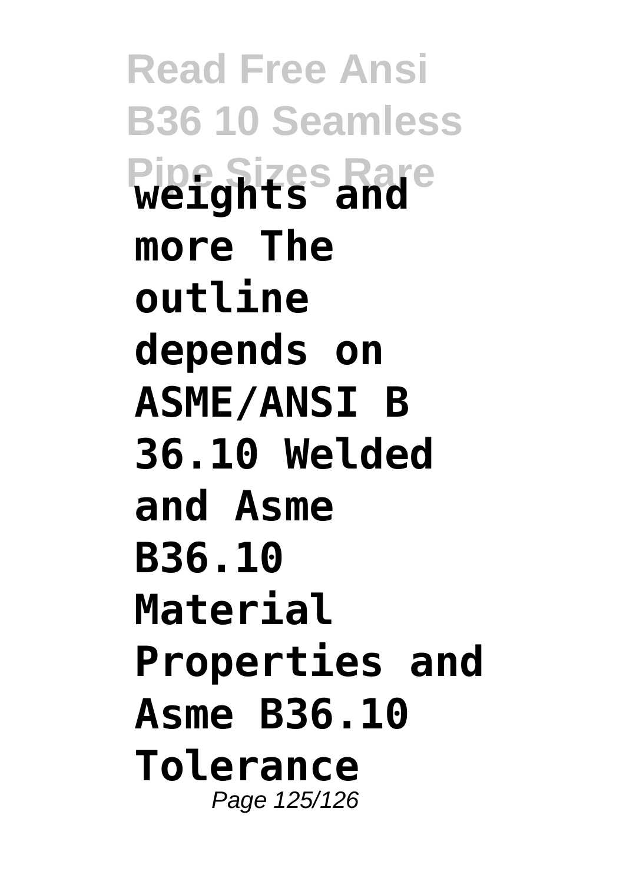**weights and more The outline depends on ASME/ANSI B 36.10 Welded and Asme B36.10 Material Properties and Asme B36.10 Tolerance**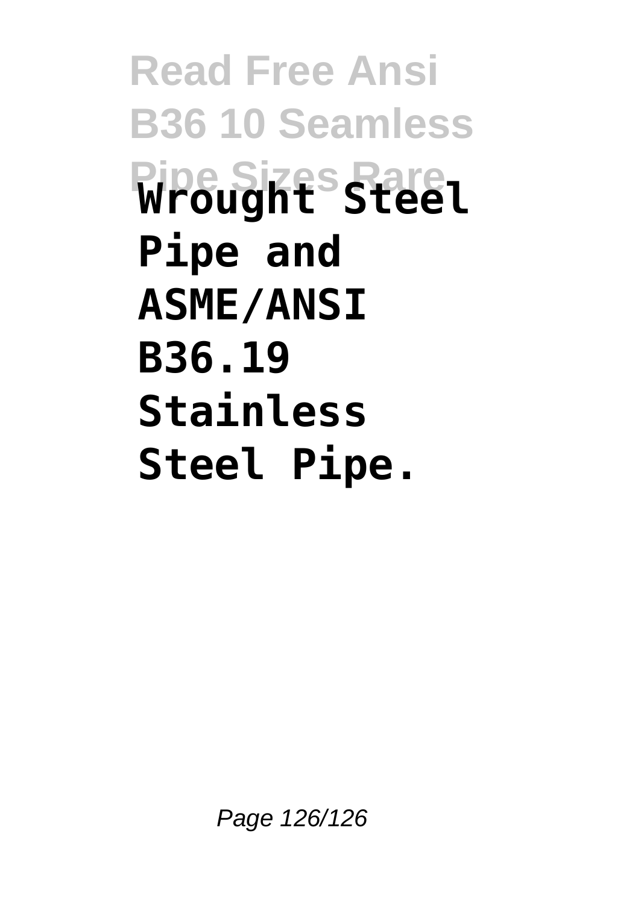**Wrought Steel Pipe and ASME/ANSI B36.19 Stainless Steel Pipe.**